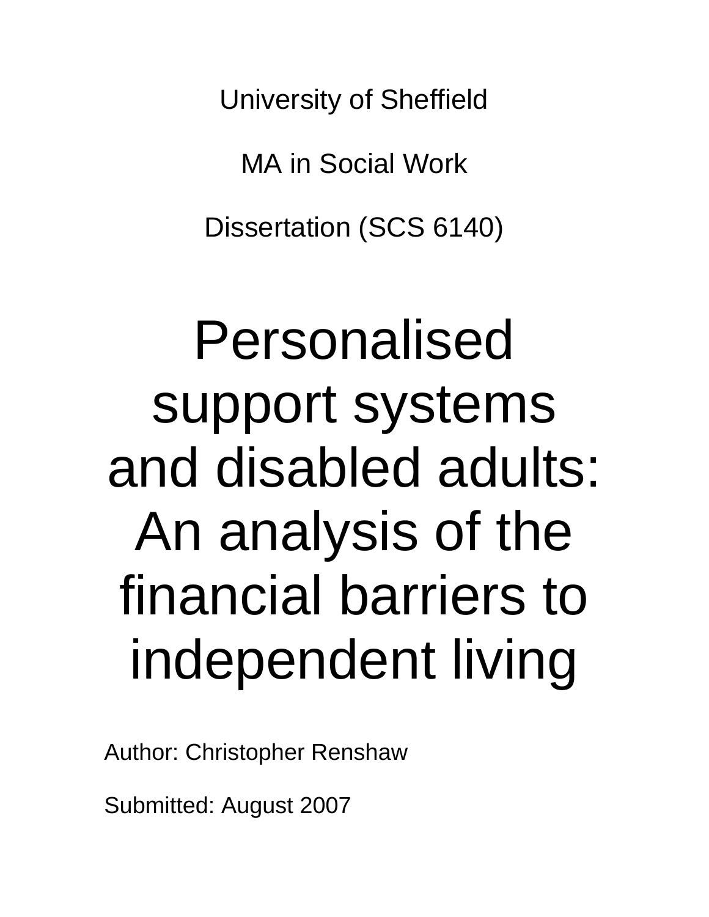University of Sheffield

MA in Social Work

Dissertation (SCS 6140)

# Personalised support systems and disabled adults: An analysis of the financial barriers to independent living

Author: Christopher Renshaw

Submitted: August 2007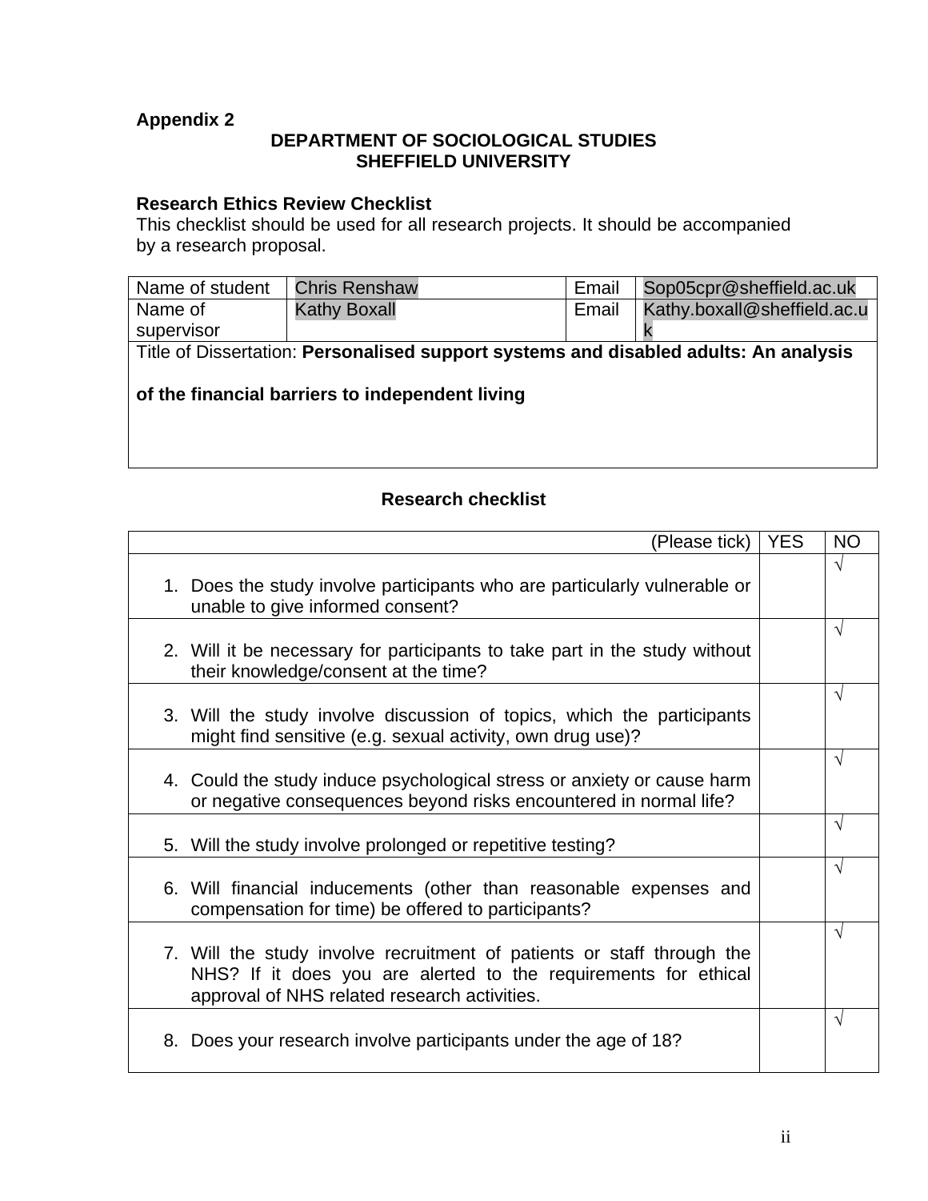**Appendix 2**

**DEPARTMENT OF SOCIOLOGICAL STUDIES**
**SHEFFIELD UNIVERSITY**

**Research Ethics Review Checklist**

This checklist should be used for all research projects. It should be accompanied by a research proposal.

| Name of student | Chris Renshaw | Email | Sop05cpr@sheffield.ac.uk |
|---|---|---|---|
| Name of supervisor | Kathy Boxall | Email | Kathy.boxall@sheffield.ac.uk |
| Title of Dissertation: **Personalised support systems and disabled adults: An analysis of the financial barriers to independent living** | | | |

**Research checklist**

| (Please tick) | YES | NO |
|---|---|---|
| 1. Does the study involve participants who are particularly vulnerable or unable to give informed consent? | | √ |
| 2. Will it be necessary for participants to take part in the study without their knowledge/consent at the time? | | √ |
| 3. Will the study involve discussion of topics, which the participants might find sensitive (e.g. sexual activity, own drug use)? | | √ |
| 4. Could the study induce psychological stress or anxiety or cause harm or negative consequences beyond risks encountered in normal life? | | √ |
| 5. Will the study involve prolonged or repetitive testing? | | √ |
| 6. Will financial inducements (other than reasonable expenses and compensation for time) be offered to participants? | | √ |
| 7. Will the study involve recruitment of patients or staff through the NHS? If it does you are alerted to the requirements for ethical approval of NHS related research activities. | | √ |
| 8. Does your research involve participants under the age of 18? | | √ |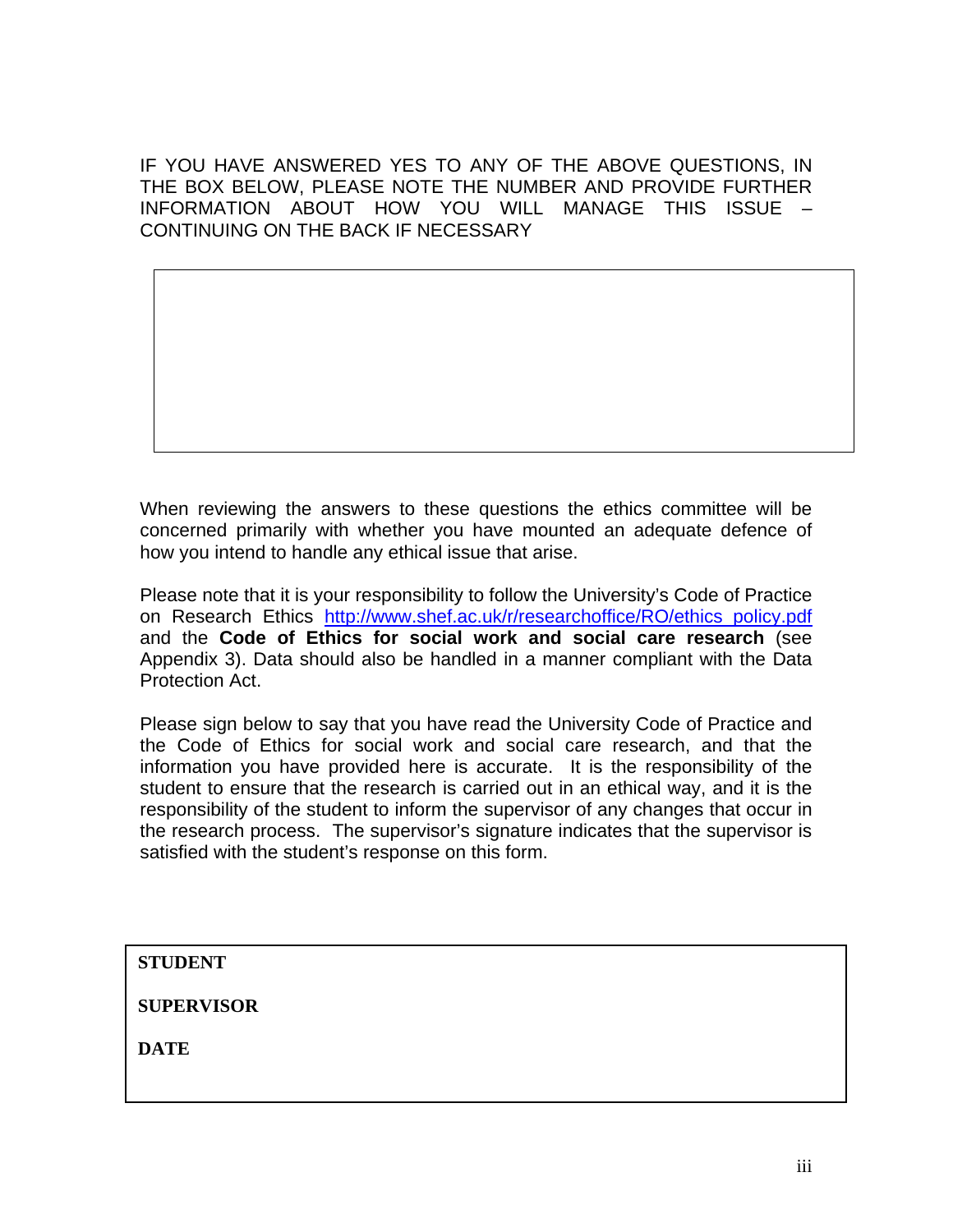IF YOU HAVE ANSWERED YES TO ANY OF THE ABOVE QUESTIONS, IN THE BOX BELOW, PLEASE NOTE THE NUMBER AND PROVIDE FURTHER INFORMATION ABOUT HOW YOU WILL MANAGE THIS ISSUE – CONTINUING ON THE BACK IF NECESSARY

| |
|---|
| |

When reviewing the answers to these questions the ethics committee will be concerned primarily with whether you have mounted an adequate defence of how you intend to handle any ethical issue that arise.

Please note that it is your responsibility to follow the University's Code of Practice on Research Ethics http://www.shef.ac.uk/r/researchoffice/RO/ethics_policy.pdf and the **Code of Ethics for social work and social care research** (see Appendix 3). Data should also be handled in a manner compliant with the Data Protection Act.

Please sign below to say that you have read the University Code of Practice and the Code of Ethics for social work and social care research, and that the information you have provided here is accurate. It is the responsibility of the student to ensure that the research is carried out in an ethical way, and it is the responsibility of the student to inform the supervisor of any changes that occur in the research process. The supervisor's signature indicates that the supervisor is satisfied with the student's response on this form.

**STUDENT**

**SUPERVISOR**

**DATE**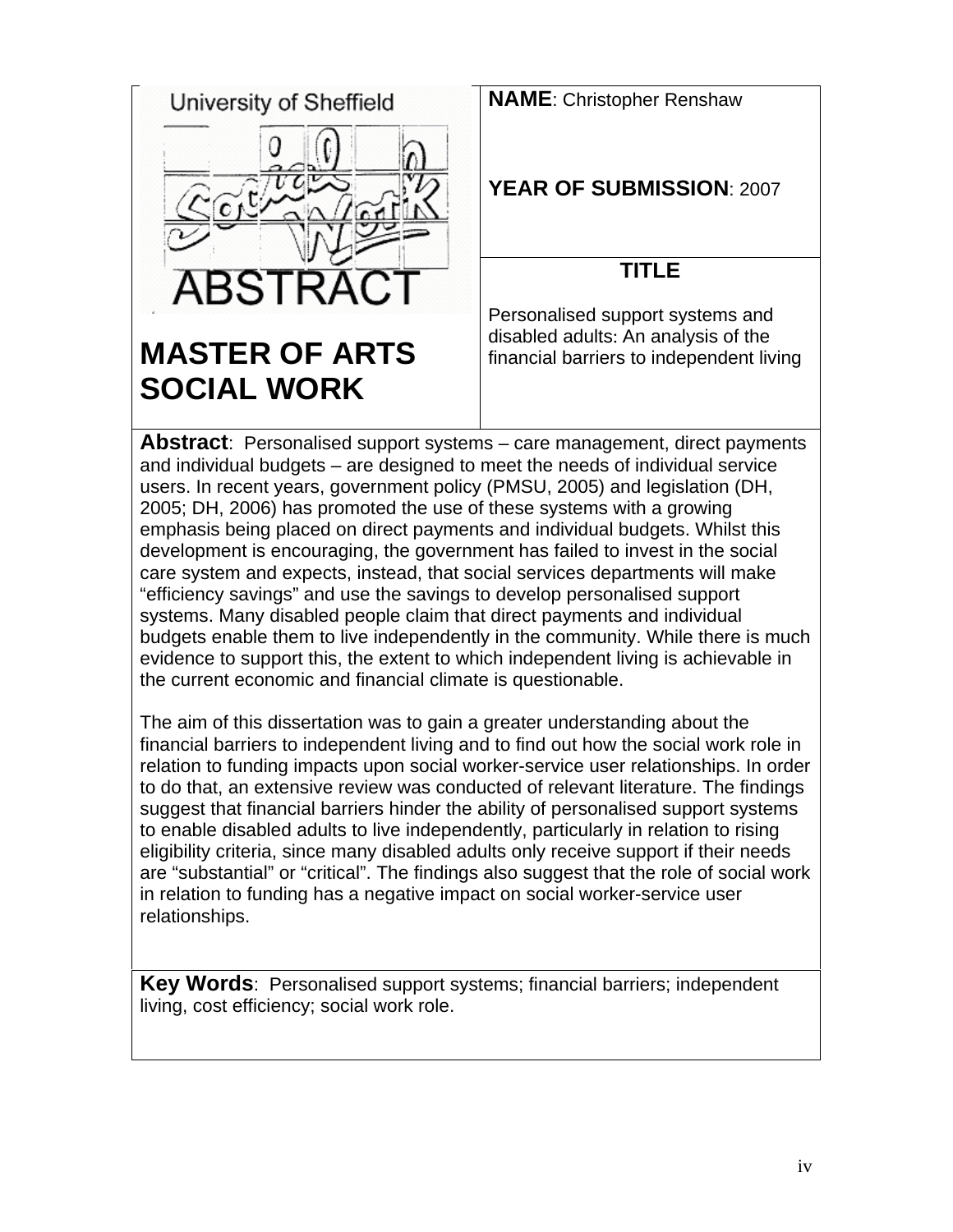University of Sheffield

ABSTRACT

**MASTER OF ARTS SOCIAL WORK**

**NAME**: Christopher Renshaw

**YEAR OF SUBMISSION**: 2007

**TITLE**

Personalised support systems and disabled adults: An analysis of the financial barriers to independent living

**Abstract**: Personalised support systems – care management, direct payments and individual budgets – are designed to meet the needs of individual service users. In recent years, government policy (PMSU, 2005) and legislation (DH, 2005; DH, 2006) has promoted the use of these systems with a growing emphasis being placed on direct payments and individual budgets. Whilst this development is encouraging, the government has failed to invest in the social care system and expects, instead, that social services departments will make "efficiency savings" and use the savings to develop personalised support systems. Many disabled people claim that direct payments and individual budgets enable them to live independently in the community. While there is much evidence to support this, the extent to which independent living is achievable in the current economic and financial climate is questionable.

The aim of this dissertation was to gain a greater understanding about the financial barriers to independent living and to find out how the social work role in relation to funding impacts upon social worker-service user relationships. In order to do that, an extensive review was conducted of relevant literature. The findings suggest that financial barriers hinder the ability of personalised support systems to enable disabled adults to live independently, particularly in relation to rising eligibility criteria, since many disabled adults only receive support if their needs are "substantial" or "critical". The findings also suggest that the role of social work in relation to funding has a negative impact on social worker-service user relationships.

**Key Words**: Personalised support systems; financial barriers; independent living, cost efficiency; social work role.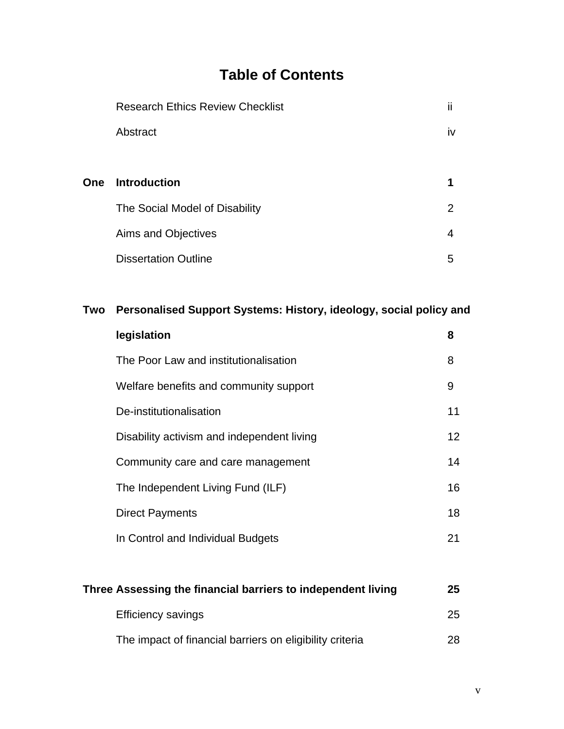# Table of Contents

| | | |
|---|---|---|
| | Research Ethics Review Checklist | ii |
| | Abstract | iv |
| | | |
| **One** | **Introduction** | **1** |
| | The Social Model of Disability | 2 |
| | Aims and Objectives | 4 |
| | Dissertation Outline | 5 |
| | | |
| **Two** | **Personalised Support Systems: History, ideology, social policy and legislation** | **8** |
| | The Poor Law and institutionalisation | 8 |
| | Welfare benefits and community support | 9 |
| | De-institutionalisation | 11 |
| | Disability activism and independent living | 12 |
| | Community care and care management | 14 |
| | The Independent Living Fund (ILF) | 16 |
| | Direct Payments | 18 |
| | In Control and Individual Budgets | 21 |
| | | |
| **Three** | **Assessing the financial barriers to independent living** | **25** |
| | Efficiency savings | 25 |
| | The impact of financial barriers on eligibility criteria | 28 |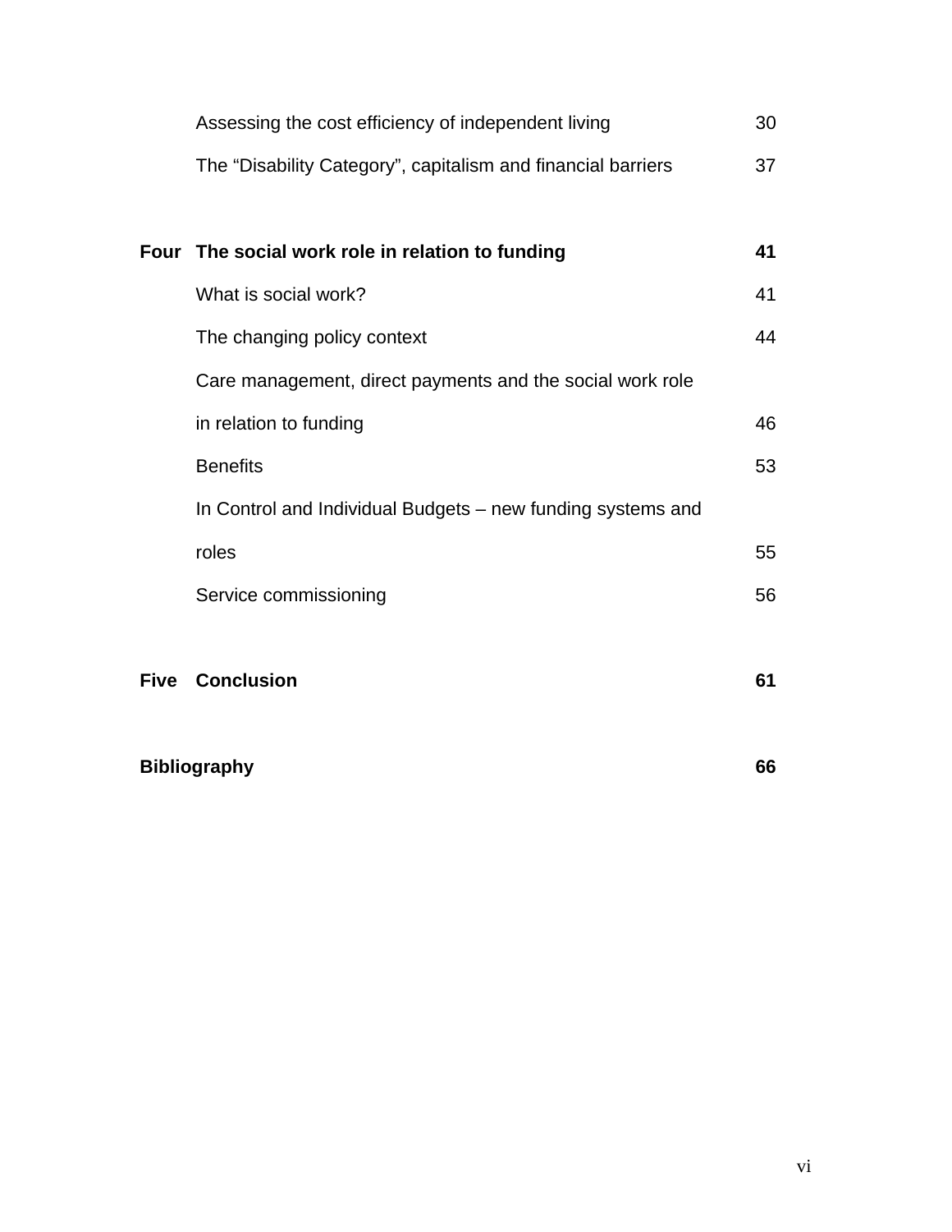| | | |
|---|---|---|
| | Assessing the cost efficiency of independent living | 30 |
| | The "Disability Category", capitalism and financial barriers | 37 |
| | | |
| **Four** | **The social work role in relation to funding** | **41** |
| | What is social work? | 41 |
| | The changing policy context | 44 |
| | Care management, direct payments and the social work role in relation to funding | 46 |
| | Benefits | 53 |
| | In Control and Individual Budgets – new funding systems and roles | 55 |
| | Service commissioning | 56 |
| | | |
| **Five** | **Conclusion** | **61** |
| | | |
| **Bibliography** | | **66** |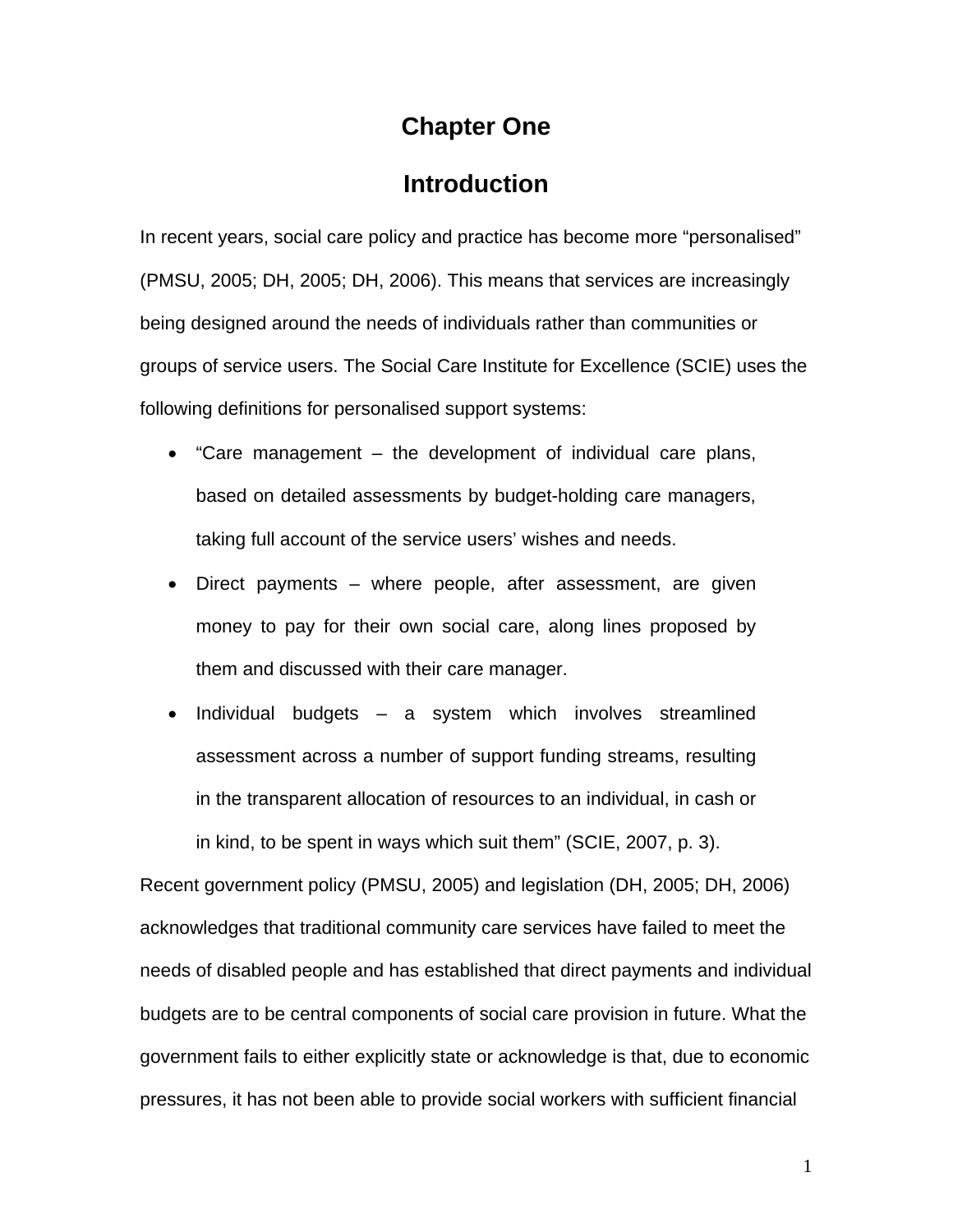# Chapter One

# Introduction

In recent years, social care policy and practice has become more "personalised" (PMSU, 2005; DH, 2005; DH, 2006). This means that services are increasingly being designed around the needs of individuals rather than communities or groups of service users. The Social Care Institute for Excellence (SCIE) uses the following definitions for personalised support systems:

- "Care management – the development of individual care plans, based on detailed assessments by budget-holding care managers, taking full account of the service users' wishes and needs.
- Direct payments – where people, after assessment, are given money to pay for their own social care, along lines proposed by them and discussed with their care manager.
- Individual budgets – a system which involves streamlined assessment across a number of support funding streams, resulting in the transparent allocation of resources to an individual, in cash or in kind, to be spent in ways which suit them" (SCIE, 2007, p. 3).

Recent government policy (PMSU, 2005) and legislation (DH, 2005; DH, 2006) acknowledges that traditional community care services have failed to meet the needs of disabled people and has established that direct payments and individual budgets are to be central components of social care provision in future. What the government fails to either explicitly state or acknowledge is that, due to economic pressures, it has not been able to provide social workers with sufficient financial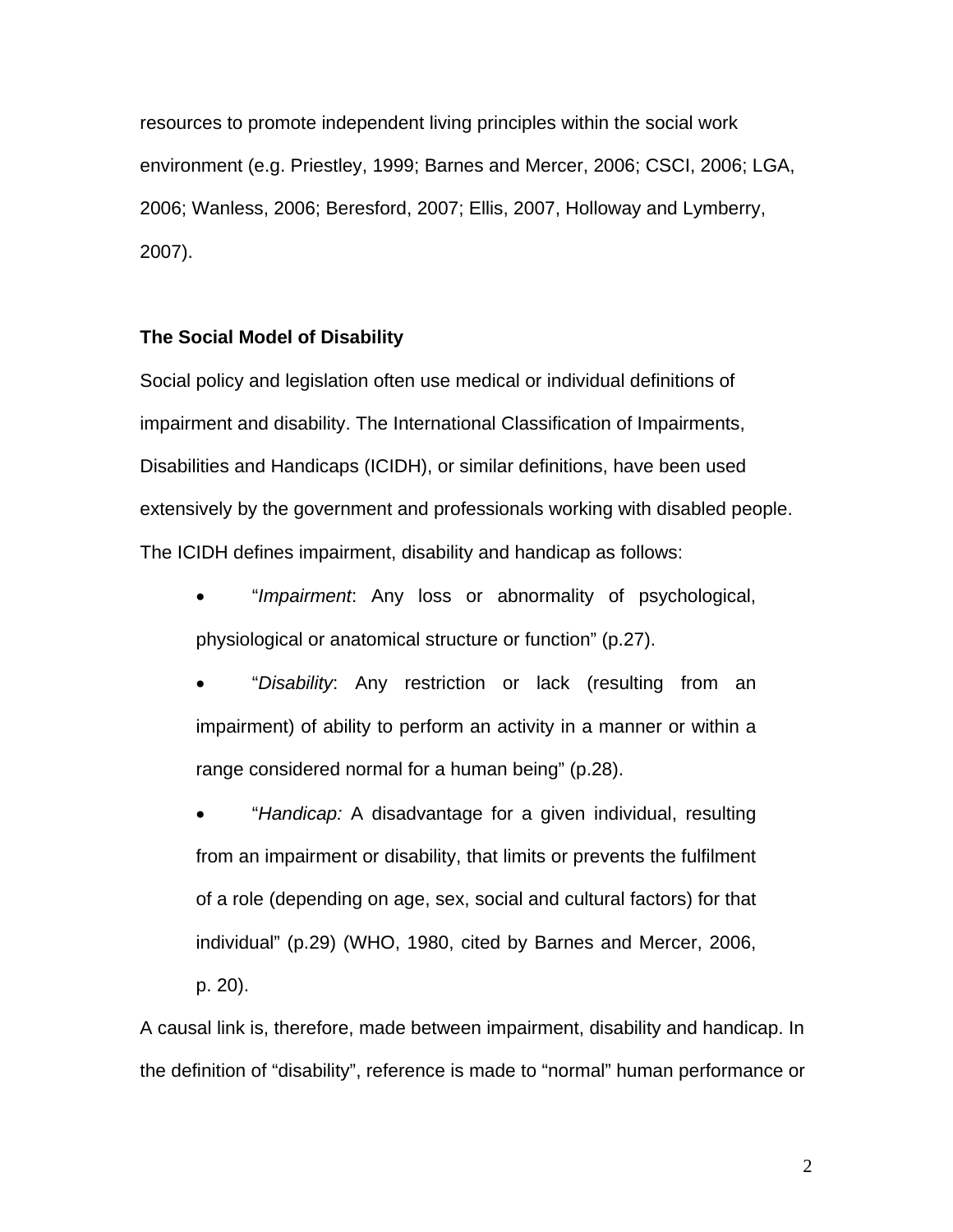resources to promote independent living principles within the social work environment (e.g. Priestley, 1999; Barnes and Mercer, 2006; CSCI, 2006; LGA, 2006; Wanless, 2006; Beresford, 2007; Ellis, 2007, Holloway and Lymberry, 2007).

**The Social Model of Disability**

Social policy and legislation often use medical or individual definitions of impairment and disability. The International Classification of Impairments, Disabilities and Handicaps (ICIDH), or similar definitions, have been used extensively by the government and professionals working with disabled people. The ICIDH defines impairment, disability and handicap as follows:

- "*Impairment*: Any loss or abnormality of psychological, physiological or anatomical structure or function" (p.27).
- "*Disability*: Any restriction or lack (resulting from an impairment) of ability to perform an activity in a manner or within a range considered normal for a human being" (p.28).
- "*Handicap:* A disadvantage for a given individual, resulting from an impairment or disability, that limits or prevents the fulfilment of a role (depending on age, sex, social and cultural factors) for that individual" (p.29) (WHO, 1980, cited by Barnes and Mercer, 2006, p. 20).

A causal link is, therefore, made between impairment, disability and handicap. In the definition of "disability", reference is made to "normal" human performance or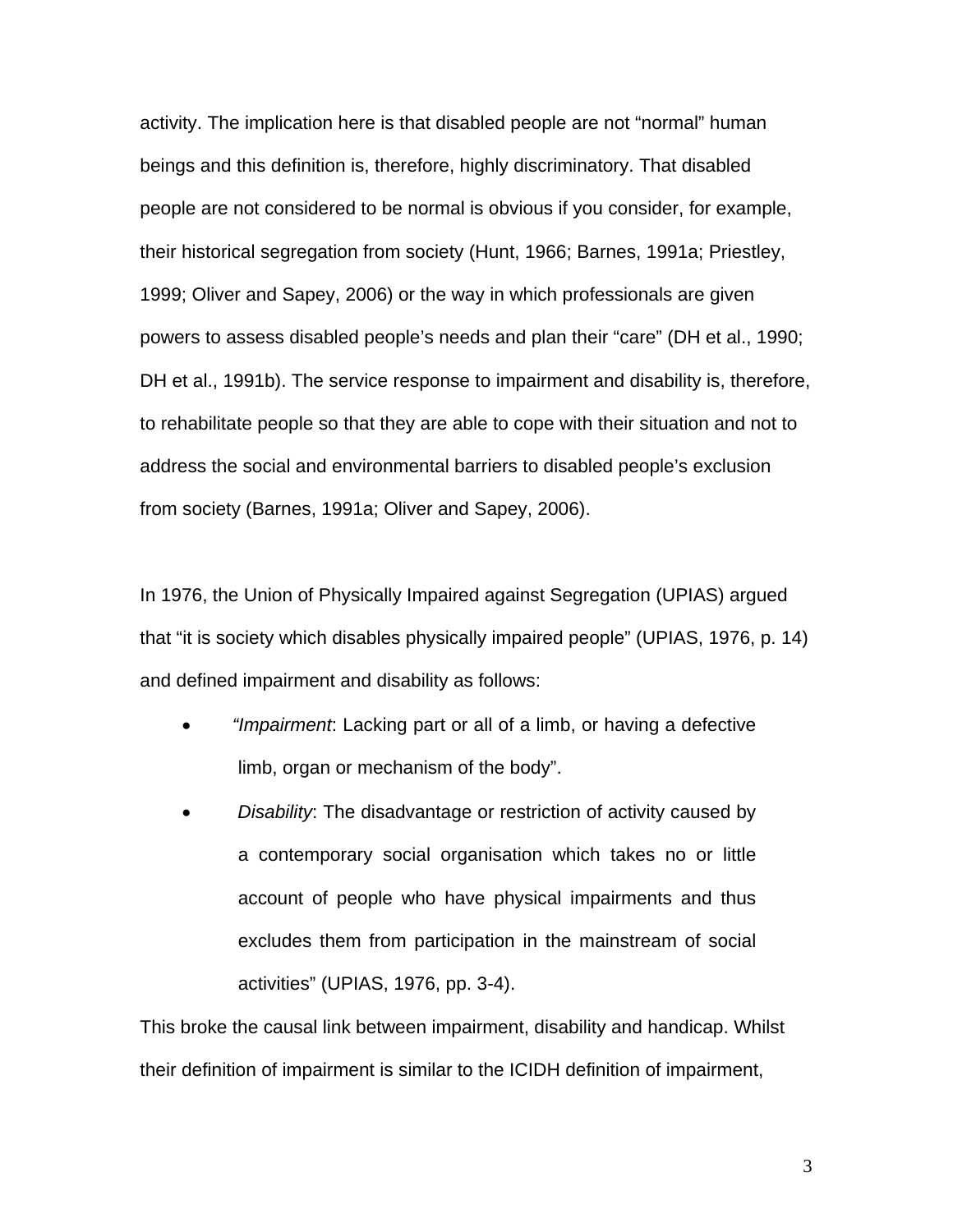activity. The implication here is that disabled people are not "normal" human beings and this definition is, therefore, highly discriminatory. That disabled people are not considered to be normal is obvious if you consider, for example, their historical segregation from society (Hunt, 1966; Barnes, 1991a; Priestley, 1999; Oliver and Sapey, 2006) or the way in which professionals are given powers to assess disabled people's needs and plan their "care" (DH et al., 1990; DH et al., 1991b). The service response to impairment and disability is, therefore, to rehabilitate people so that they are able to cope with their situation and not to address the social and environmental barriers to disabled people's exclusion from society (Barnes, 1991a; Oliver and Sapey, 2006).

In 1976, the Union of Physically Impaired against Segregation (UPIAS) argued that "it is society which disables physically impaired people" (UPIAS, 1976, p. 14) and defined impairment and disability as follows:

- "*Impairment*: Lacking part or all of a limb, or having a defective limb, organ or mechanism of the body".
- *Disability*: The disadvantage or restriction of activity caused by a contemporary social organisation which takes no or little account of people who have physical impairments and thus excludes them from participation in the mainstream of social activities" (UPIAS, 1976, pp. 3-4).

This broke the causal link between impairment, disability and handicap. Whilst their definition of impairment is similar to the ICIDH definition of impairment,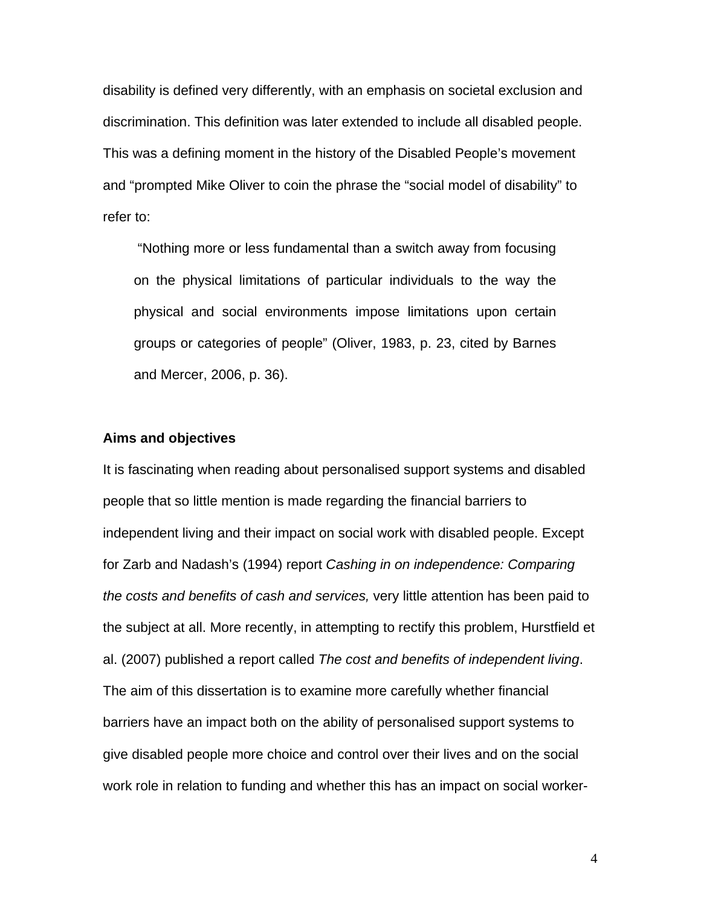disability is defined very differently, with an emphasis on societal exclusion and discrimination. This definition was later extended to include all disabled people. This was a defining moment in the history of the Disabled People's movement and "prompted Mike Oliver to coin the phrase the "social model of disability" to refer to:

> "Nothing more or less fundamental than a switch away from focusing on the physical limitations of particular individuals to the way the physical and social environments impose limitations upon certain groups or categories of people" (Oliver, 1983, p. 23, cited by Barnes and Mercer, 2006, p. 36).

**Aims and objectives**

It is fascinating when reading about personalised support systems and disabled people that so little mention is made regarding the financial barriers to independent living and their impact on social work with disabled people. Except for Zarb and Nadash's (1994) report *Cashing in on independence: Comparing the costs and benefits of cash and services,* very little attention has been paid to the subject at all. More recently, in attempting to rectify this problem, Hurstfield et al. (2007) published a report called *The cost and benefits of independent living*. The aim of this dissertation is to examine more carefully whether financial barriers have an impact both on the ability of personalised support systems to give disabled people more choice and control over their lives and on the social work role in relation to funding and whether this has an impact on social worker-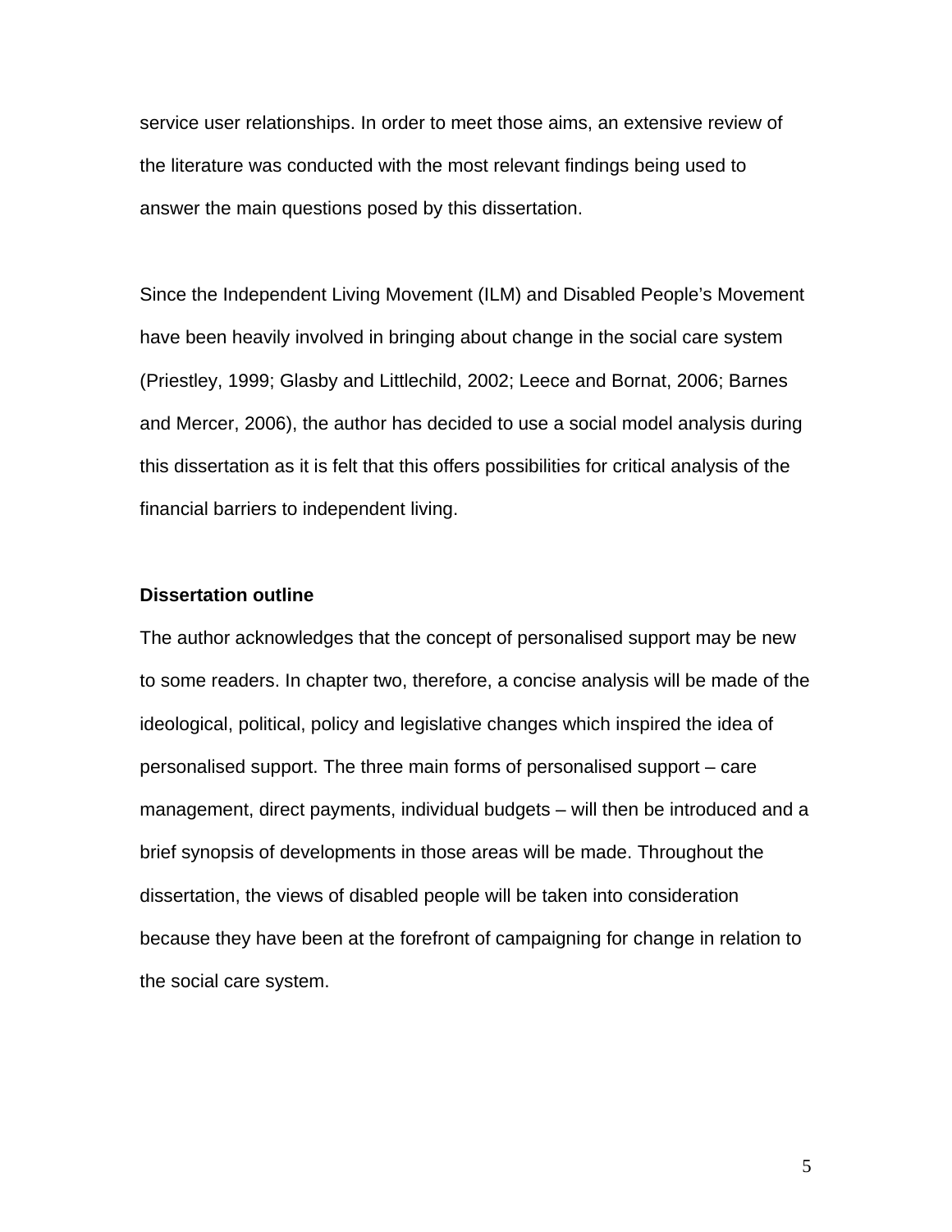service user relationships. In order to meet those aims, an extensive review of the literature was conducted with the most relevant findings being used to answer the main questions posed by this dissertation.

Since the Independent Living Movement (ILM) and Disabled People's Movement have been heavily involved in bringing about change in the social care system (Priestley, 1999; Glasby and Littlechild, 2002; Leece and Bornat, 2006; Barnes and Mercer, 2006), the author has decided to use a social model analysis during this dissertation as it is felt that this offers possibilities for critical analysis of the financial barriers to independent living.

**Dissertation outline**

The author acknowledges that the concept of personalised support may be new to some readers. In chapter two, therefore, a concise analysis will be made of the ideological, political, policy and legislative changes which inspired the idea of personalised support. The three main forms of personalised support – care management, direct payments, individual budgets – will then be introduced and a brief synopsis of developments in those areas will be made. Throughout the dissertation, the views of disabled people will be taken into consideration because they have been at the forefront of campaigning for change in relation to the social care system.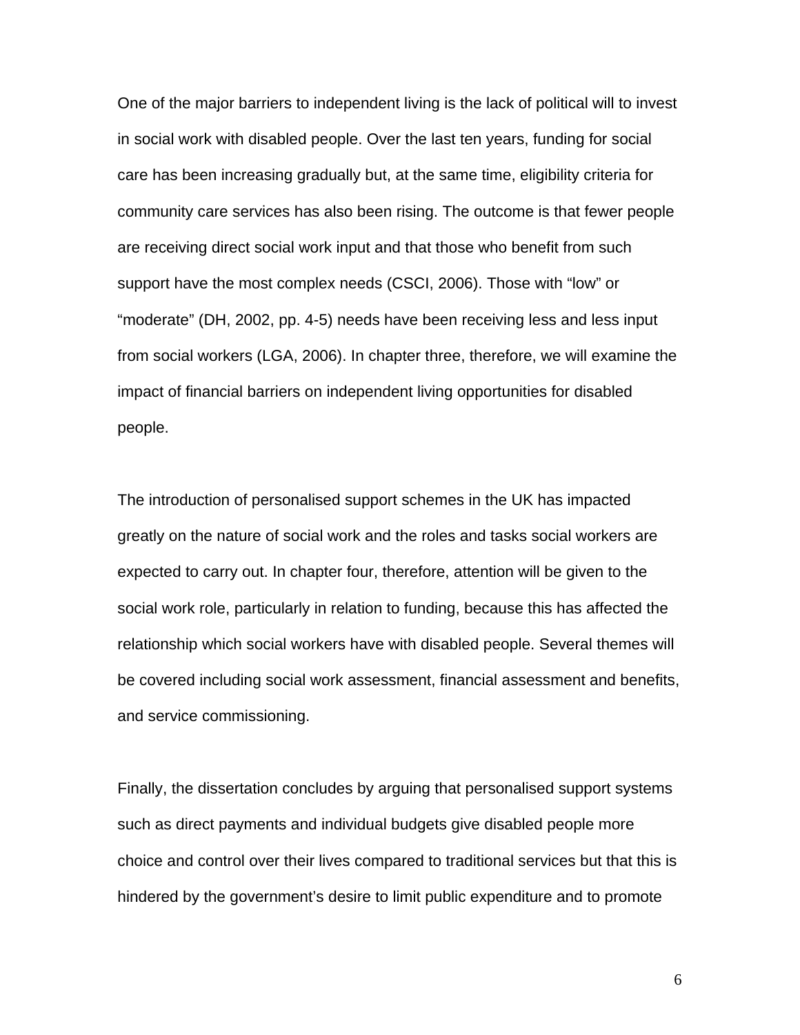One of the major barriers to independent living is the lack of political will to invest in social work with disabled people. Over the last ten years, funding for social care has been increasing gradually but, at the same time, eligibility criteria for community care services has also been rising. The outcome is that fewer people are receiving direct social work input and that those who benefit from such support have the most complex needs (CSCI, 2006). Those with “low” or “moderate” (DH, 2002, pp. 4-5) needs have been receiving less and less input from social workers (LGA, 2006). In chapter three, therefore, we will examine the impact of financial barriers on independent living opportunities for disabled people.

The introduction of personalised support schemes in the UK has impacted greatly on the nature of social work and the roles and tasks social workers are expected to carry out. In chapter four, therefore, attention will be given to the social work role, particularly in relation to funding, because this has affected the relationship which social workers have with disabled people. Several themes will be covered including social work assessment, financial assessment and benefits, and service commissioning.

Finally, the dissertation concludes by arguing that personalised support systems such as direct payments and individual budgets give disabled people more choice and control over their lives compared to traditional services but that this is hindered by the government’s desire to limit public expenditure and to promote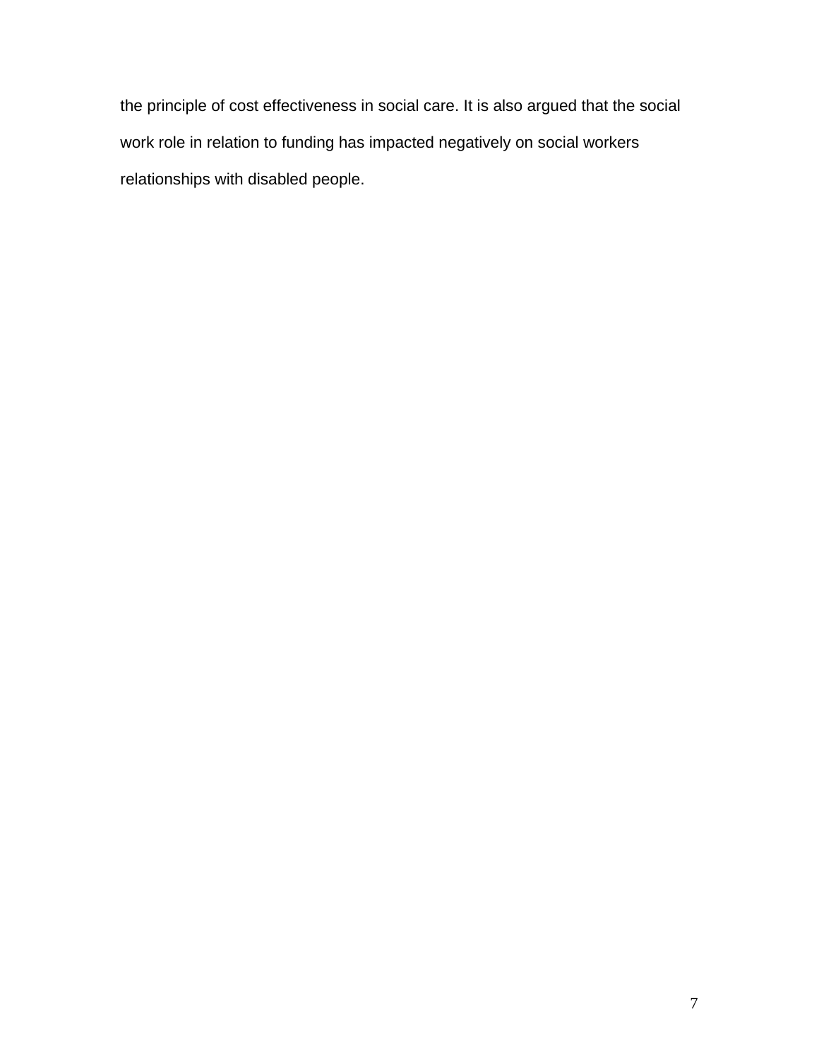the principle of cost effectiveness in social care. It is also argued that the social work role in relation to funding has impacted negatively on social workers relationships with disabled people.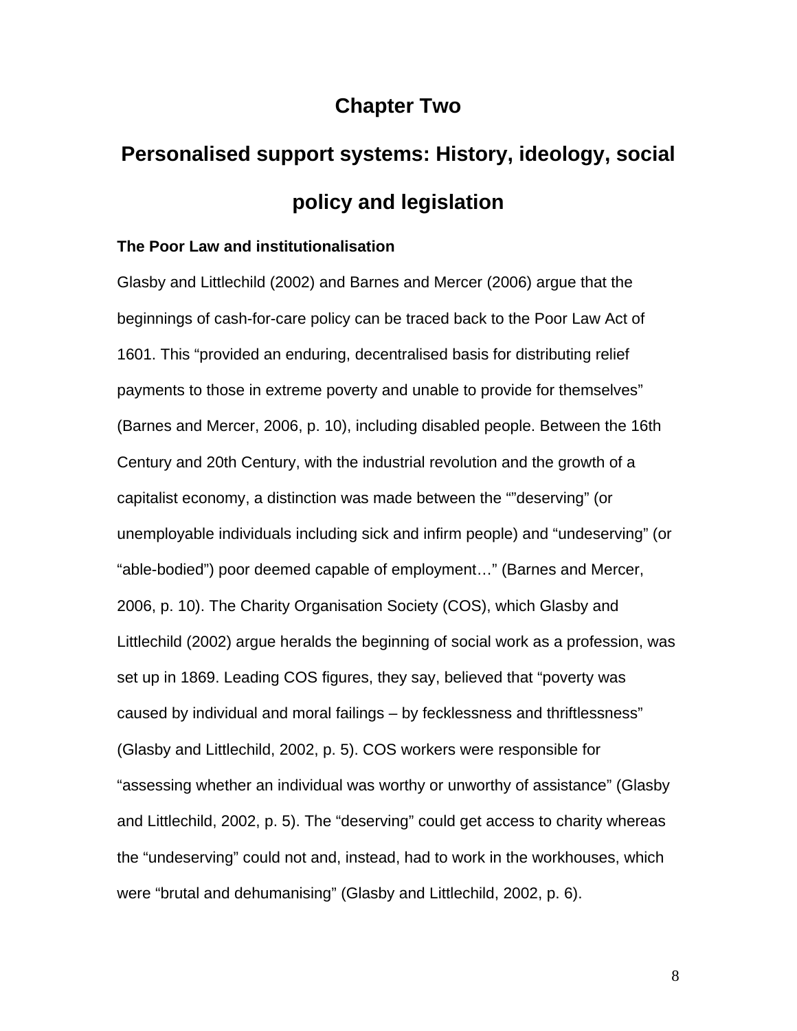# Chapter Two

# Personalised support systems: History, ideology, social policy and legislation

### The Poor Law and institutionalisation

Glasby and Littlechild (2002) and Barnes and Mercer (2006) argue that the beginnings of cash-for-care policy can be traced back to the Poor Law Act of 1601. This "provided an enduring, decentralised basis for distributing relief payments to those in extreme poverty and unable to provide for themselves" (Barnes and Mercer, 2006, p. 10), including disabled people. Between the 16th Century and 20th Century, with the industrial revolution and the growth of a capitalist economy, a distinction was made between the ""deserving" (or unemployable individuals including sick and infirm people) and "undeserving" (or "able-bodied") poor deemed capable of employment…" (Barnes and Mercer, 2006, p. 10). The Charity Organisation Society (COS), which Glasby and Littlechild (2002) argue heralds the beginning of social work as a profession, was set up in 1869. Leading COS figures, they say, believed that "poverty was caused by individual and moral failings – by fecklessness and thriftlessness" (Glasby and Littlechild, 2002, p. 5). COS workers were responsible for "assessing whether an individual was worthy or unworthy of assistance" (Glasby and Littlechild, 2002, p. 5). The "deserving" could get access to charity whereas the "undeserving" could not and, instead, had to work in the workhouses, which were "brutal and dehumanising" (Glasby and Littlechild, 2002, p. 6).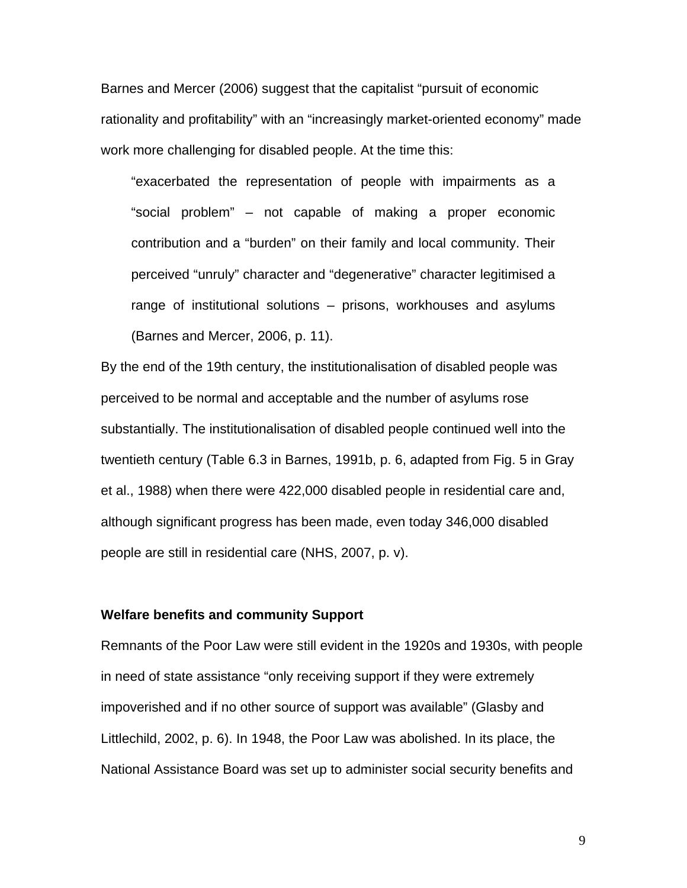Barnes and Mercer (2006) suggest that the capitalist "pursuit of economic rationality and profitability" with an "increasingly market-oriented economy" made work more challenging for disabled people. At the time this:

> "exacerbated the representation of people with impairments as a "social problem" – not capable of making a proper economic contribution and a "burden" on their family and local community. Their perceived "unruly" character and "degenerative" character legitimised a range of institutional solutions – prisons, workhouses and asylums (Barnes and Mercer, 2006, p. 11).

By the end of the 19th century, the institutionalisation of disabled people was perceived to be normal and acceptable and the number of asylums rose substantially. The institutionalisation of disabled people continued well into the twentieth century (Table 6.3 in Barnes, 1991b, p. 6, adapted from Fig. 5 in Gray et al., 1988) when there were 422,000 disabled people in residential care and, although significant progress has been made, even today 346,000 disabled people are still in residential care (NHS, 2007, p. v).

**Welfare benefits and community Support**

Remnants of the Poor Law were still evident in the 1920s and 1930s, with people in need of state assistance "only receiving support if they were extremely impoverished and if no other source of support was available" (Glasby and Littlechild, 2002, p. 6). In 1948, the Poor Law was abolished. In its place, the National Assistance Board was set up to administer social security benefits and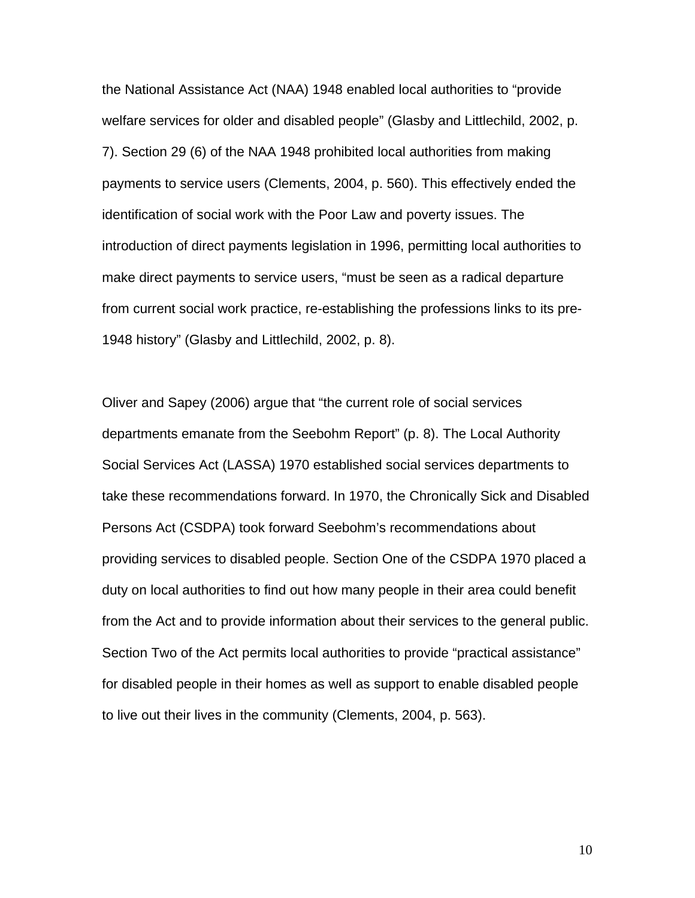the National Assistance Act (NAA) 1948 enabled local authorities to "provide welfare services for older and disabled people" (Glasby and Littlechild, 2002, p. 7). Section 29 (6) of the NAA 1948 prohibited local authorities from making payments to service users (Clements, 2004, p. 560). This effectively ended the identification of social work with the Poor Law and poverty issues. The introduction of direct payments legislation in 1996, permitting local authorities to make direct payments to service users, "must be seen as a radical departure from current social work practice, re-establishing the professions links to its pre-1948 history" (Glasby and Littlechild, 2002, p. 8).

Oliver and Sapey (2006) argue that "the current role of social services departments emanate from the Seebohm Report" (p. 8). The Local Authority Social Services Act (LASSA) 1970 established social services departments to take these recommendations forward. In 1970, the Chronically Sick and Disabled Persons Act (CSDPA) took forward Seebohm's recommendations about providing services to disabled people. Section One of the CSDPA 1970 placed a duty on local authorities to find out how many people in their area could benefit from the Act and to provide information about their services to the general public. Section Two of the Act permits local authorities to provide "practical assistance" for disabled people in their homes as well as support to enable disabled people to live out their lives in the community (Clements, 2004, p. 563).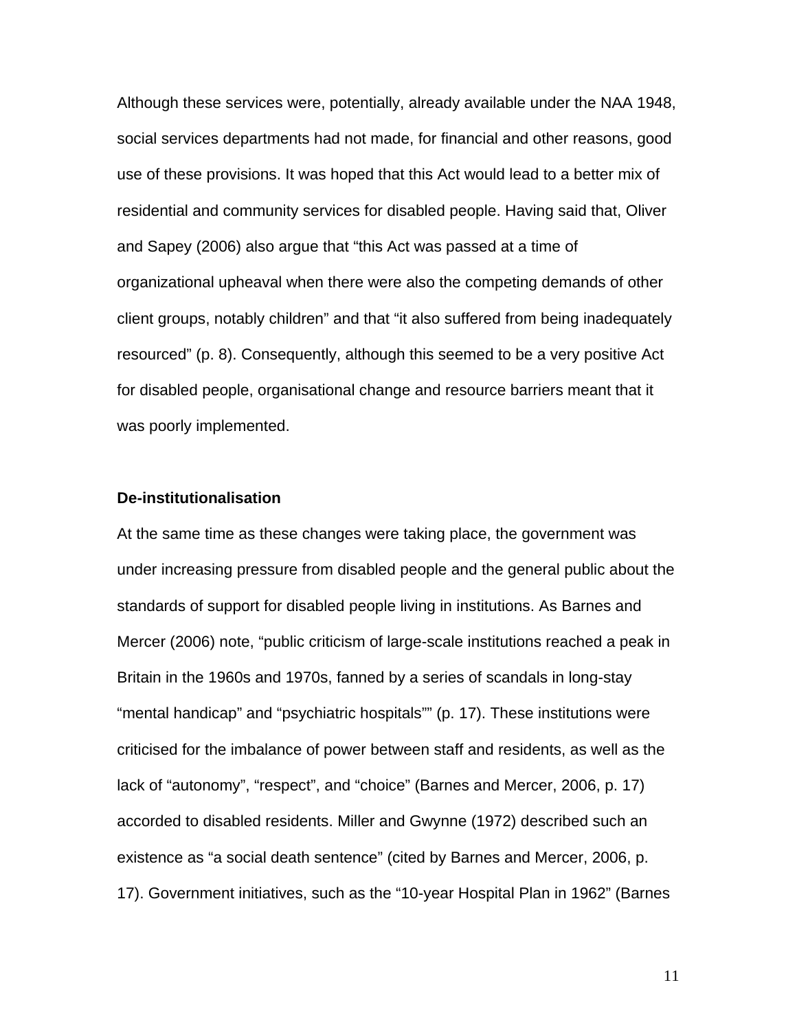Although these services were, potentially, already available under the NAA 1948, social services departments had not made, for financial and other reasons, good use of these provisions. It was hoped that this Act would lead to a better mix of residential and community services for disabled people. Having said that, Oliver and Sapey (2006) also argue that "this Act was passed at a time of organizational upheaval when there were also the competing demands of other client groups, notably children" and that "it also suffered from being inadequately resourced" (p. 8). Consequently, although this seemed to be a very positive Act for disabled people, organisational change and resource barriers meant that it was poorly implemented.

**De-institutionalisation**

At the same time as these changes were taking place, the government was under increasing pressure from disabled people and the general public about the standards of support for disabled people living in institutions. As Barnes and Mercer (2006) note, "public criticism of large-scale institutions reached a peak in Britain in the 1960s and 1970s, fanned by a series of scandals in long-stay "mental handicap" and "psychiatric hospitals"" (p. 17). These institutions were criticised for the imbalance of power between staff and residents, as well as the lack of "autonomy", "respect", and "choice" (Barnes and Mercer, 2006, p. 17) accorded to disabled residents. Miller and Gwynne (1972) described such an existence as "a social death sentence" (cited by Barnes and Mercer, 2006, p. 17). Government initiatives, such as the "10-year Hospital Plan in 1962" (Barnes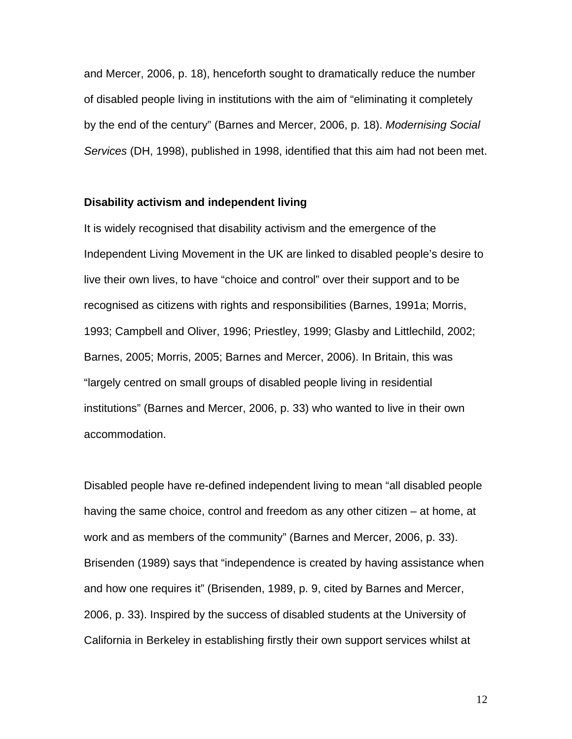and Mercer, 2006, p. 18), henceforth sought to dramatically reduce the number of disabled people living in institutions with the aim of "eliminating it completely by the end of the century" (Barnes and Mercer, 2006, p. 18). *Modernising Social Services* (DH, 1998), published in 1998, identified that this aim had not been met.

**Disability activism and independent living**

It is widely recognised that disability activism and the emergence of the Independent Living Movement in the UK are linked to disabled people's desire to live their own lives, to have "choice and control" over their support and to be recognised as citizens with rights and responsibilities (Barnes, 1991a; Morris, 1993; Campbell and Oliver, 1996; Priestley, 1999; Glasby and Littlechild, 2002; Barnes, 2005; Morris, 2005; Barnes and Mercer, 2006). In Britain, this was "largely centred on small groups of disabled people living in residential institutions" (Barnes and Mercer, 2006, p. 33) who wanted to live in their own accommodation.

Disabled people have re-defined independent living to mean "all disabled people having the same choice, control and freedom as any other citizen – at home, at work and as members of the community" (Barnes and Mercer, 2006, p. 33). Brisenden (1989) says that "independence is created by having assistance when and how one requires it" (Brisenden, 1989, p. 9, cited by Barnes and Mercer, 2006, p. 33). Inspired by the success of disabled students at the University of California in Berkeley in establishing firstly their own support services whilst at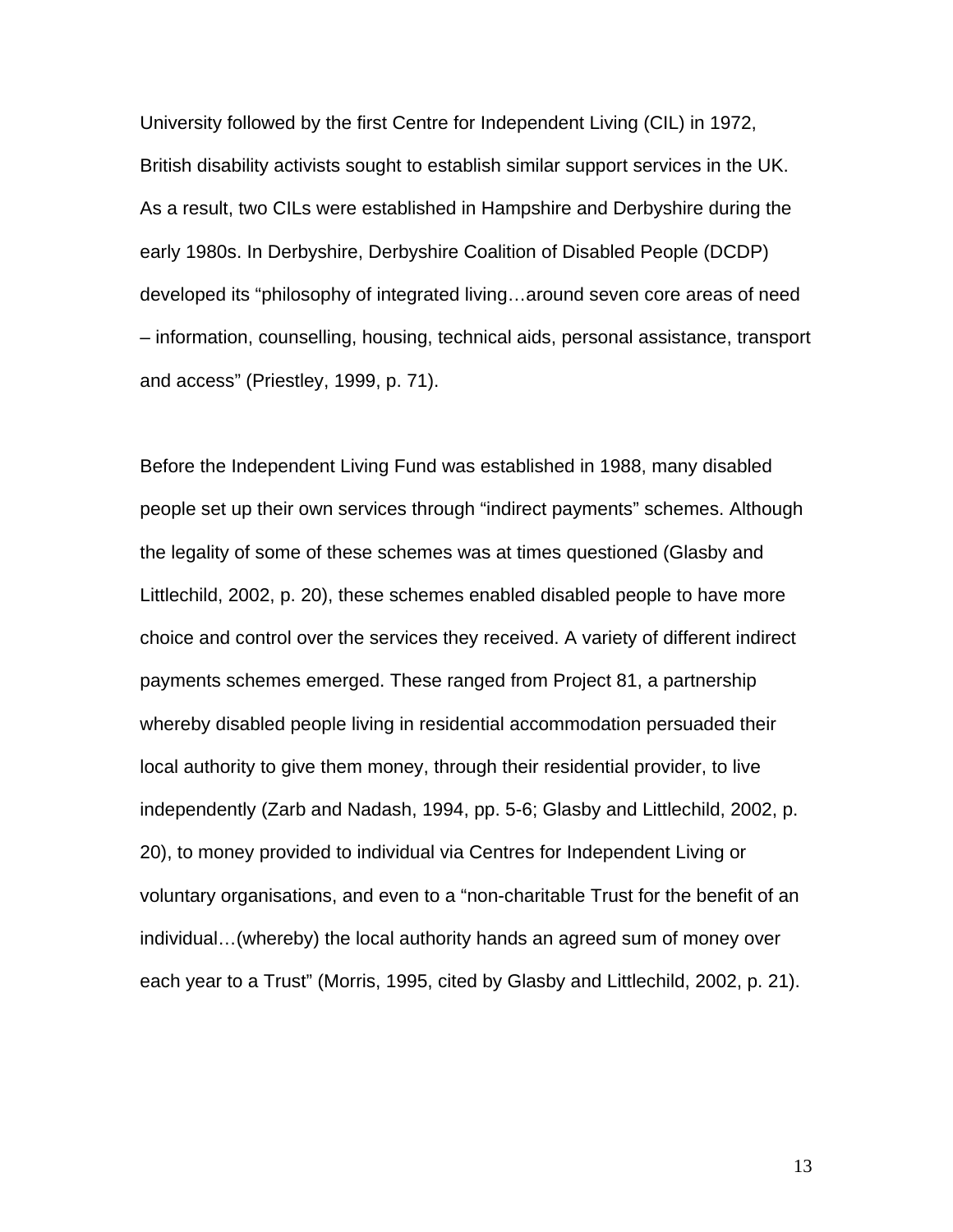University followed by the first Centre for Independent Living (CIL) in 1972, British disability activists sought to establish similar support services in the UK. As a result, two CILs were established in Hampshire and Derbyshire during the early 1980s. In Derbyshire, Derbyshire Coalition of Disabled People (DCDP) developed its "philosophy of integrated living…around seven core areas of need – information, counselling, housing, technical aids, personal assistance, transport and access" (Priestley, 1999, p. 71).

Before the Independent Living Fund was established in 1988, many disabled people set up their own services through "indirect payments" schemes. Although the legality of some of these schemes was at times questioned (Glasby and Littlechild, 2002, p. 20), these schemes enabled disabled people to have more choice and control over the services they received. A variety of different indirect payments schemes emerged. These ranged from Project 81, a partnership whereby disabled people living in residential accommodation persuaded their local authority to give them money, through their residential provider, to live independently (Zarb and Nadash, 1994, pp. 5-6; Glasby and Littlechild, 2002, p. 20), to money provided to individual via Centres for Independent Living or voluntary organisations, and even to a "non-charitable Trust for the benefit of an individual…(whereby) the local authority hands an agreed sum of money over each year to a Trust" (Morris, 1995, cited by Glasby and Littlechild, 2002, p. 21).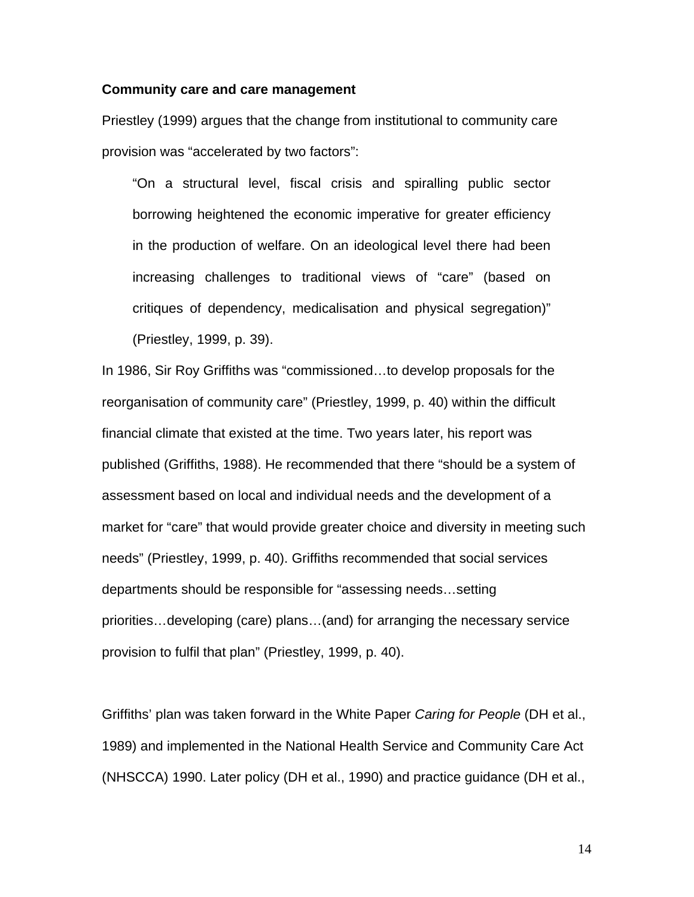**Community care and care management**

Priestley (1999) argues that the change from institutional to community care provision was "accelerated by two factors":

> "On a structural level, fiscal crisis and spiralling public sector borrowing heightened the economic imperative for greater efficiency in the production of welfare. On an ideological level there had been increasing challenges to traditional views of "care" (based on critiques of dependency, medicalisation and physical segregation)" (Priestley, 1999, p. 39).

In 1986, Sir Roy Griffiths was "commissioned…to develop proposals for the reorganisation of community care" (Priestley, 1999, p. 40) within the difficult financial climate that existed at the time. Two years later, his report was published (Griffiths, 1988). He recommended that there "should be a system of assessment based on local and individual needs and the development of a market for "care" that would provide greater choice and diversity in meeting such needs" (Priestley, 1999, p. 40). Griffiths recommended that social services departments should be responsible for "assessing needs…setting priorities…developing (care) plans…(and) for arranging the necessary service provision to fulfil that plan" (Priestley, 1999, p. 40).

Griffiths' plan was taken forward in the White Paper *Caring for People* (DH et al., 1989) and implemented in the National Health Service and Community Care Act (NHSCCA) 1990. Later policy (DH et al., 1990) and practice guidance (DH et al.,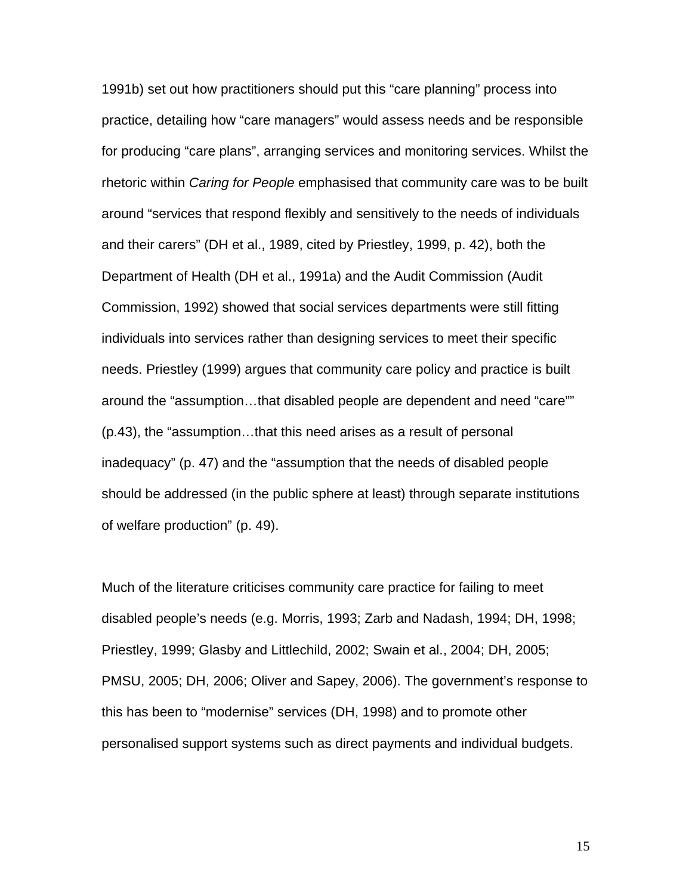1991b) set out how practitioners should put this "care planning" process into practice, detailing how "care managers" would assess needs and be responsible for producing "care plans", arranging services and monitoring services. Whilst the rhetoric within *Caring for People* emphasised that community care was to be built around "services that respond flexibly and sensitively to the needs of individuals and their carers" (DH et al., 1989, cited by Priestley, 1999, p. 42), both the Department of Health (DH et al., 1991a) and the Audit Commission (Audit Commission, 1992) showed that social services departments were still fitting individuals into services rather than designing services to meet their specific needs. Priestley (1999) argues that community care policy and practice is built around the "assumption…that disabled people are dependent and need "care"" (p.43), the "assumption…that this need arises as a result of personal inadequacy" (p. 47) and the "assumption that the needs of disabled people should be addressed (in the public sphere at least) through separate institutions of welfare production" (p. 49).

Much of the literature criticises community care practice for failing to meet disabled people's needs (e.g. Morris, 1993; Zarb and Nadash, 1994; DH, 1998; Priestley, 1999; Glasby and Littlechild, 2002; Swain et al., 2004; DH, 2005; PMSU, 2005; DH, 2006; Oliver and Sapey, 2006). The government's response to this has been to "modernise" services (DH, 1998) and to promote other personalised support systems such as direct payments and individual budgets.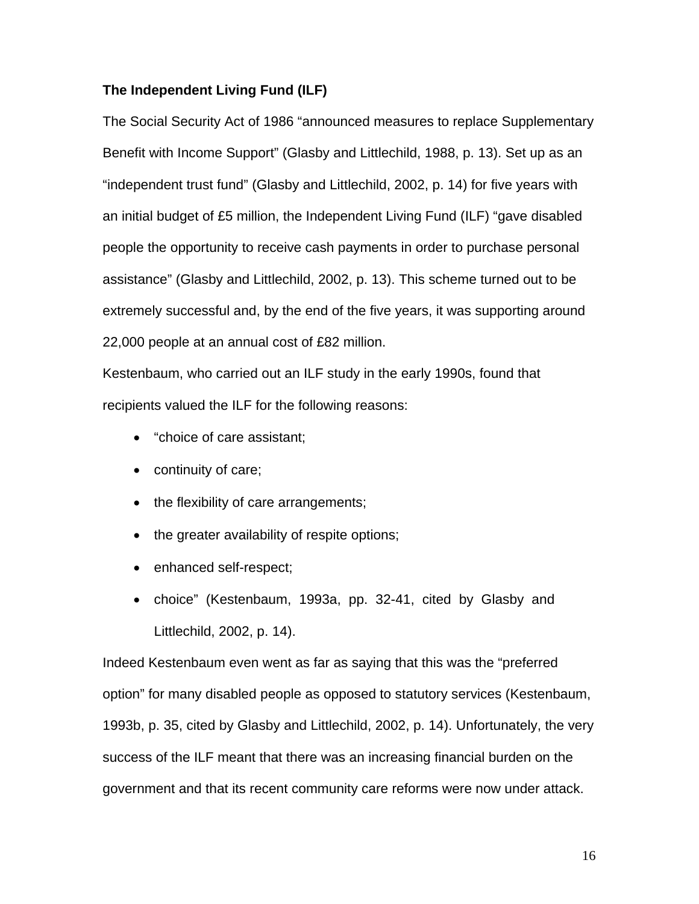**The Independent Living Fund (ILF)**

The Social Security Act of 1986 "announced measures to replace Supplementary Benefit with Income Support" (Glasby and Littlechild, 1988, p. 13). Set up as an "independent trust fund" (Glasby and Littlechild, 2002, p. 14) for five years with an initial budget of £5 million, the Independent Living Fund (ILF) "gave disabled people the opportunity to receive cash payments in order to purchase personal assistance" (Glasby and Littlechild, 2002, p. 13). This scheme turned out to be extremely successful and, by the end of the five years, it was supporting around 22,000 people at an annual cost of £82 million.

Kestenbaum, who carried out an ILF study in the early 1990s, found that recipients valued the ILF for the following reasons:

- "choice of care assistant;
- continuity of care;
- the flexibility of care arrangements;
- the greater availability of respite options;
- enhanced self-respect;
- choice" (Kestenbaum, 1993a, pp. 32-41, cited by Glasby and Littlechild, 2002, p. 14).

Indeed Kestenbaum even went as far as saying that this was the "preferred option" for many disabled people as opposed to statutory services (Kestenbaum, 1993b, p. 35, cited by Glasby and Littlechild, 2002, p. 14). Unfortunately, the very success of the ILF meant that there was an increasing financial burden on the government and that its recent community care reforms were now under attack.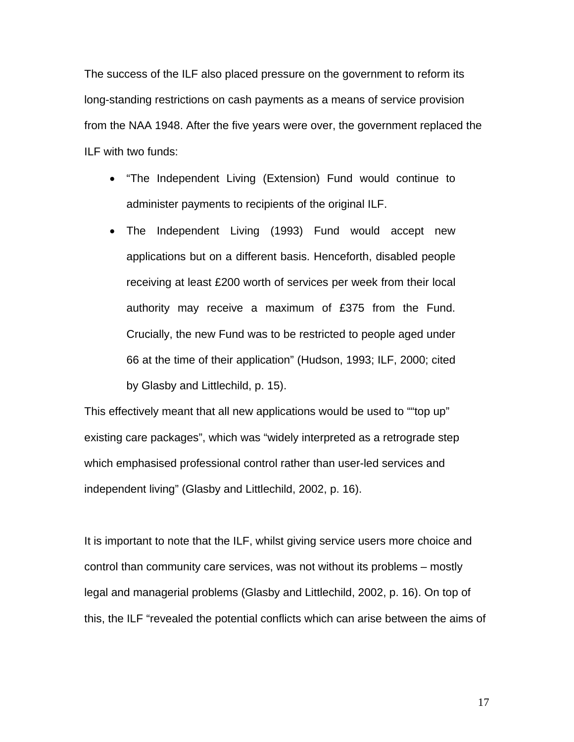The success of the ILF also placed pressure on the government to reform its long-standing restrictions on cash payments as a means of service provision from the NAA 1948. After the five years were over, the government replaced the ILF with two funds:

- “The Independent Living (Extension) Fund would continue to administer payments to recipients of the original ILF.
- The Independent Living (1993) Fund would accept new applications but on a different basis. Henceforth, disabled people receiving at least £200 worth of services per week from their local authority may receive a maximum of £375 from the Fund. Crucially, the new Fund was to be restricted to people aged under 66 at the time of their application” (Hudson, 1993; ILF, 2000; cited by Glasby and Littlechild, p. 15).

This effectively meant that all new applications would be used to ““top up” existing care packages”, which was “widely interpreted as a retrograde step which emphasised professional control rather than user-led services and independent living” (Glasby and Littlechild, 2002, p. 16).

It is important to note that the ILF, whilst giving service users more choice and control than community care services, was not without its problems – mostly legal and managerial problems (Glasby and Littlechild, 2002, p. 16). On top of this, the ILF “revealed the potential conflicts which can arise between the aims of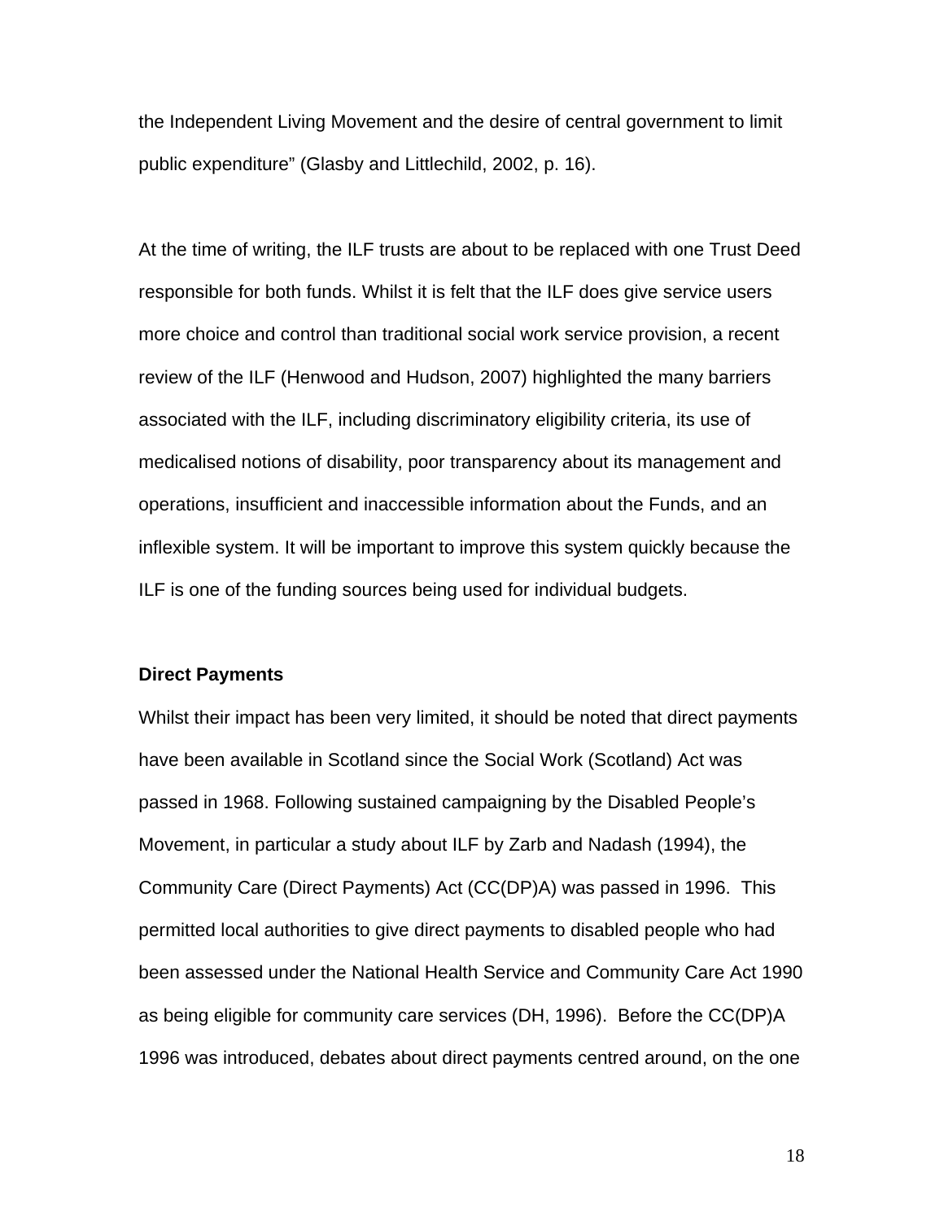the Independent Living Movement and the desire of central government to limit public expenditure" (Glasby and Littlechild, 2002, p. 16).

At the time of writing, the ILF trusts are about to be replaced with one Trust Deed responsible for both funds. Whilst it is felt that the ILF does give service users more choice and control than traditional social work service provision, a recent review of the ILF (Henwood and Hudson, 2007) highlighted the many barriers associated with the ILF, including discriminatory eligibility criteria, its use of medicalised notions of disability, poor transparency about its management and operations, insufficient and inaccessible information about the Funds, and an inflexible system. It will be important to improve this system quickly because the ILF is one of the funding sources being used for individual budgets.

**Direct Payments**

Whilst their impact has been very limited, it should be noted that direct payments have been available in Scotland since the Social Work (Scotland) Act was passed in 1968. Following sustained campaigning by the Disabled People's Movement, in particular a study about ILF by Zarb and Nadash (1994), the Community Care (Direct Payments) Act (CC(DP)A) was passed in 1996. This permitted local authorities to give direct payments to disabled people who had been assessed under the National Health Service and Community Care Act 1990 as being eligible for community care services (DH, 1996). Before the CC(DP)A 1996 was introduced, debates about direct payments centred around, on the one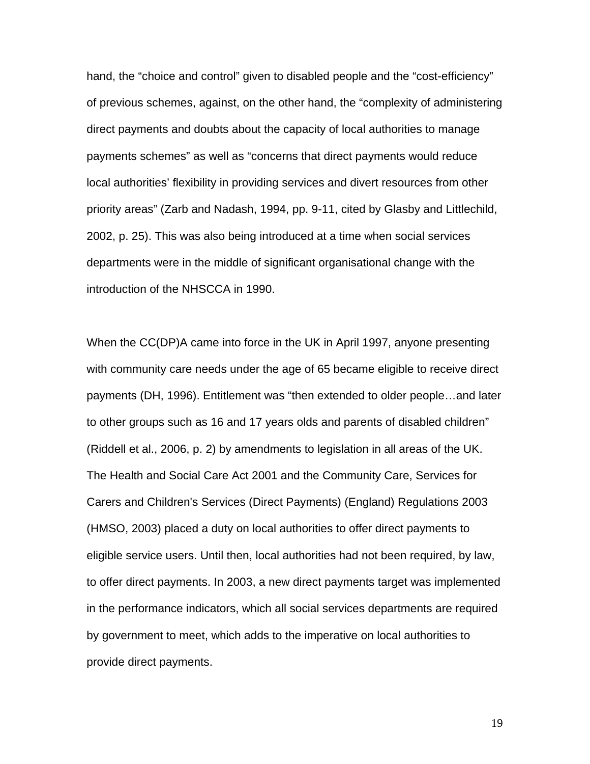hand, the “choice and control” given to disabled people and the “cost-efficiency” of previous schemes, against, on the other hand, the “complexity of administering direct payments and doubts about the capacity of local authorities to manage payments schemes” as well as “concerns that direct payments would reduce local authorities’ flexibility in providing services and divert resources from other priority areas” (Zarb and Nadash, 1994, pp. 9-11, cited by Glasby and Littlechild, 2002, p. 25). This was also being introduced at a time when social services departments were in the middle of significant organisational change with the introduction of the NHSCCA in 1990.

When the CC(DP)A came into force in the UK in April 1997, anyone presenting with community care needs under the age of 65 became eligible to receive direct payments (DH, 1996). Entitlement was “then extended to older people…and later to other groups such as 16 and 17 years olds and parents of disabled children” (Riddell et al., 2006, p. 2) by amendments to legislation in all areas of the UK. The Health and Social Care Act 2001 and the Community Care, Services for Carers and Children's Services (Direct Payments) (England) Regulations 2003 (HMSO, 2003) placed a duty on local authorities to offer direct payments to eligible service users. Until then, local authorities had not been required, by law, to offer direct payments. In 2003, a new direct payments target was implemented in the performance indicators, which all social services departments are required by government to meet, which adds to the imperative on local authorities to provide direct payments.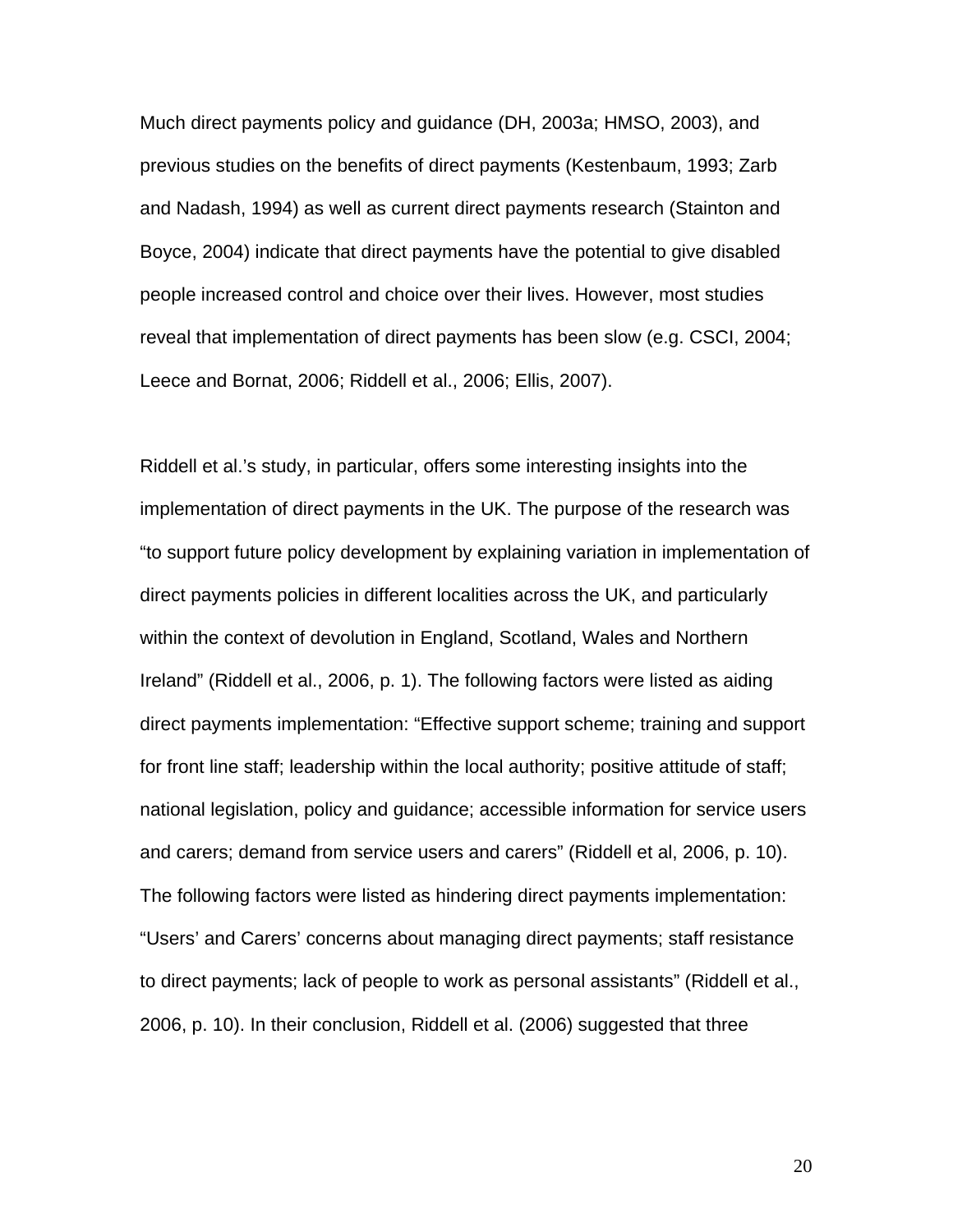Much direct payments policy and guidance (DH, 2003a; HMSO, 2003), and previous studies on the benefits of direct payments (Kestenbaum, 1993; Zarb and Nadash, 1994) as well as current direct payments research (Stainton and Boyce, 2004) indicate that direct payments have the potential to give disabled people increased control and choice over their lives. However, most studies reveal that implementation of direct payments has been slow (e.g. CSCI, 2004; Leece and Bornat, 2006; Riddell et al., 2006; Ellis, 2007).

Riddell et al.'s study, in particular, offers some interesting insights into the implementation of direct payments in the UK. The purpose of the research was "to support future policy development by explaining variation in implementation of direct payments policies in different localities across the UK, and particularly within the context of devolution in England, Scotland, Wales and Northern Ireland" (Riddell et al., 2006, p. 1). The following factors were listed as aiding direct payments implementation: "Effective support scheme; training and support for front line staff; leadership within the local authority; positive attitude of staff; national legislation, policy and guidance; accessible information for service users and carers; demand from service users and carers" (Riddell et al, 2006, p. 10). The following factors were listed as hindering direct payments implementation: "Users' and Carers' concerns about managing direct payments; staff resistance to direct payments; lack of people to work as personal assistants" (Riddell et al., 2006, p. 10). In their conclusion, Riddell et al. (2006) suggested that three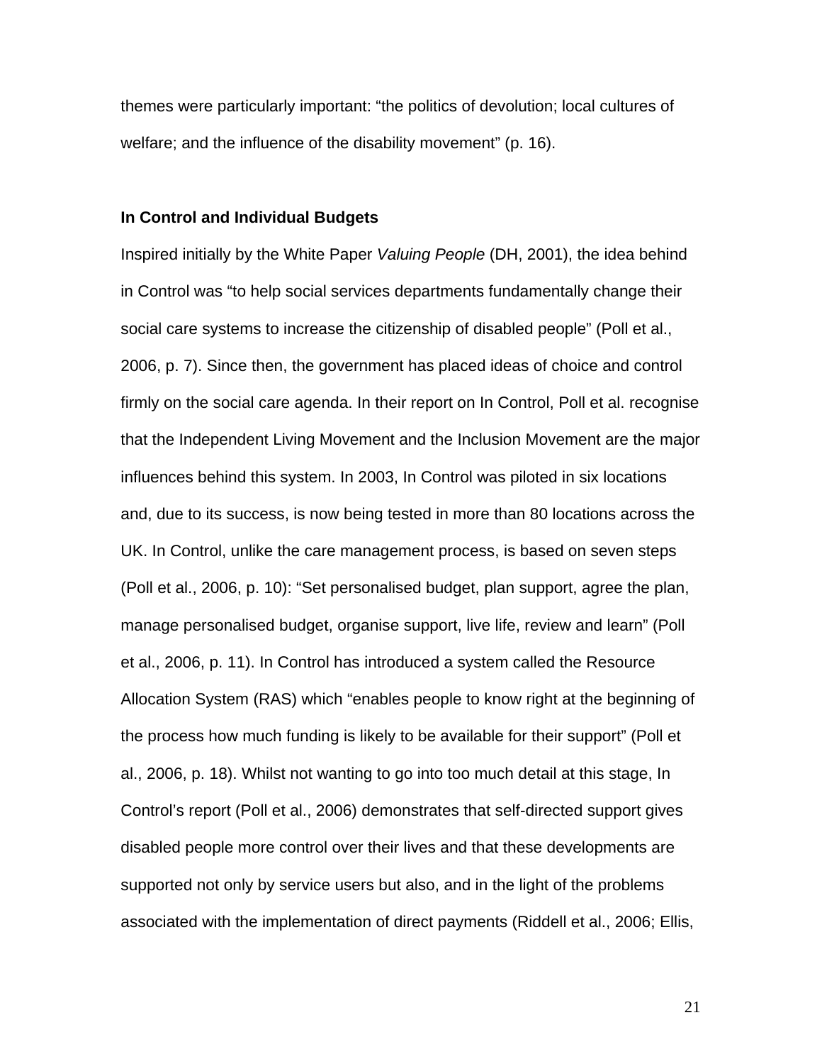themes were particularly important: "the politics of devolution; local cultures of welfare; and the influence of the disability movement" (p. 16).

**In Control and Individual Budgets**

Inspired initially by the White Paper *Valuing People* (DH, 2001), the idea behind in Control was "to help social services departments fundamentally change their social care systems to increase the citizenship of disabled people" (Poll et al., 2006, p. 7). Since then, the government has placed ideas of choice and control firmly on the social care agenda. In their report on In Control, Poll et al. recognise that the Independent Living Movement and the Inclusion Movement are the major influences behind this system. In 2003, In Control was piloted in six locations and, due to its success, is now being tested in more than 80 locations across the UK. In Control, unlike the care management process, is based on seven steps (Poll et al., 2006, p. 10): "Set personalised budget, plan support, agree the plan, manage personalised budget, organise support, live life, review and learn" (Poll et al., 2006, p. 11). In Control has introduced a system called the Resource Allocation System (RAS) which "enables people to know right at the beginning of the process how much funding is likely to be available for their support" (Poll et al., 2006, p. 18). Whilst not wanting to go into too much detail at this stage, In Control's report (Poll et al., 2006) demonstrates that self-directed support gives disabled people more control over their lives and that these developments are supported not only by service users but also, and in the light of the problems associated with the implementation of direct payments (Riddell et al., 2006; Ellis,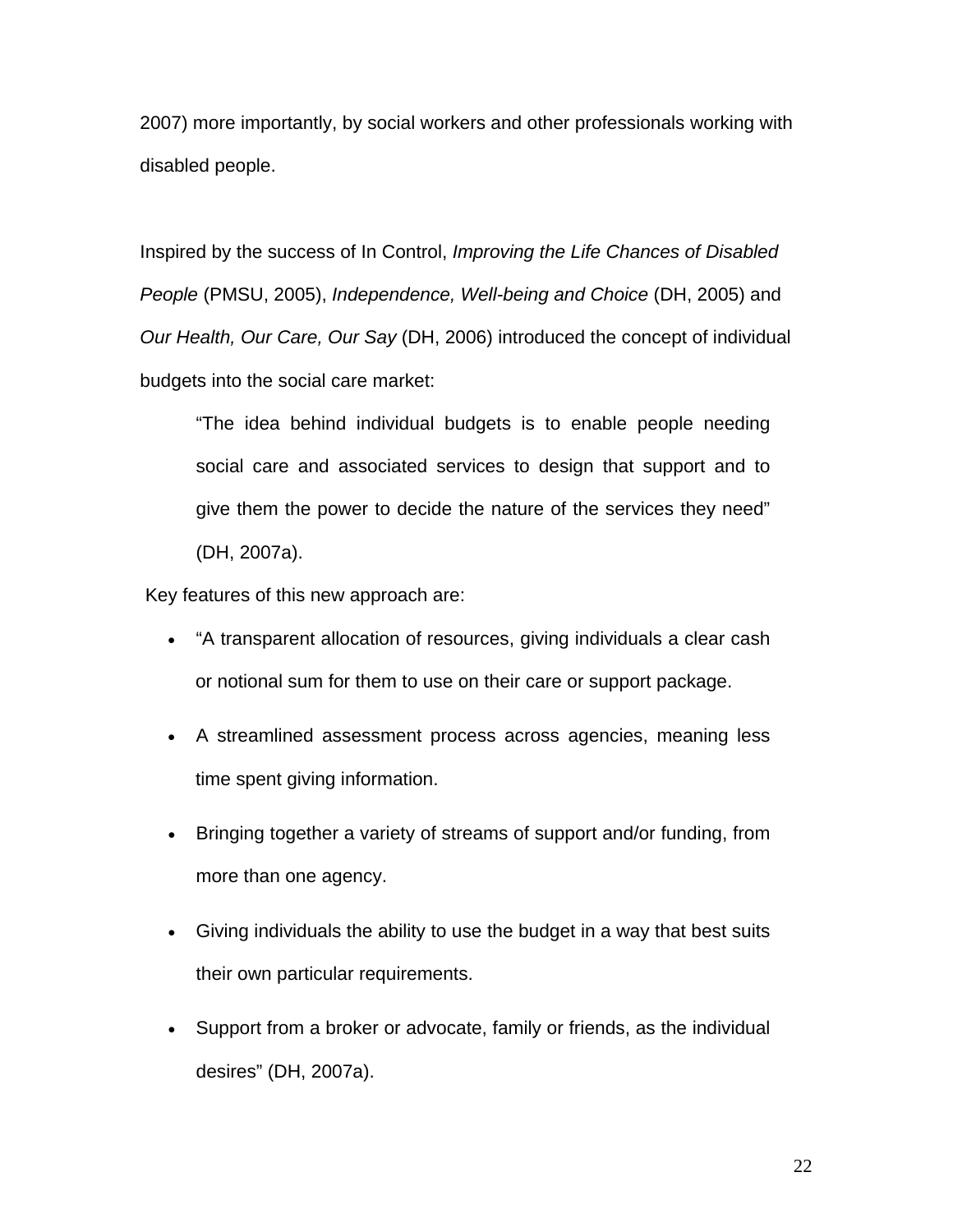2007) more importantly, by social workers and other professionals working with disabled people.

Inspired by the success of In Control, *Improving the Life Chances of Disabled People* (PMSU, 2005), *Independence, Well-being and Choice* (DH, 2005) and *Our Health, Our Care, Our Say* (DH, 2006) introduced the concept of individual budgets into the social care market:

> "The idea behind individual budgets is to enable people needing social care and associated services to design that support and to give them the power to decide the nature of the services they need" (DH, 2007a).

Key features of this new approach are:

- "A transparent allocation of resources, giving individuals a clear cash or notional sum for them to use on their care or support package.
- A streamlined assessment process across agencies, meaning less time spent giving information.
- Bringing together a variety of streams of support and/or funding, from more than one agency.
- Giving individuals the ability to use the budget in a way that best suits their own particular requirements.
- Support from a broker or advocate, family or friends, as the individual desires" (DH, 2007a).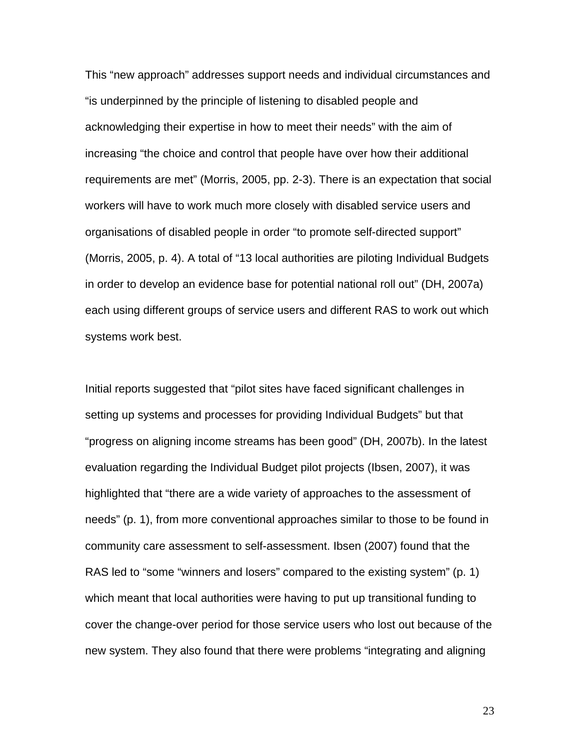This “new approach” addresses support needs and individual circumstances and “is underpinned by the principle of listening to disabled people and acknowledging their expertise in how to meet their needs” with the aim of increasing “the choice and control that people have over how their additional requirements are met” (Morris, 2005, pp. 2-3). There is an expectation that social workers will have to work much more closely with disabled service users and organisations of disabled people in order “to promote self-directed support” (Morris, 2005, p. 4). A total of “13 local authorities are piloting Individual Budgets in order to develop an evidence base for potential national roll out” (DH, 2007a) each using different groups of service users and different RAS to work out which systems work best.

Initial reports suggested that “pilot sites have faced significant challenges in setting up systems and processes for providing Individual Budgets” but that “progress on aligning income streams has been good” (DH, 2007b). In the latest evaluation regarding the Individual Budget pilot projects (Ibsen, 2007), it was highlighted that “there are a wide variety of approaches to the assessment of needs” (p. 1), from more conventional approaches similar to those to be found in community care assessment to self-assessment. Ibsen (2007) found that the RAS led to “some “winners and losers” compared to the existing system” (p. 1) which meant that local authorities were having to put up transitional funding to cover the change-over period for those service users who lost out because of the new system. They also found that there were problems “integrating and aligning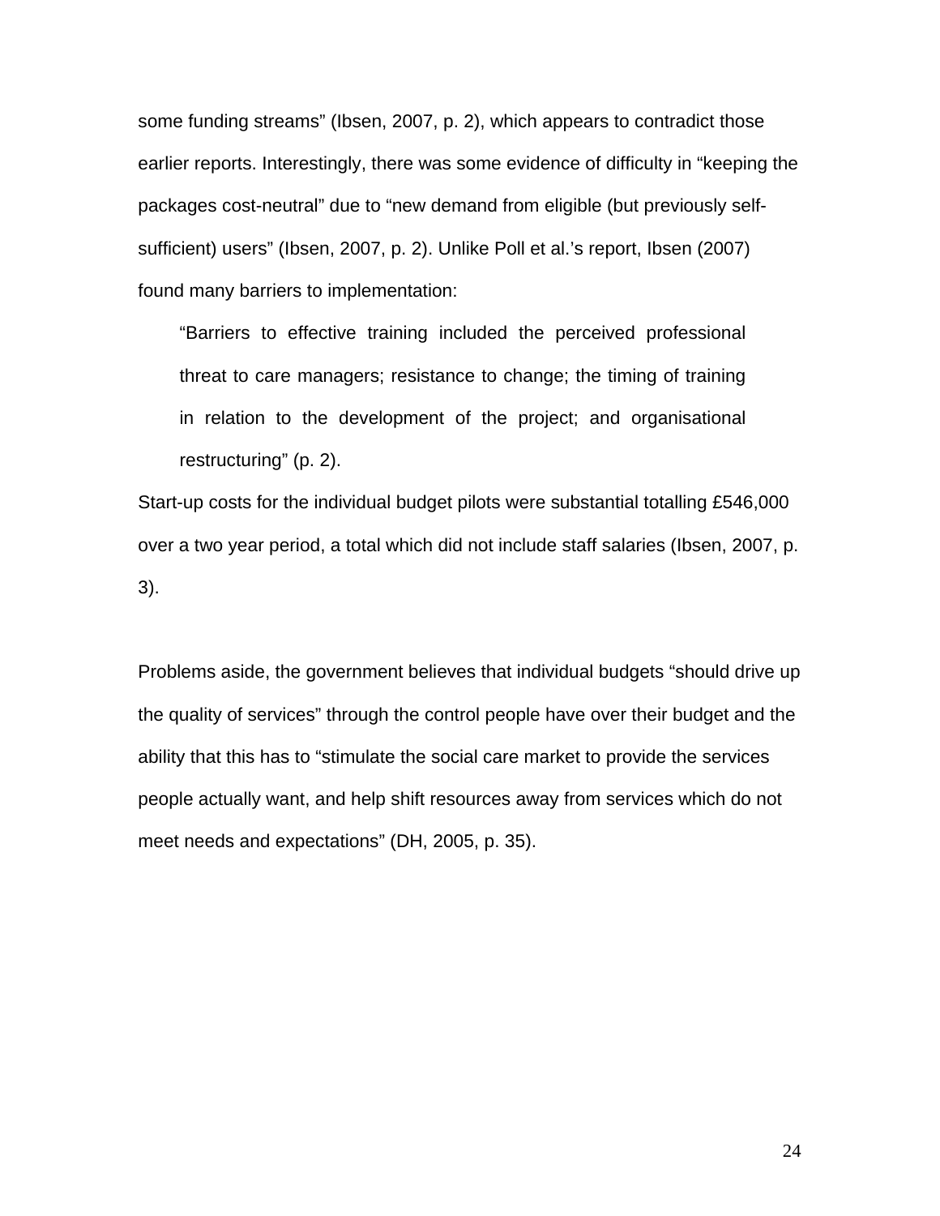some funding streams" (Ibsen, 2007, p. 2), which appears to contradict those earlier reports. Interestingly, there was some evidence of difficulty in "keeping the packages cost-neutral" due to "new demand from eligible (but previously self-sufficient) users" (Ibsen, 2007, p. 2). Unlike Poll et al.'s report, Ibsen (2007) found many barriers to implementation:

> "Barriers to effective training included the perceived professional threat to care managers; resistance to change; the timing of training in relation to the development of the project; and organisational restructuring" (p. 2).

Start-up costs for the individual budget pilots were substantial totalling £546,000 over a two year period, a total which did not include staff salaries (Ibsen, 2007, p. 3).

Problems aside, the government believes that individual budgets "should drive up the quality of services" through the control people have over their budget and the ability that this has to "stimulate the social care market to provide the services people actually want, and help shift resources away from services which do not meet needs and expectations" (DH, 2005, p. 35).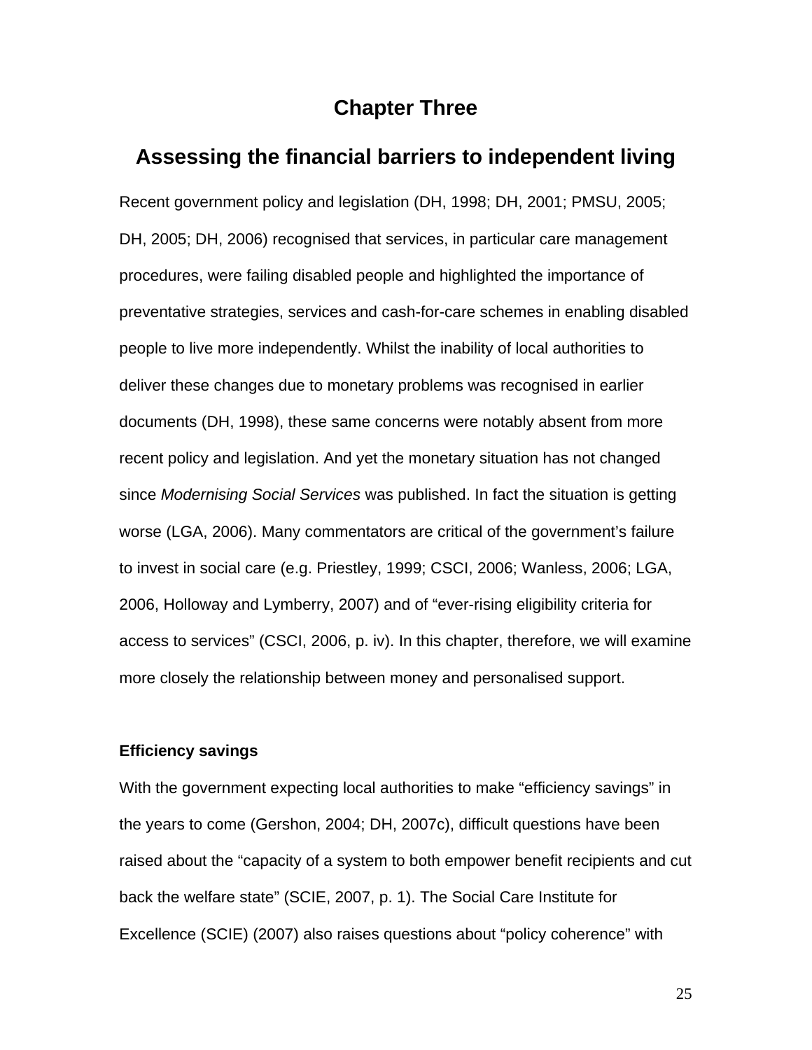# Chapter Three

## Assessing the financial barriers to independent living

Recent government policy and legislation (DH, 1998; DH, 2001; PMSU, 2005; DH, 2005; DH, 2006) recognised that services, in particular care management procedures, were failing disabled people and highlighted the importance of preventative strategies, services and cash-for-care schemes in enabling disabled people to live more independently. Whilst the inability of local authorities to deliver these changes due to monetary problems was recognised in earlier documents (DH, 1998), these same concerns were notably absent from more recent policy and legislation. And yet the monetary situation has not changed since *Modernising Social Services* was published. In fact the situation is getting worse (LGA, 2006). Many commentators are critical of the government's failure to invest in social care (e.g. Priestley, 1999; CSCI, 2006; Wanless, 2006; LGA, 2006, Holloway and Lymberry, 2007) and of "ever-rising eligibility criteria for access to services" (CSCI, 2006, p. iv). In this chapter, therefore, we will examine more closely the relationship between money and personalised support.

### Efficiency savings

With the government expecting local authorities to make "efficiency savings" in the years to come (Gershon, 2004; DH, 2007c), difficult questions have been raised about the "capacity of a system to both empower benefit recipients and cut back the welfare state" (SCIE, 2007, p. 1). The Social Care Institute for Excellence (SCIE) (2007) also raises questions about "policy coherence" with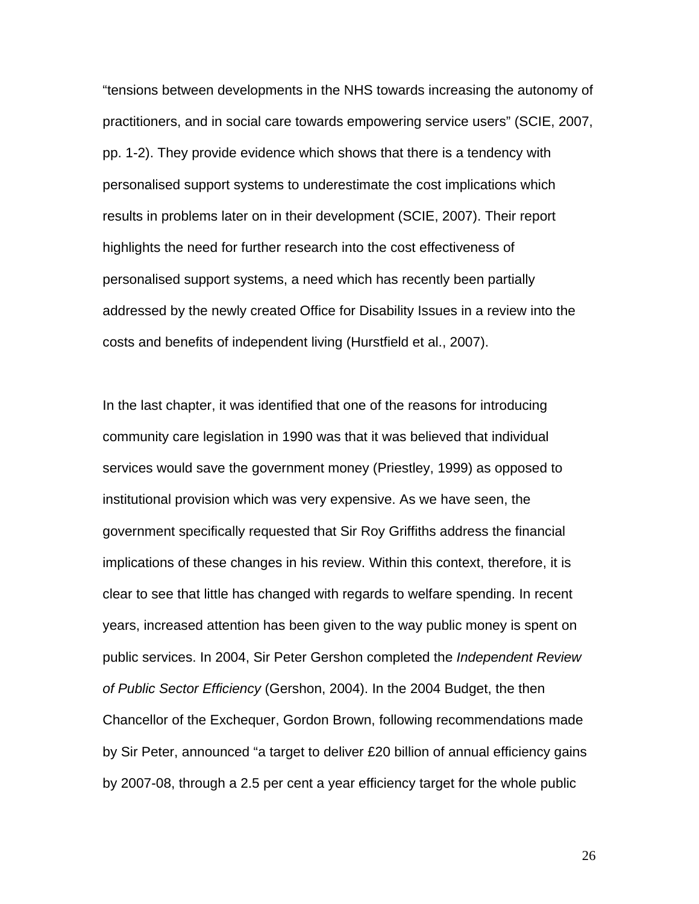“tensions between developments in the NHS towards increasing the autonomy of practitioners, and in social care towards empowering service users” (SCIE, 2007, pp. 1-2). They provide evidence which shows that there is a tendency with personalised support systems to underestimate the cost implications which results in problems later on in their development (SCIE, 2007). Their report highlights the need for further research into the cost effectiveness of personalised support systems, a need which has recently been partially addressed by the newly created Office for Disability Issues in a review into the costs and benefits of independent living (Hurstfield et al., 2007).

In the last chapter, it was identified that one of the reasons for introducing community care legislation in 1990 was that it was believed that individual services would save the government money (Priestley, 1999) as opposed to institutional provision which was very expensive. As we have seen, the government specifically requested that Sir Roy Griffiths address the financial implications of these changes in his review. Within this context, therefore, it is clear to see that little has changed with regards to welfare spending. In recent years, increased attention has been given to the way public money is spent on public services. In 2004, Sir Peter Gershon completed the *Independent Review of Public Sector Efficiency* (Gershon, 2004). In the 2004 Budget, the then Chancellor of the Exchequer, Gordon Brown, following recommendations made by Sir Peter, announced “a target to deliver £20 billion of annual efficiency gains by 2007-08, through a 2.5 per cent a year efficiency target for the whole public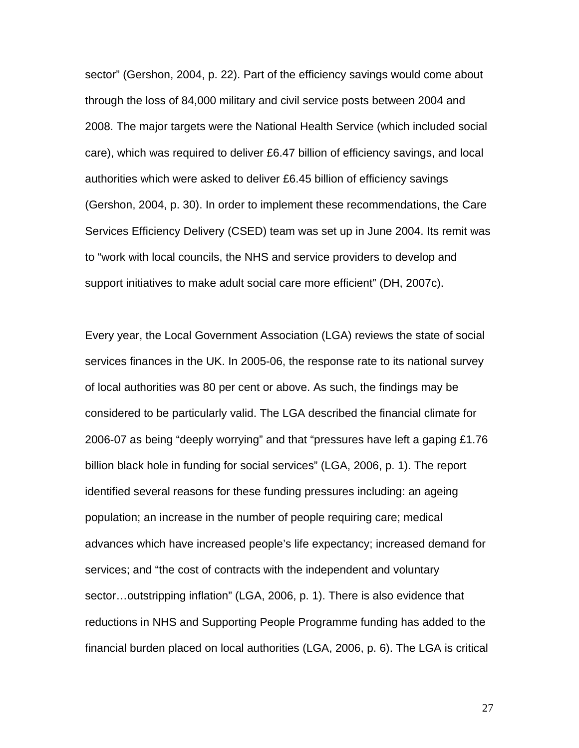sector" (Gershon, 2004, p. 22). Part of the efficiency savings would come about through the loss of 84,000 military and civil service posts between 2004 and 2008. The major targets were the National Health Service (which included social care), which was required to deliver £6.47 billion of efficiency savings, and local authorities which were asked to deliver £6.45 billion of efficiency savings (Gershon, 2004, p. 30). In order to implement these recommendations, the Care Services Efficiency Delivery (CSED) team was set up in June 2004. Its remit was to "work with local councils, the NHS and service providers to develop and support initiatives to make adult social care more efficient" (DH, 2007c).

Every year, the Local Government Association (LGA) reviews the state of social services finances in the UK. In 2005-06, the response rate to its national survey of local authorities was 80 per cent or above. As such, the findings may be considered to be particularly valid. The LGA described the financial climate for 2006-07 as being "deeply worrying" and that "pressures have left a gaping £1.76 billion black hole in funding for social services" (LGA, 2006, p. 1). The report identified several reasons for these funding pressures including: an ageing population; an increase in the number of people requiring care; medical advances which have increased people's life expectancy; increased demand for services; and "the cost of contracts with the independent and voluntary sector…outstripping inflation" (LGA, 2006, p. 1). There is also evidence that reductions in NHS and Supporting People Programme funding has added to the financial burden placed on local authorities (LGA, 2006, p. 6). The LGA is critical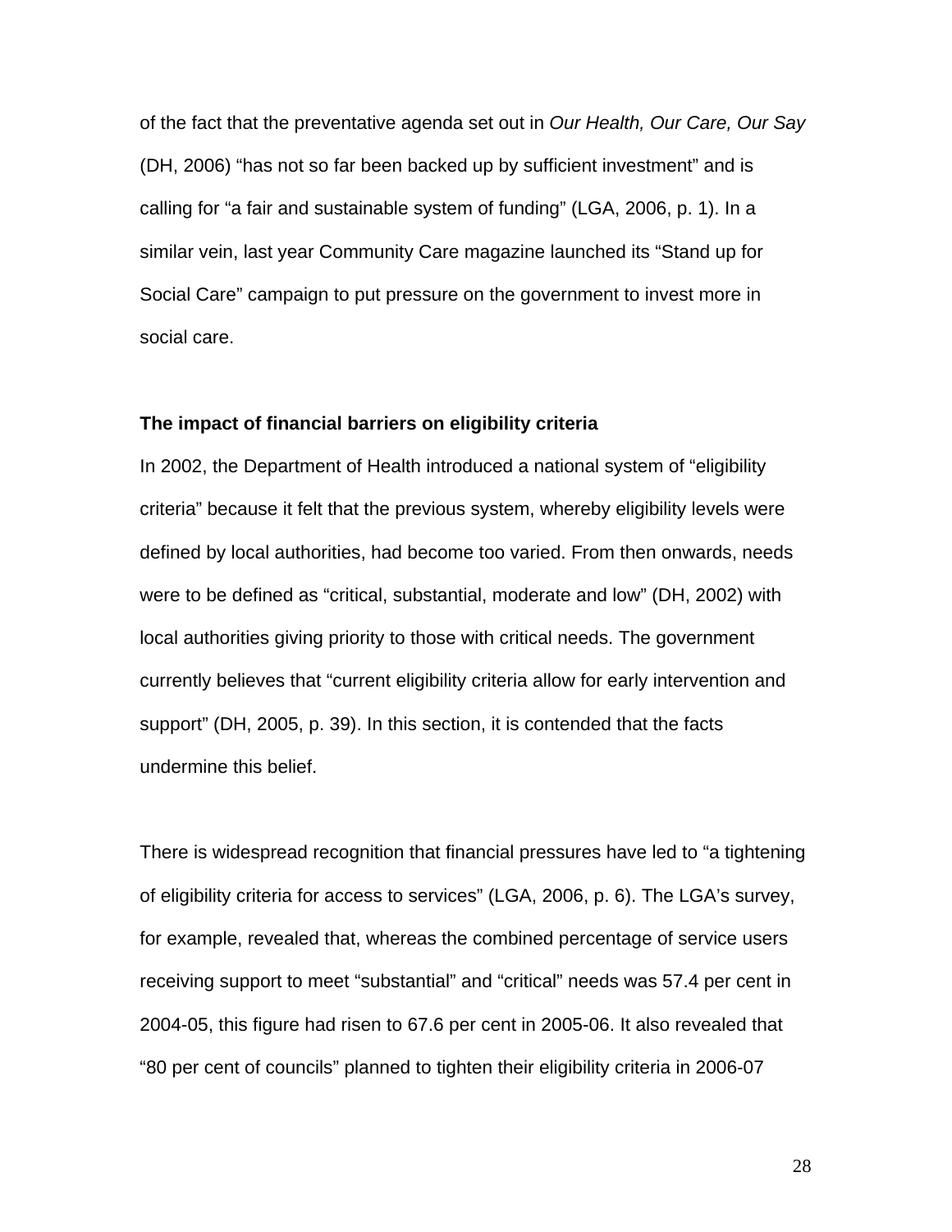of the fact that the preventative agenda set out in *Our Health, Our Care, Our Say* (DH, 2006) “has not so far been backed up by sufficient investment” and is calling for “a fair and sustainable system of funding” (LGA, 2006, p. 1). In a similar vein, last year Community Care magazine launched its “Stand up for Social Care” campaign to put pressure on the government to invest more in social care.

**The impact of financial barriers on eligibility criteria**

In 2002, the Department of Health introduced a national system of “eligibility criteria” because it felt that the previous system, whereby eligibility levels were defined by local authorities, had become too varied. From then onwards, needs were to be defined as “critical, substantial, moderate and low” (DH, 2002) with local authorities giving priority to those with critical needs. The government currently believes that “current eligibility criteria allow for early intervention and support” (DH, 2005, p. 39). In this section, it is contended that the facts undermine this belief.

There is widespread recognition that financial pressures have led to “a tightening of eligibility criteria for access to services” (LGA, 2006, p. 6). The LGA’s survey, for example, revealed that, whereas the combined percentage of service users receiving support to meet “substantial” and “critical” needs was 57.4 per cent in 2004-05, this figure had risen to 67.6 per cent in 2005-06. It also revealed that “80 per cent of councils” planned to tighten their eligibility criteria in 2006-07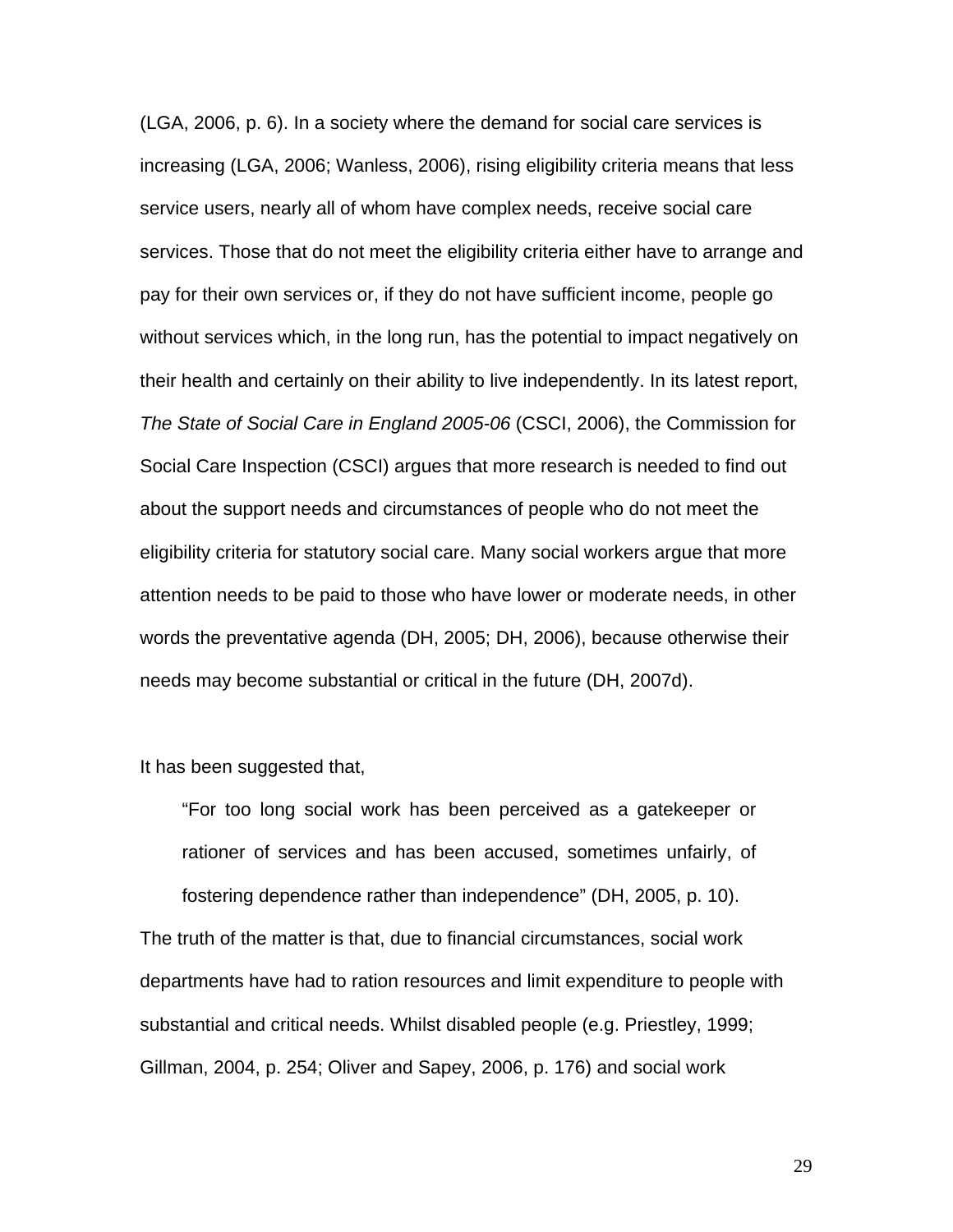(LGA, 2006, p. 6). In a society where the demand for social care services is increasing (LGA, 2006; Wanless, 2006), rising eligibility criteria means that less service users, nearly all of whom have complex needs, receive social care services. Those that do not meet the eligibility criteria either have to arrange and pay for their own services or, if they do not have sufficient income, people go without services which, in the long run, has the potential to impact negatively on their health and certainly on their ability to live independently. In its latest report, *The State of Social Care in England 2005-06* (CSCI, 2006), the Commission for Social Care Inspection (CSCI) argues that more research is needed to find out about the support needs and circumstances of people who do not meet the eligibility criteria for statutory social care. Many social workers argue that more attention needs to be paid to those who have lower or moderate needs, in other words the preventative agenda (DH, 2005; DH, 2006), because otherwise their needs may become substantial or critical in the future (DH, 2007d).

It has been suggested that,

> "For too long social work has been perceived as a gatekeeper or rationer of services and has been accused, sometimes unfairly, of fostering dependence rather than independence" (DH, 2005, p. 10).

The truth of the matter is that, due to financial circumstances, social work departments have had to ration resources and limit expenditure to people with substantial and critical needs. Whilst disabled people (e.g. Priestley, 1999; Gillman, 2004, p. 254; Oliver and Sapey, 2006, p. 176) and social work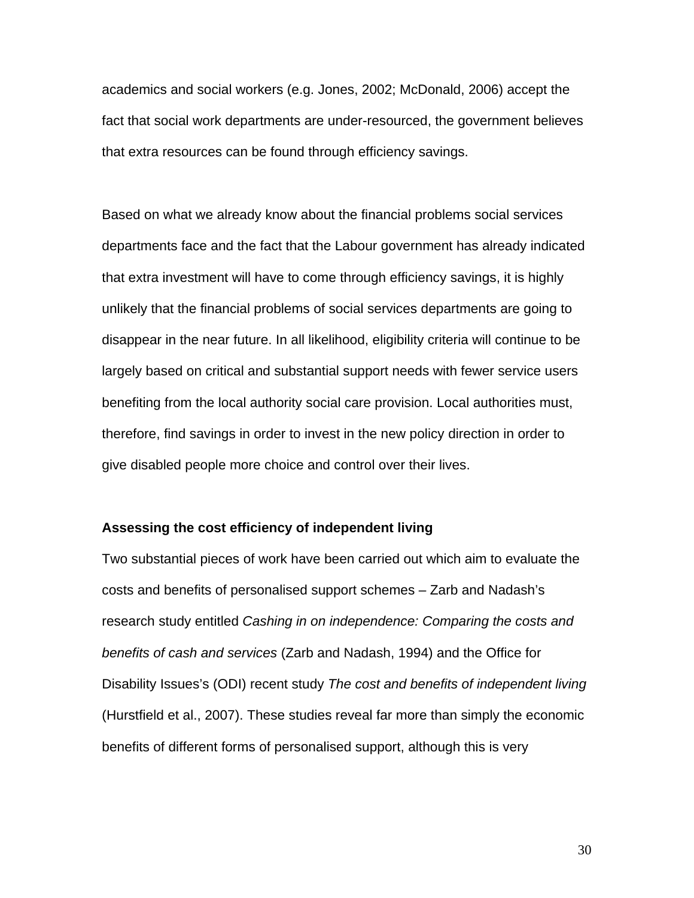academics and social workers (e.g. Jones, 2002; McDonald, 2006) accept the fact that social work departments are under-resourced, the government believes that extra resources can be found through efficiency savings.

Based on what we already know about the financial problems social services departments face and the fact that the Labour government has already indicated that extra investment will have to come through efficiency savings, it is highly unlikely that the financial problems of social services departments are going to disappear in the near future. In all likelihood, eligibility criteria will continue to be largely based on critical and substantial support needs with fewer service users benefiting from the local authority social care provision. Local authorities must, therefore, find savings in order to invest in the new policy direction in order to give disabled people more choice and control over their lives.

**Assessing the cost efficiency of independent living**

Two substantial pieces of work have been carried out which aim to evaluate the costs and benefits of personalised support schemes – Zarb and Nadash's research study entitled *Cashing in on independence: Comparing the costs and benefits of cash and services* (Zarb and Nadash, 1994) and the Office for Disability Issues's (ODI) recent study *The cost and benefits of independent living* (Hurstfield et al., 2007). These studies reveal far more than simply the economic benefits of different forms of personalised support, although this is very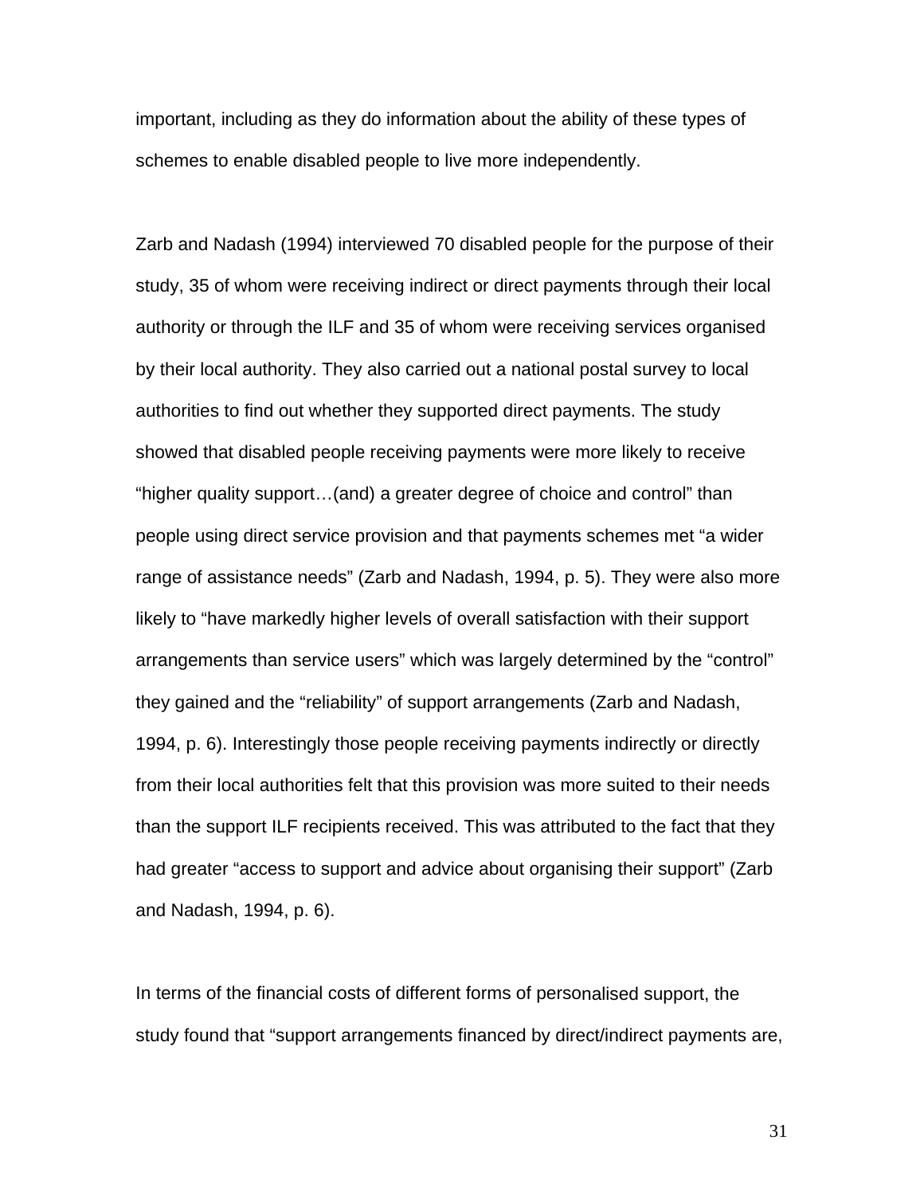important, including as they do information about the ability of these types of schemes to enable disabled people to live more independently.

Zarb and Nadash (1994) interviewed 70 disabled people for the purpose of their study, 35 of whom were receiving indirect or direct payments through their local authority or through the ILF and 35 of whom were receiving services organised by their local authority. They also carried out a national postal survey to local authorities to find out whether they supported direct payments. The study showed that disabled people receiving payments were more likely to receive "higher quality support…(and) a greater degree of choice and control" than people using direct service provision and that payments schemes met "a wider range of assistance needs" (Zarb and Nadash, 1994, p. 5). They were also more likely to "have markedly higher levels of overall satisfaction with their support arrangements than service users" which was largely determined by the "control" they gained and the "reliability" of support arrangements (Zarb and Nadash, 1994, p. 6). Interestingly those people receiving payments indirectly or directly from their local authorities felt that this provision was more suited to their needs than the support ILF recipients received. This was attributed to the fact that they had greater "access to support and advice about organising their support" (Zarb and Nadash, 1994, p. 6).

In terms of the financial costs of different forms of personalised support, the study found that "support arrangements financed by direct/indirect payments are,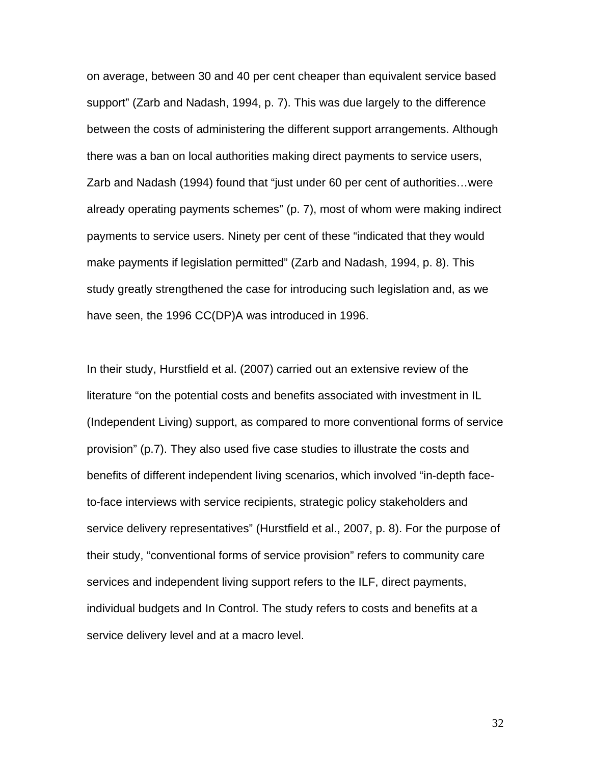on average, between 30 and 40 per cent cheaper than equivalent service based support" (Zarb and Nadash, 1994, p. 7). This was due largely to the difference between the costs of administering the different support arrangements. Although there was a ban on local authorities making direct payments to service users, Zarb and Nadash (1994) found that "just under 60 per cent of authorities…were already operating payments schemes" (p. 7), most of whom were making indirect payments to service users. Ninety per cent of these "indicated that they would make payments if legislation permitted" (Zarb and Nadash, 1994, p. 8). This study greatly strengthened the case for introducing such legislation and, as we have seen, the 1996 CC(DP)A was introduced in 1996.

In their study, Hurstfield et al. (2007) carried out an extensive review of the literature "on the potential costs and benefits associated with investment in IL (Independent Living) support, as compared to more conventional forms of service provision" (p.7). They also used five case studies to illustrate the costs and benefits of different independent living scenarios, which involved "in-depth face-to-face interviews with service recipients, strategic policy stakeholders and service delivery representatives" (Hurstfield et al., 2007, p. 8). For the purpose of their study, "conventional forms of service provision" refers to community care services and independent living support refers to the ILF, direct payments, individual budgets and In Control. The study refers to costs and benefits at a service delivery level and at a macro level.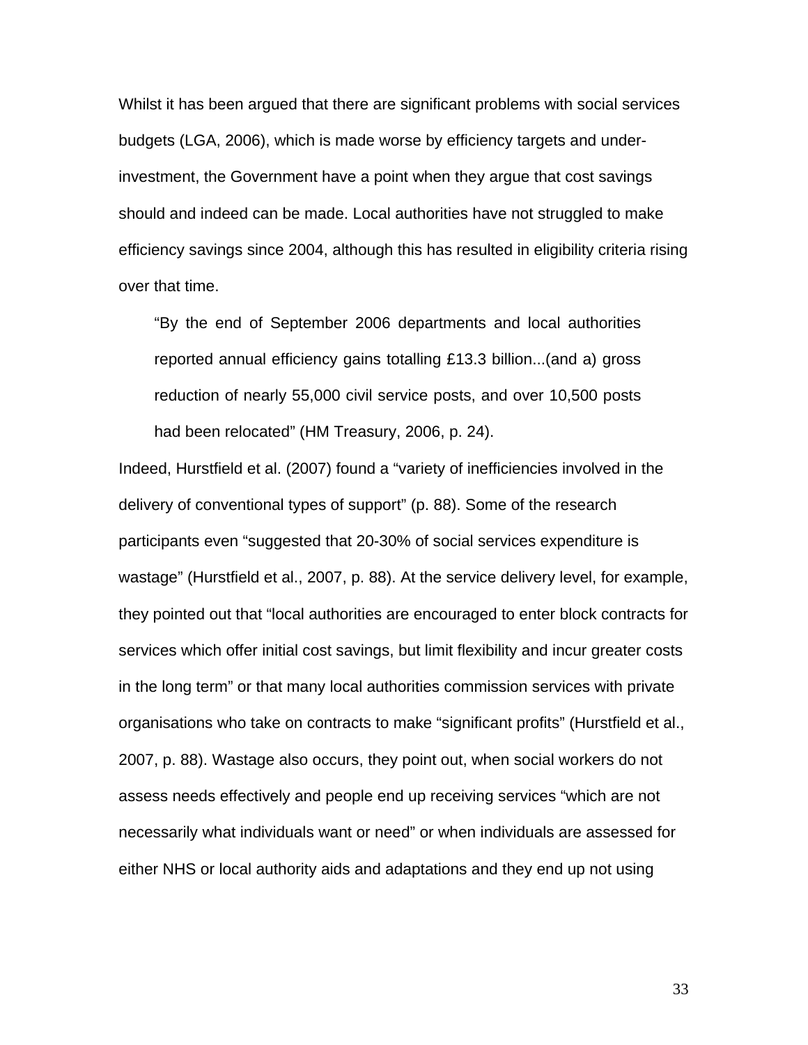Whilst it has been argued that there are significant problems with social services budgets (LGA, 2006), which is made worse by efficiency targets and under-investment, the Government have a point when they argue that cost savings should and indeed can be made. Local authorities have not struggled to make efficiency savings since 2004, although this has resulted in eligibility criteria rising over that time.

> "By the end of September 2006 departments and local authorities reported annual efficiency gains totalling £13.3 billion...(and a) gross reduction of nearly 55,000 civil service posts, and over 10,500 posts had been relocated" (HM Treasury, 2006, p. 24).

Indeed, Hurstfield et al. (2007) found a "variety of inefficiencies involved in the delivery of conventional types of support" (p. 88). Some of the research participants even "suggested that 20-30% of social services expenditure is wastage" (Hurstfield et al., 2007, p. 88). At the service delivery level, for example, they pointed out that "local authorities are encouraged to enter block contracts for services which offer initial cost savings, but limit flexibility and incur greater costs in the long term" or that many local authorities commission services with private organisations who take on contracts to make "significant profits" (Hurstfield et al., 2007, p. 88). Wastage also occurs, they point out, when social workers do not assess needs effectively and people end up receiving services "which are not necessarily what individuals want or need" or when individuals are assessed for either NHS or local authority aids and adaptations and they end up not using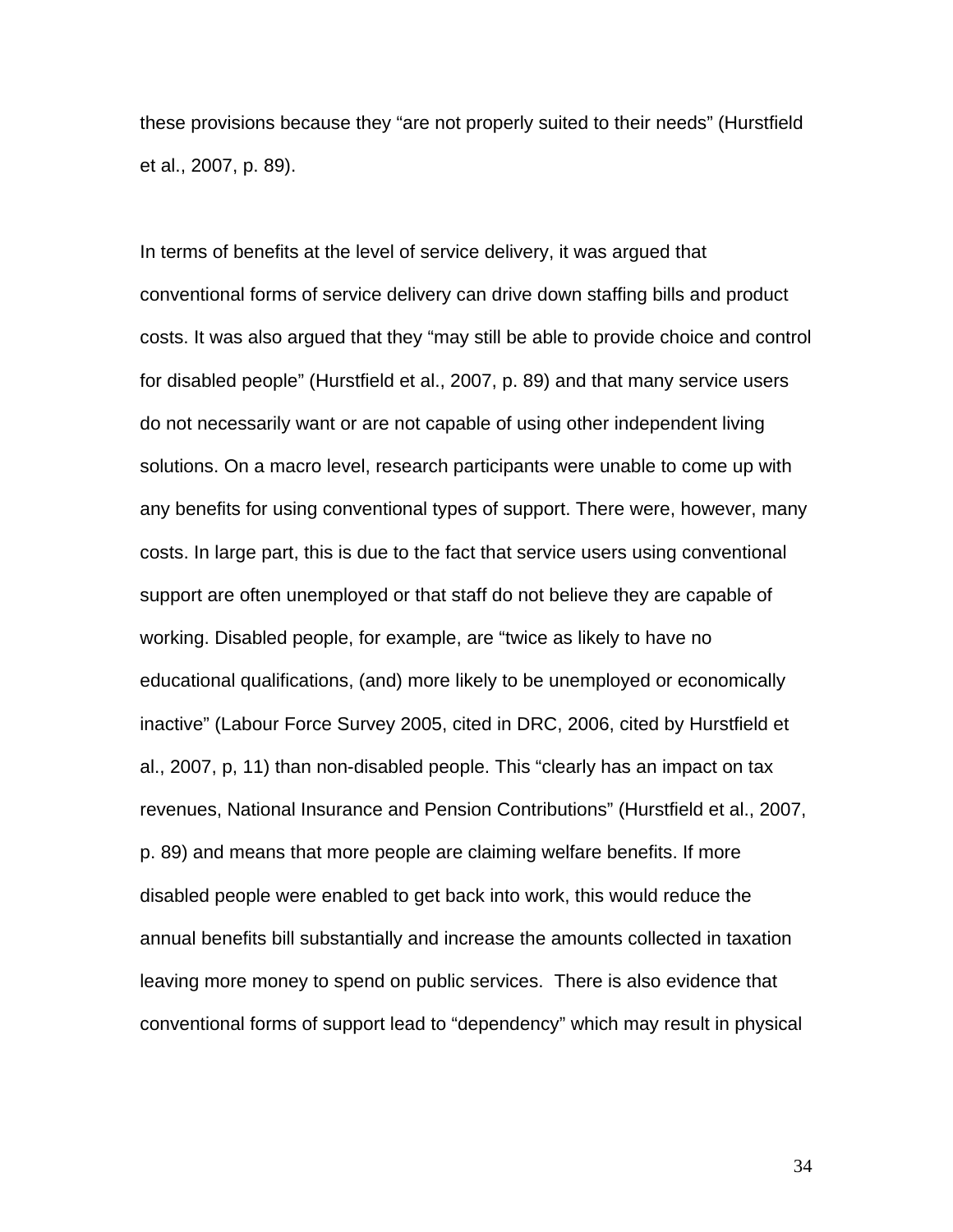these provisions because they “are not properly suited to their needs” (Hurstfield et al., 2007, p. 89).

In terms of benefits at the level of service delivery, it was argued that conventional forms of service delivery can drive down staffing bills and product costs. It was also argued that they “may still be able to provide choice and control for disabled people” (Hurstfield et al., 2007, p. 89) and that many service users do not necessarily want or are not capable of using other independent living solutions. On a macro level, research participants were unable to come up with any benefits for using conventional types of support. There were, however, many costs. In large part, this is due to the fact that service users using conventional support are often unemployed or that staff do not believe they are capable of working. Disabled people, for example, are “twice as likely to have no educational qualifications, (and) more likely to be unemployed or economically inactive” (Labour Force Survey 2005, cited in DRC, 2006, cited by Hurstfield et al., 2007, p, 11) than non-disabled people. This “clearly has an impact on tax revenues, National Insurance and Pension Contributions” (Hurstfield et al., 2007, p. 89) and means that more people are claiming welfare benefits. If more disabled people were enabled to get back into work, this would reduce the annual benefits bill substantially and increase the amounts collected in taxation leaving more money to spend on public services.  There is also evidence that conventional forms of support lead to “dependency” which may result in physical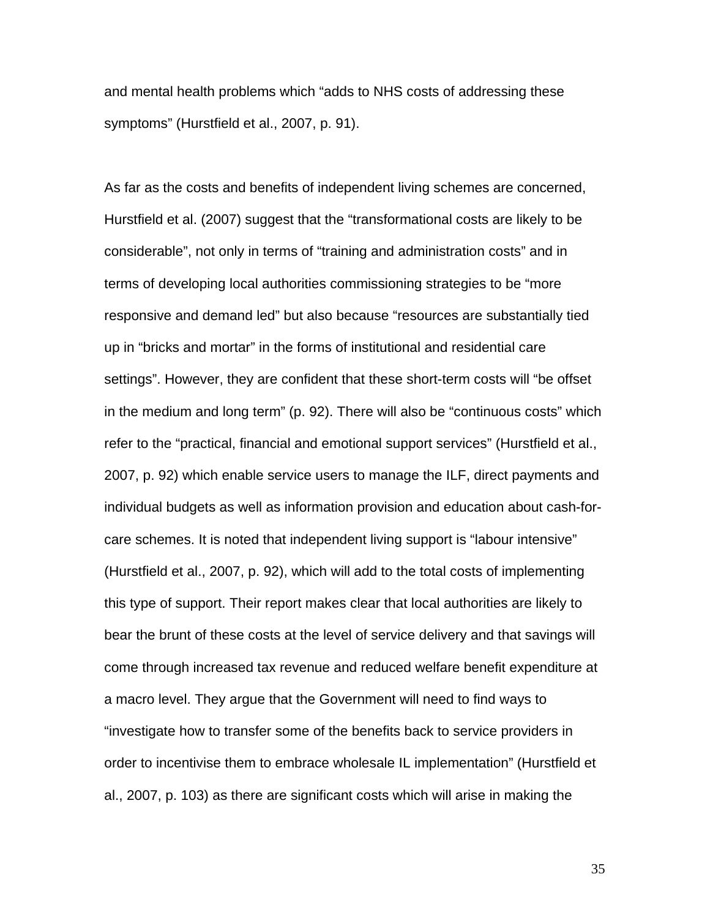and mental health problems which “adds to NHS costs of addressing these symptoms” (Hurstfield et al., 2007, p. 91).

As far as the costs and benefits of independent living schemes are concerned, Hurstfield et al. (2007) suggest that the “transformational costs are likely to be considerable”, not only in terms of “training and administration costs” and in terms of developing local authorities commissioning strategies to be “more responsive and demand led” but also because “resources are substantially tied up in “bricks and mortar” in the forms of institutional and residential care settings”. However, they are confident that these short-term costs will “be offset in the medium and long term” (p. 92). There will also be “continuous costs” which refer to the “practical, financial and emotional support services” (Hurstfield et al., 2007, p. 92) which enable service users to manage the ILF, direct payments and individual budgets as well as information provision and education about cash-for-care schemes. It is noted that independent living support is “labour intensive” (Hurstfield et al., 2007, p. 92), which will add to the total costs of implementing this type of support. Their report makes clear that local authorities are likely to bear the brunt of these costs at the level of service delivery and that savings will come through increased tax revenue and reduced welfare benefit expenditure at a macro level. They argue that the Government will need to find ways to “investigate how to transfer some of the benefits back to service providers in order to incentivise them to embrace wholesale IL implementation” (Hurstfield et al., 2007, p. 103) as there are significant costs which will arise in making the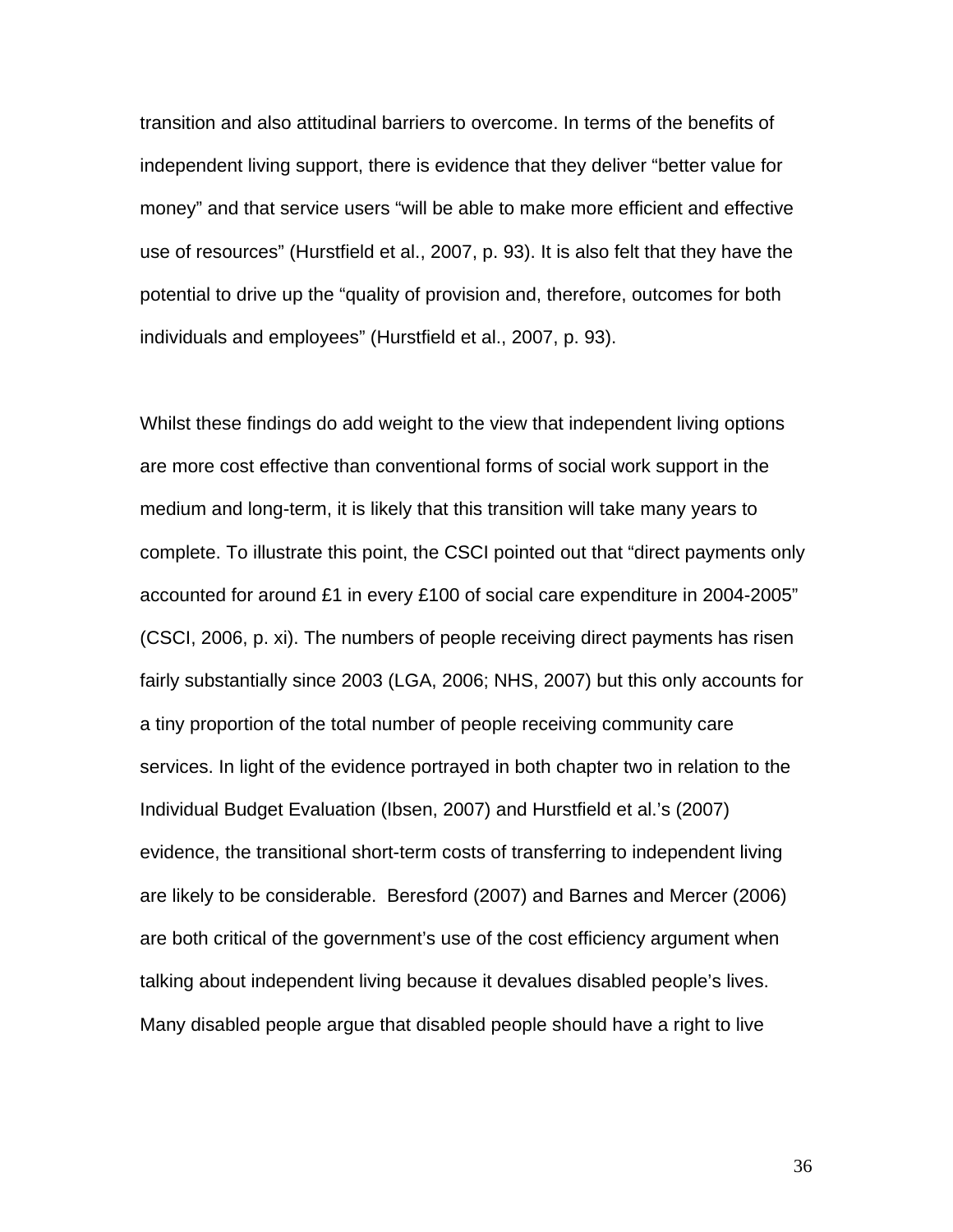transition and also attitudinal barriers to overcome. In terms of the benefits of independent living support, there is evidence that they deliver "better value for money" and that service users "will be able to make more efficient and effective use of resources" (Hurstfield et al., 2007, p. 93). It is also felt that they have the potential to drive up the "quality of provision and, therefore, outcomes for both individuals and employees" (Hurstfield et al., 2007, p. 93).

Whilst these findings do add weight to the view that independent living options are more cost effective than conventional forms of social work support in the medium and long-term, it is likely that this transition will take many years to complete. To illustrate this point, the CSCI pointed out that "direct payments only accounted for around £1 in every £100 of social care expenditure in 2004-2005" (CSCI, 2006, p. xi). The numbers of people receiving direct payments has risen fairly substantially since 2003 (LGA, 2006; NHS, 2007) but this only accounts for a tiny proportion of the total number of people receiving community care services. In light of the evidence portrayed in both chapter two in relation to the Individual Budget Evaluation (Ibsen, 2007) and Hurstfield et al.'s (2007) evidence, the transitional short-term costs of transferring to independent living are likely to be considerable. Beresford (2007) and Barnes and Mercer (2006) are both critical of the government's use of the cost efficiency argument when talking about independent living because it devalues disabled people's lives. Many disabled people argue that disabled people should have a right to live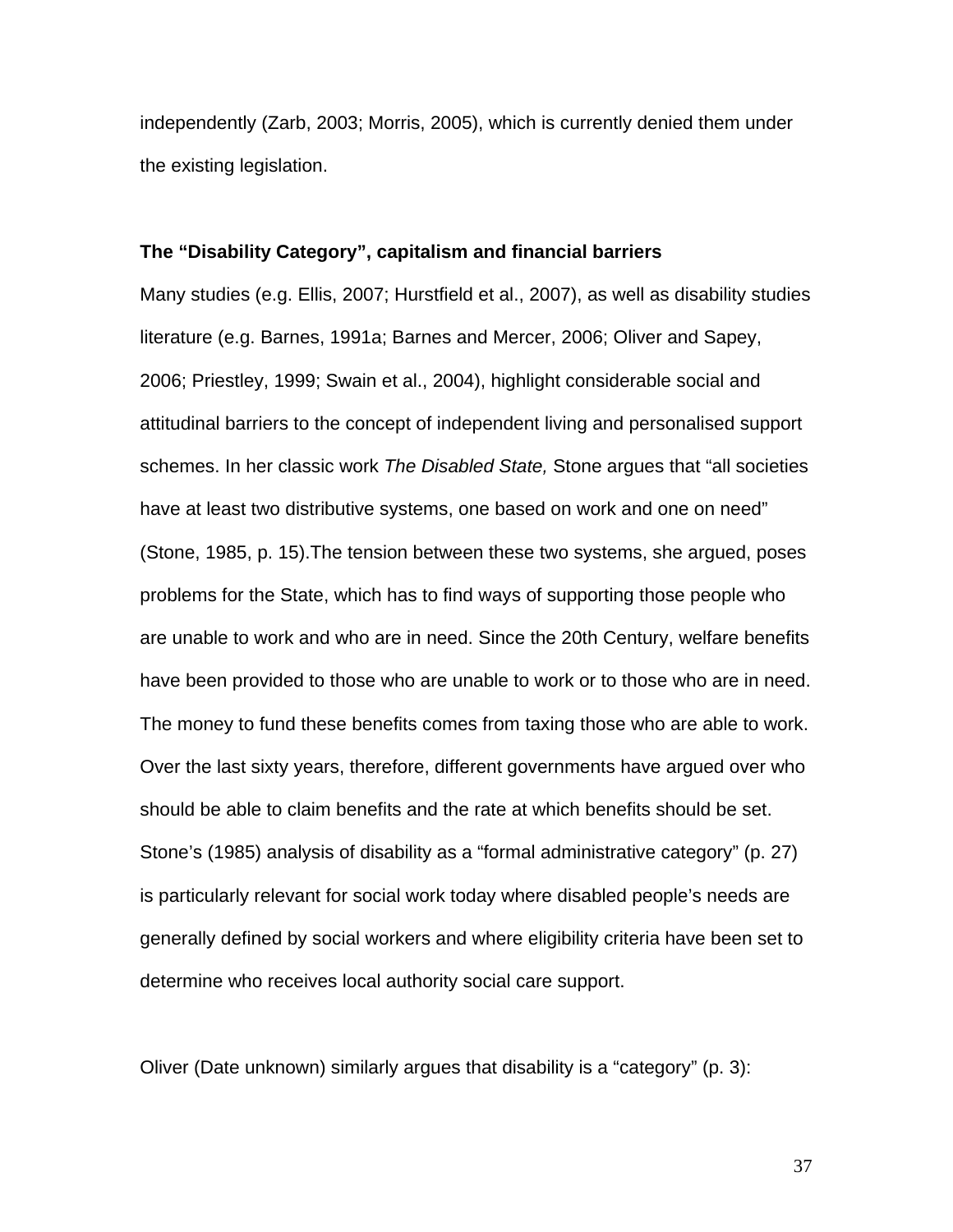independently (Zarb, 2003; Morris, 2005), which is currently denied them under the existing legislation.

**The "Disability Category", capitalism and financial barriers**

Many studies (e.g. Ellis, 2007; Hurstfield et al., 2007), as well as disability studies literature (e.g. Barnes, 1991a; Barnes and Mercer, 2006; Oliver and Sapey, 2006; Priestley, 1999; Swain et al., 2004), highlight considerable social and attitudinal barriers to the concept of independent living and personalised support schemes. In her classic work *The Disabled State,* Stone argues that "all societies have at least two distributive systems, one based on work and one on need" (Stone, 1985, p. 15).The tension between these two systems, she argued, poses problems for the State, which has to find ways of supporting those people who are unable to work and who are in need. Since the 20th Century, welfare benefits have been provided to those who are unable to work or to those who are in need. The money to fund these benefits comes from taxing those who are able to work. Over the last sixty years, therefore, different governments have argued over who should be able to claim benefits and the rate at which benefits should be set. Stone's (1985) analysis of disability as a "formal administrative category" (p. 27) is particularly relevant for social work today where disabled people's needs are generally defined by social workers and where eligibility criteria have been set to determine who receives local authority social care support.

Oliver (Date unknown) similarly argues that disability is a "category" (p. 3):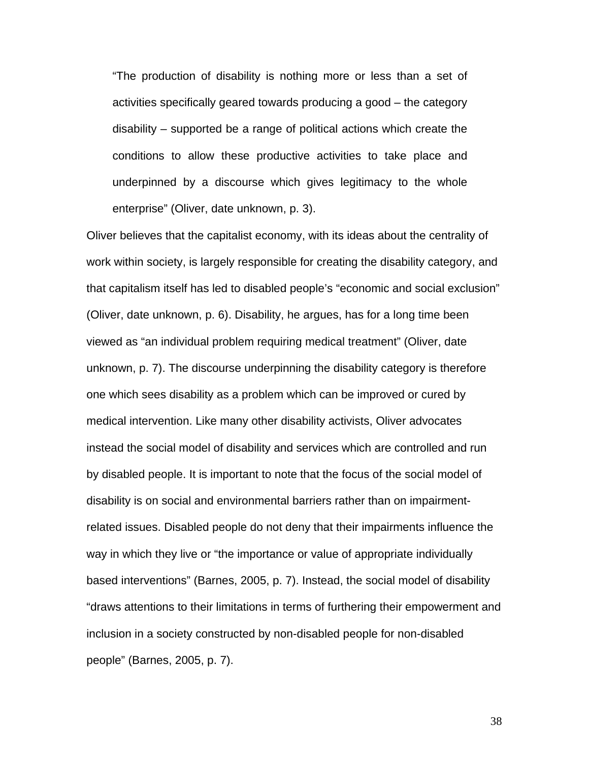> "The production of disability is nothing more or less than a set of activities specifically geared towards producing a good – the category disability – supported be a range of political actions which create the conditions to allow these productive activities to take place and underpinned by a discourse which gives legitimacy to the whole enterprise" (Oliver, date unknown, p. 3).

Oliver believes that the capitalist economy, with its ideas about the centrality of work within society, is largely responsible for creating the disability category, and that capitalism itself has led to disabled people's "economic and social exclusion" (Oliver, date unknown, p. 6). Disability, he argues, has for a long time been viewed as "an individual problem requiring medical treatment" (Oliver, date unknown, p. 7). The discourse underpinning the disability category is therefore one which sees disability as a problem which can be improved or cured by medical intervention. Like many other disability activists, Oliver advocates instead the social model of disability and services which are controlled and run by disabled people. It is important to note that the focus of the social model of disability is on social and environmental barriers rather than on impairment-related issues. Disabled people do not deny that their impairments influence the way in which they live or "the importance or value of appropriate individually based interventions" (Barnes, 2005, p. 7). Instead, the social model of disability "draws attentions to their limitations in terms of furthering their empowerment and inclusion in a society constructed by non-disabled people for non-disabled people" (Barnes, 2005, p. 7).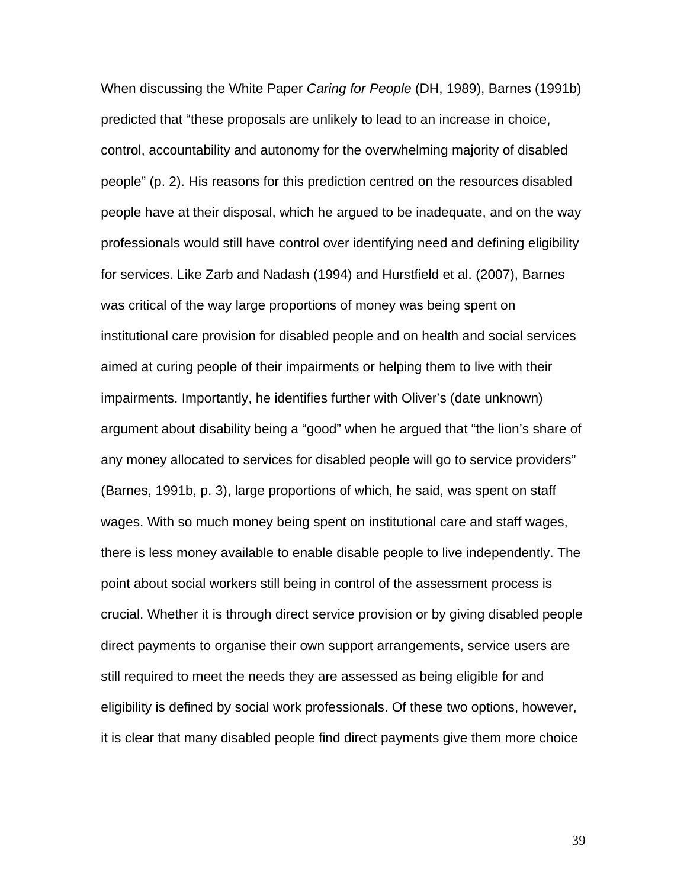When discussing the White Paper *Caring for People* (DH, 1989), Barnes (1991b) predicted that "these proposals are unlikely to lead to an increase in choice, control, accountability and autonomy for the overwhelming majority of disabled people" (p. 2). His reasons for this prediction centred on the resources disabled people have at their disposal, which he argued to be inadequate, and on the way professionals would still have control over identifying need and defining eligibility for services. Like Zarb and Nadash (1994) and Hurstfield et al. (2007), Barnes was critical of the way large proportions of money was being spent on institutional care provision for disabled people and on health and social services aimed at curing people of their impairments or helping them to live with their impairments. Importantly, he identifies further with Oliver's (date unknown) argument about disability being a "good" when he argued that "the lion's share of any money allocated to services for disabled people will go to service providers" (Barnes, 1991b, p. 3), large proportions of which, he said, was spent on staff wages. With so much money being spent on institutional care and staff wages, there is less money available to enable disable people to live independently. The point about social workers still being in control of the assessment process is crucial. Whether it is through direct service provision or by giving disabled people direct payments to organise their own support arrangements, service users are still required to meet the needs they are assessed as being eligible for and eligibility is defined by social work professionals. Of these two options, however, it is clear that many disabled people find direct payments give them more choice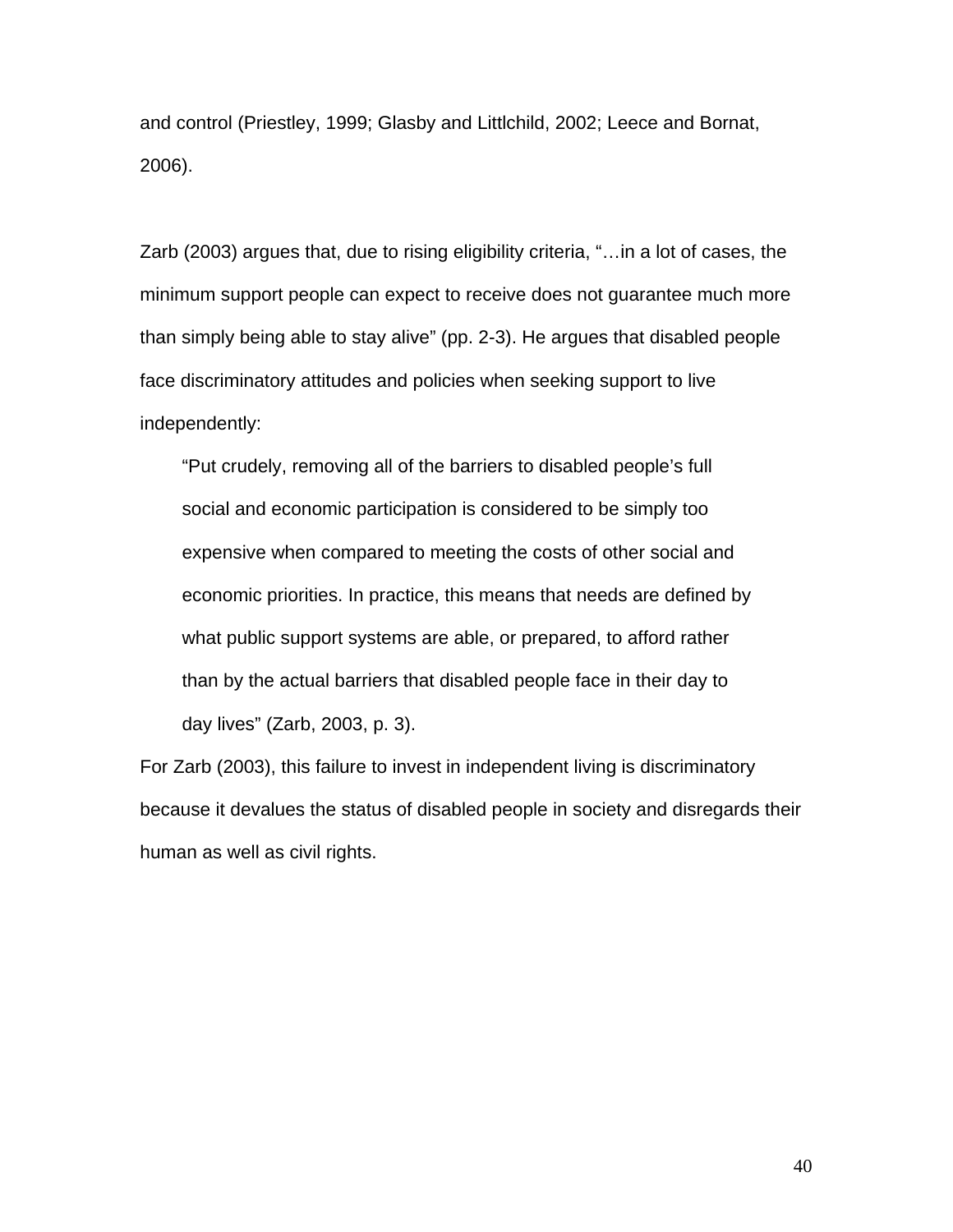and control (Priestley, 1999; Glasby and Littlchild, 2002; Leece and Bornat, 2006).

Zarb (2003) argues that, due to rising eligibility criteria, "…in a lot of cases, the minimum support people can expect to receive does not guarantee much more than simply being able to stay alive" (pp. 2-3). He argues that disabled people face discriminatory attitudes and policies when seeking support to live independently:

> "Put crudely, removing all of the barriers to disabled people's full social and economic participation is considered to be simply too expensive when compared to meeting the costs of other social and economic priorities. In practice, this means that needs are defined by what public support systems are able, or prepared, to afford rather than by the actual barriers that disabled people face in their day to day lives" (Zarb, 2003, p. 3).

For Zarb (2003), this failure to invest in independent living is discriminatory because it devalues the status of disabled people in society and disregards their human as well as civil rights.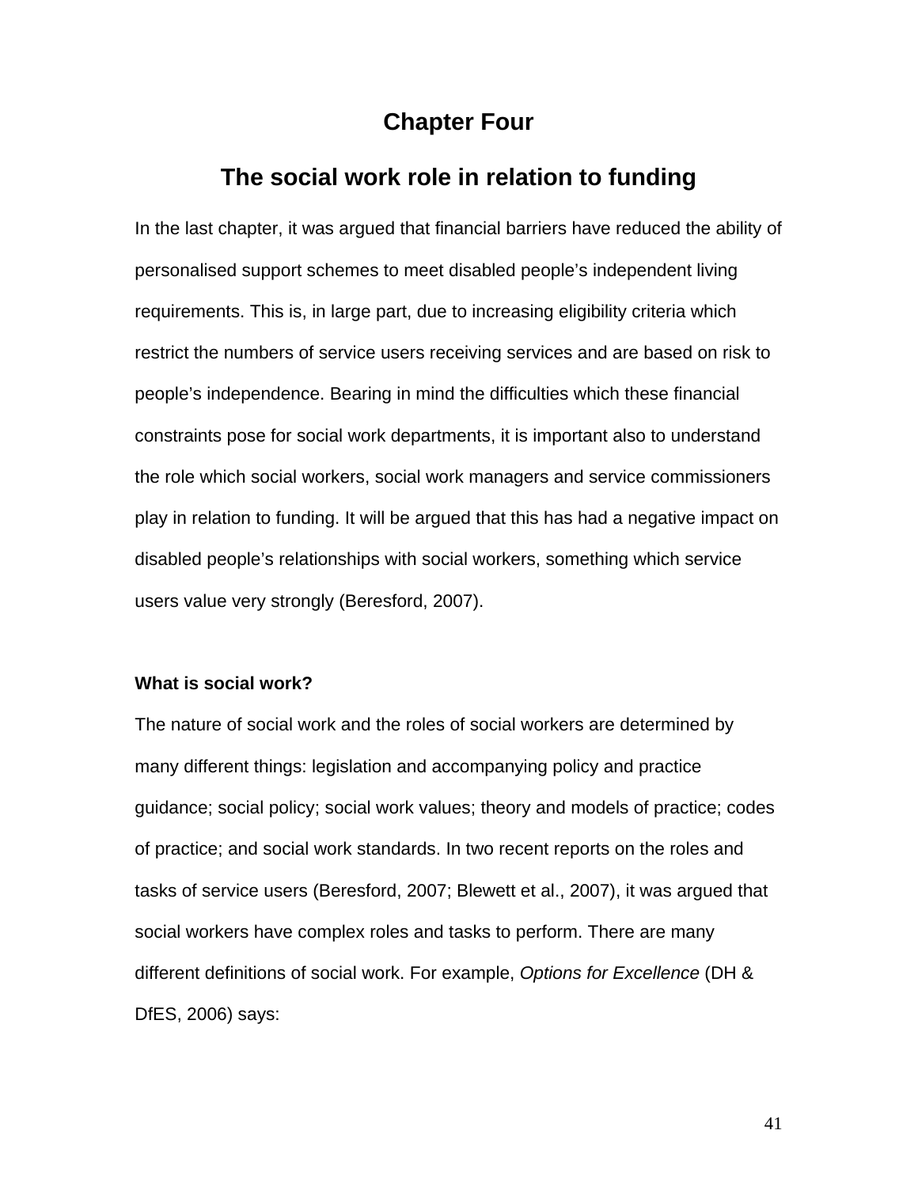# Chapter Four

## The social work role in relation to funding

In the last chapter, it was argued that financial barriers have reduced the ability of personalised support schemes to meet disabled people's independent living requirements. This is, in large part, due to increasing eligibility criteria which restrict the numbers of service users receiving services and are based on risk to people's independence. Bearing in mind the difficulties which these financial constraints pose for social work departments, it is important also to understand the role which social workers, social work managers and service commissioners play in relation to funding. It will be argued that this has had a negative impact on disabled people's relationships with social workers, something which service users value very strongly (Beresford, 2007).

### What is social work?

The nature of social work and the roles of social workers are determined by many different things: legislation and accompanying policy and practice guidance; social policy; social work values; theory and models of practice; codes of practice; and social work standards. In two recent reports on the roles and tasks of service users (Beresford, 2007; Blewett et al., 2007), it was argued that social workers have complex roles and tasks to perform. There are many different definitions of social work. For example, *Options for Excellence* (DH & DfES, 2006) says: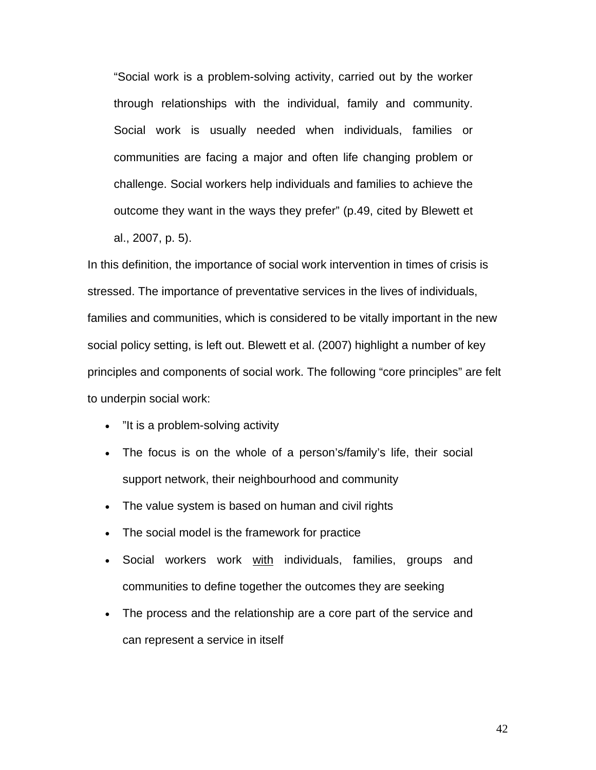> "Social work is a problem-solving activity, carried out by the worker through relationships with the individual, family and community. Social work is usually needed when individuals, families or communities are facing a major and often life changing problem or challenge. Social workers help individuals and families to achieve the outcome they want in the ways they prefer" (p.49, cited by Blewett et al., 2007, p. 5).

In this definition, the importance of social work intervention in times of crisis is stressed. The importance of preventative services in the lives of individuals, families and communities, which is considered to be vitally important in the new social policy setting, is left out. Blewett et al. (2007) highlight a number of key principles and components of social work. The following "core principles" are felt to underpin social work:

- "It is a problem-solving activity
- The focus is on the whole of a person's/family's life, their social support network, their neighbourhood and community
- The value system is based on human and civil rights
- The social model is the framework for practice
- Social workers work <u>with</u> individuals, families, groups and communities to define together the outcomes they are seeking
- The process and the relationship are a core part of the service and can represent a service in itself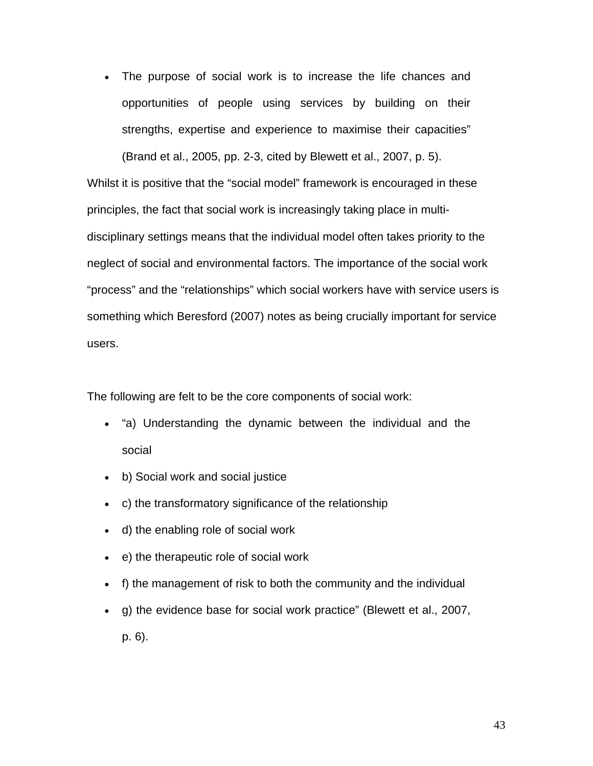- The purpose of social work is to increase the life chances and opportunities of people using services by building on their strengths, expertise and experience to maximise their capacities" (Brand et al., 2005, pp. 2-3, cited by Blewett et al., 2007, p. 5).

Whilst it is positive that the "social model" framework is encouraged in these principles, the fact that social work is increasingly taking place in multi-disciplinary settings means that the individual model often takes priority to the neglect of social and environmental factors. The importance of the social work "process" and the "relationships" which social workers have with service users is something which Beresford (2007) notes as being crucially important for service users.

The following are felt to be the core components of social work:

- "a) Understanding the dynamic between the individual and the social
- b) Social work and social justice
- c) the transformatory significance of the relationship
- d) the enabling role of social work
- e) the therapeutic role of social work
- f) the management of risk to both the community and the individual
- g) the evidence base for social work practice" (Blewett et al., 2007, p. 6).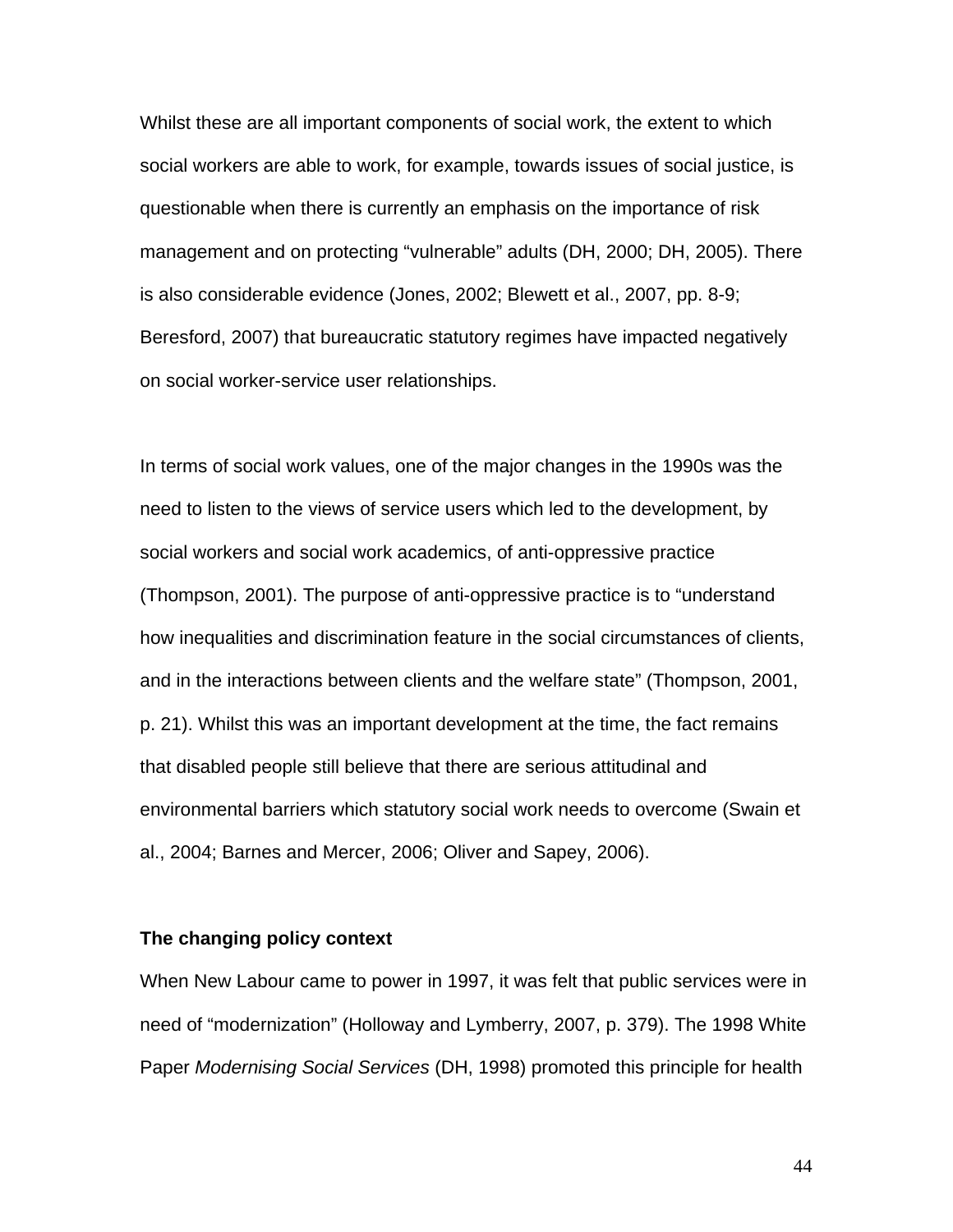Whilst these are all important components of social work, the extent to which social workers are able to work, for example, towards issues of social justice, is questionable when there is currently an emphasis on the importance of risk management and on protecting “vulnerable” adults (DH, 2000; DH, 2005). There is also considerable evidence (Jones, 2002; Blewett et al., 2007, pp. 8-9; Beresford, 2007) that bureaucratic statutory regimes have impacted negatively on social worker-service user relationships.

In terms of social work values, one of the major changes in the 1990s was the need to listen to the views of service users which led to the development, by social workers and social work academics, of anti-oppressive practice (Thompson, 2001). The purpose of anti-oppressive practice is to “understand how inequalities and discrimination feature in the social circumstances of clients, and in the interactions between clients and the welfare state” (Thompson, 2001, p. 21). Whilst this was an important development at the time, the fact remains that disabled people still believe that there are serious attitudinal and environmental barriers which statutory social work needs to overcome (Swain et al., 2004; Barnes and Mercer, 2006; Oliver and Sapey, 2006).

**The changing policy context**

When New Labour came to power in 1997, it was felt that public services were in need of “modernization” (Holloway and Lymberry, 2007, p. 379). The 1998 White Paper *Modernising Social Services* (DH, 1998) promoted this principle for health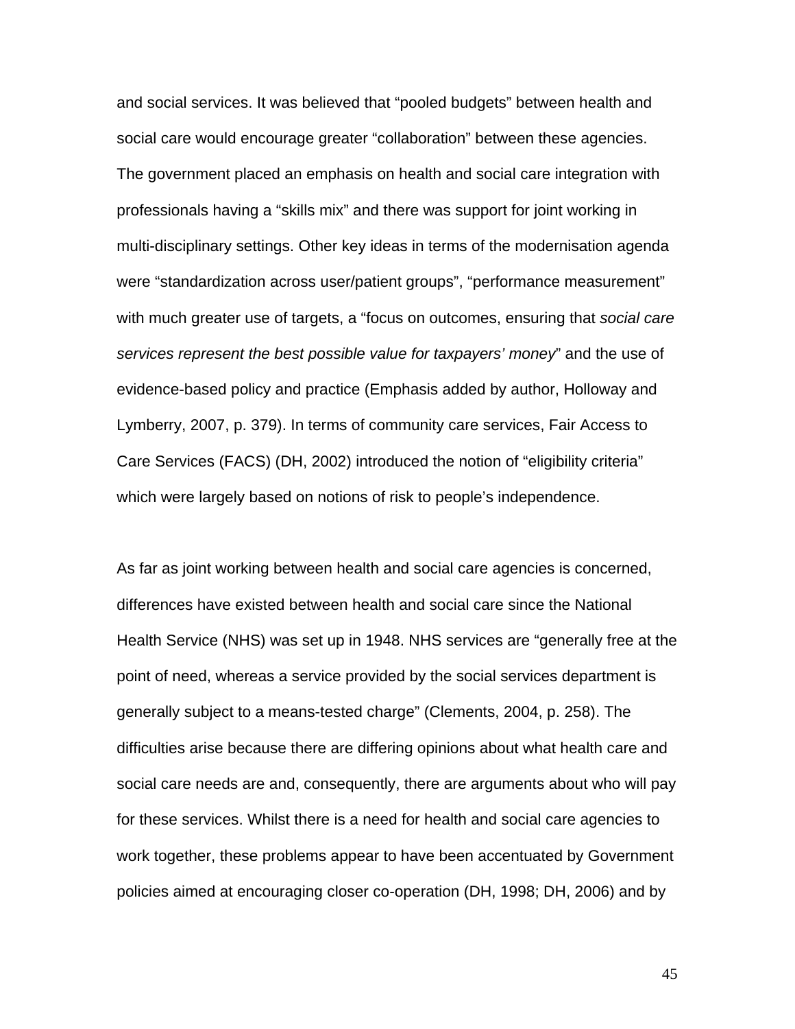and social services. It was believed that “pooled budgets” between health and social care would encourage greater “collaboration” between these agencies. The government placed an emphasis on health and social care integration with professionals having a “skills mix” and there was support for joint working in multi-disciplinary settings. Other key ideas in terms of the modernisation agenda were “standardization across user/patient groups”, “performance measurement” with much greater use of targets, a “focus on outcomes, ensuring that *social care services represent the best possible value for taxpayers’ money*” and the use of evidence-based policy and practice (Emphasis added by author, Holloway and Lymberry, 2007, p. 379). In terms of community care services, Fair Access to Care Services (FACS) (DH, 2002) introduced the notion of “eligibility criteria” which were largely based on notions of risk to people’s independence.

As far as joint working between health and social care agencies is concerned, differences have existed between health and social care since the National Health Service (NHS) was set up in 1948. NHS services are “generally free at the point of need, whereas a service provided by the social services department is generally subject to a means-tested charge” (Clements, 2004, p. 258). The difficulties arise because there are differing opinions about what health care and social care needs are and, consequently, there are arguments about who will pay for these services. Whilst there is a need for health and social care agencies to work together, these problems appear to have been accentuated by Government policies aimed at encouraging closer co-operation (DH, 1998; DH, 2006) and by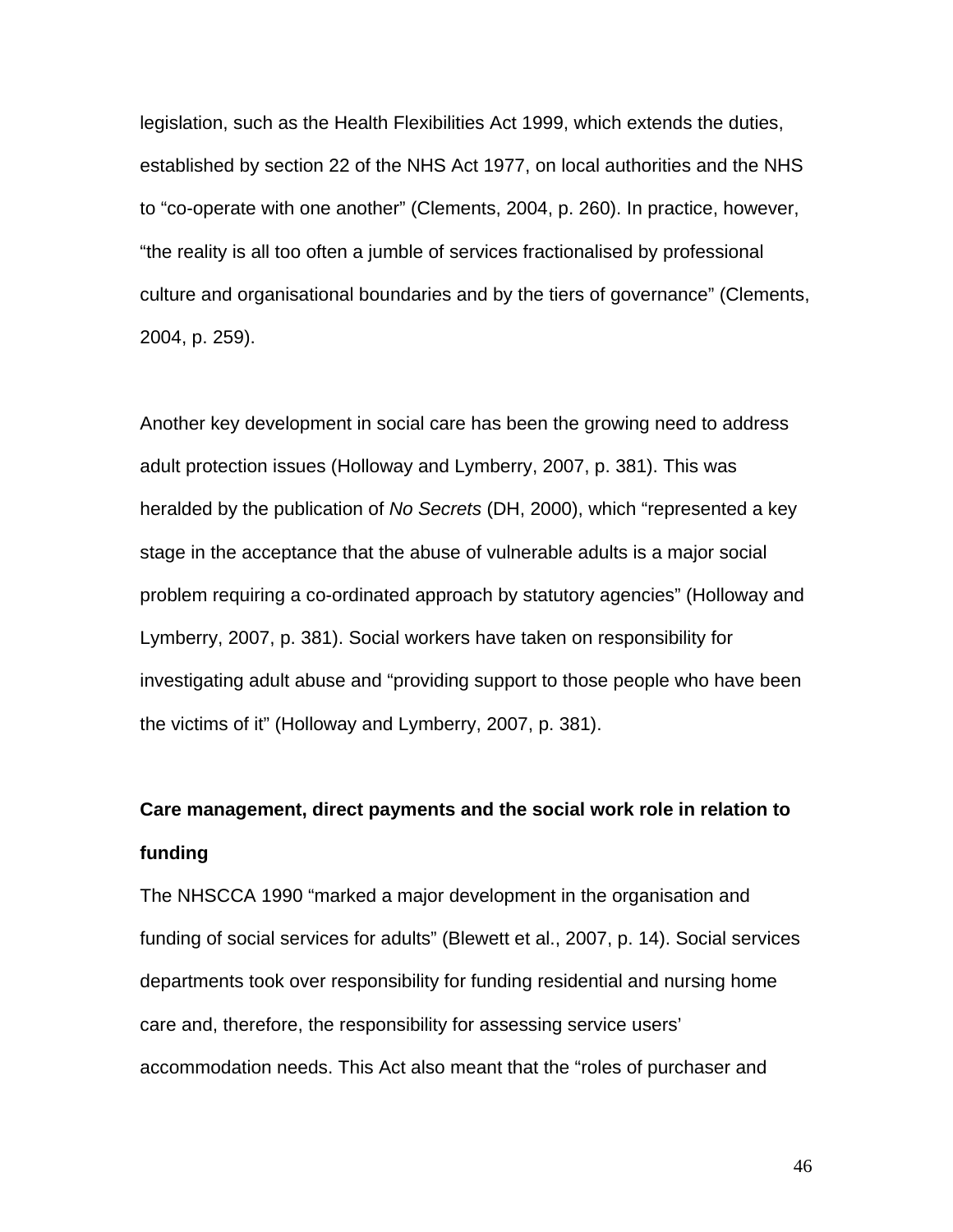legislation, such as the Health Flexibilities Act 1999, which extends the duties, established by section 22 of the NHS Act 1977, on local authorities and the NHS to “co-operate with one another” (Clements, 2004, p. 260). In practice, however, “the reality is all too often a jumble of services fractionalised by professional culture and organisational boundaries and by the tiers of governance” (Clements, 2004, p. 259).

Another key development in social care has been the growing need to address adult protection issues (Holloway and Lymberry, 2007, p. 381). This was heralded by the publication of *No Secrets* (DH, 2000), which “represented a key stage in the acceptance that the abuse of vulnerable adults is a major social problem requiring a co-ordinated approach by statutory agencies” (Holloway and Lymberry, 2007, p. 381). Social workers have taken on responsibility for investigating adult abuse and “providing support to those people who have been the victims of it” (Holloway and Lymberry, 2007, p. 381).

**Care management, direct payments and the social work role in relation to funding**

The NHSCCA 1990 “marked a major development in the organisation and funding of social services for adults” (Blewett et al., 2007, p. 14). Social services departments took over responsibility for funding residential and nursing home care and, therefore, the responsibility for assessing service users’ accommodation needs. This Act also meant that the “roles of purchaser and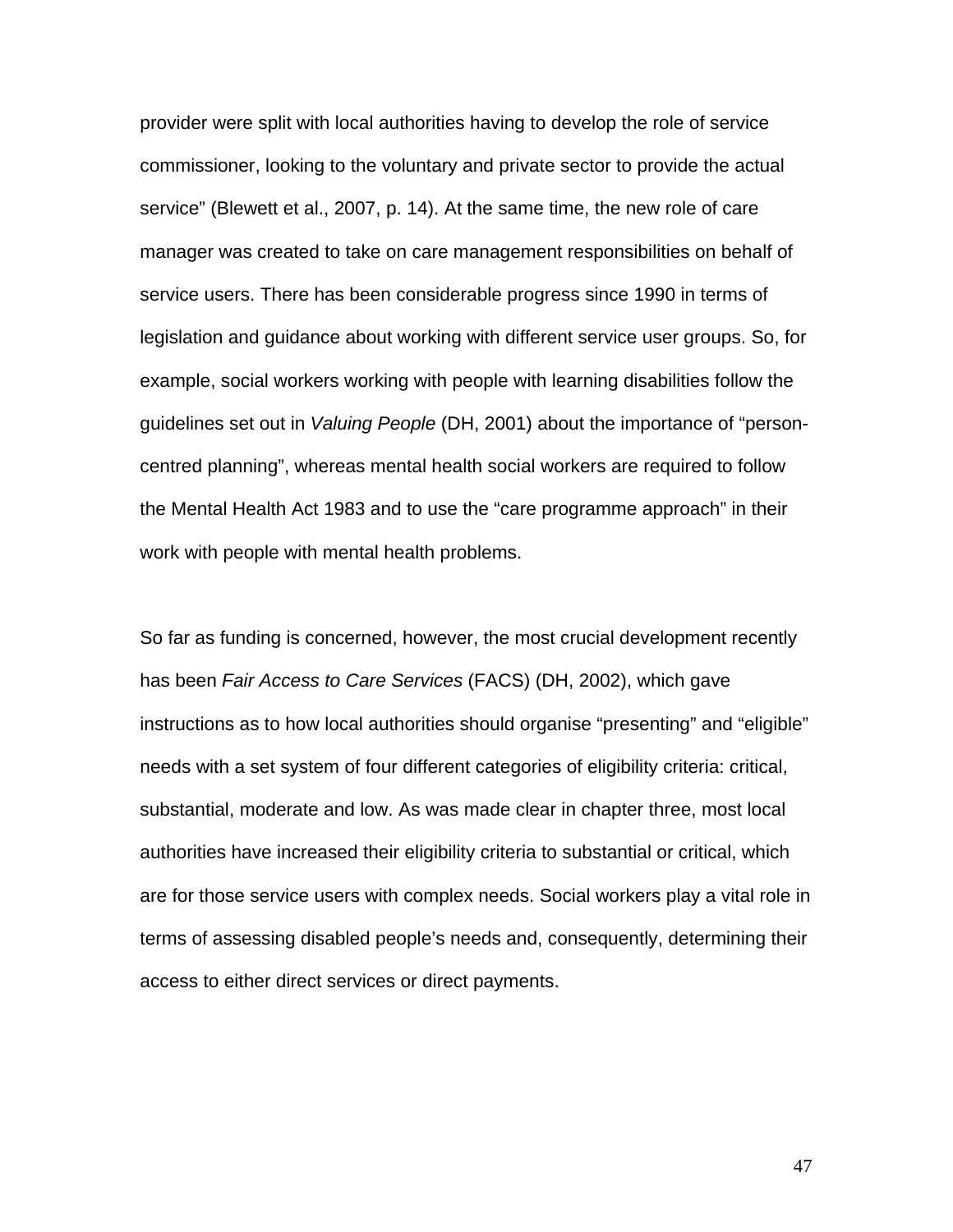provider were split with local authorities having to develop the role of service commissioner, looking to the voluntary and private sector to provide the actual service" (Blewett et al., 2007, p. 14). At the same time, the new role of care manager was created to take on care management responsibilities on behalf of service users. There has been considerable progress since 1990 in terms of legislation and guidance about working with different service user groups. So, for example, social workers working with people with learning disabilities follow the guidelines set out in *Valuing People* (DH, 2001) about the importance of "person-centred planning", whereas mental health social workers are required to follow the Mental Health Act 1983 and to use the "care programme approach" in their work with people with mental health problems.

So far as funding is concerned, however, the most crucial development recently has been *Fair Access to Care Services* (FACS) (DH, 2002), which gave instructions as to how local authorities should organise "presenting" and "eligible" needs with a set system of four different categories of eligibility criteria: critical, substantial, moderate and low. As was made clear in chapter three, most local authorities have increased their eligibility criteria to substantial or critical, which are for those service users with complex needs. Social workers play a vital role in terms of assessing disabled people's needs and, consequently, determining their access to either direct services or direct payments.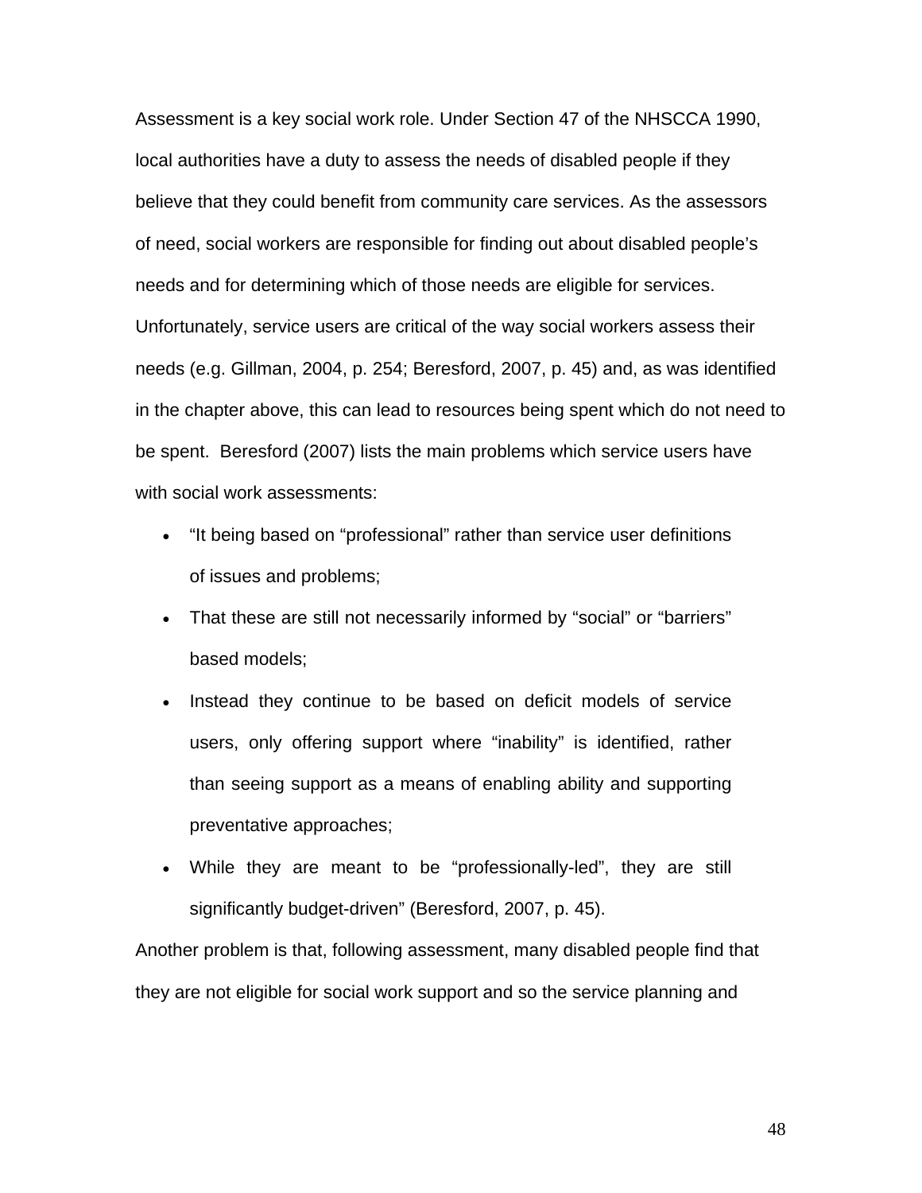Assessment is a key social work role. Under Section 47 of the NHSCCA 1990, local authorities have a duty to assess the needs of disabled people if they believe that they could benefit from community care services. As the assessors of need, social workers are responsible for finding out about disabled people's needs and for determining which of those needs are eligible for services. Unfortunately, service users are critical of the way social workers assess their needs (e.g. Gillman, 2004, p. 254; Beresford, 2007, p. 45) and, as was identified in the chapter above, this can lead to resources being spent which do not need to be spent. Beresford (2007) lists the main problems which service users have with social work assessments:

- "It being based on "professional" rather than service user definitions of issues and problems;
- That these are still not necessarily informed by "social" or "barriers" based models;
- Instead they continue to be based on deficit models of service users, only offering support where "inability" is identified, rather than seeing support as a means of enabling ability and supporting preventative approaches;
- While they are meant to be "professionally-led", they are still significantly budget-driven" (Beresford, 2007, p. 45).

Another problem is that, following assessment, many disabled people find that they are not eligible for social work support and so the service planning and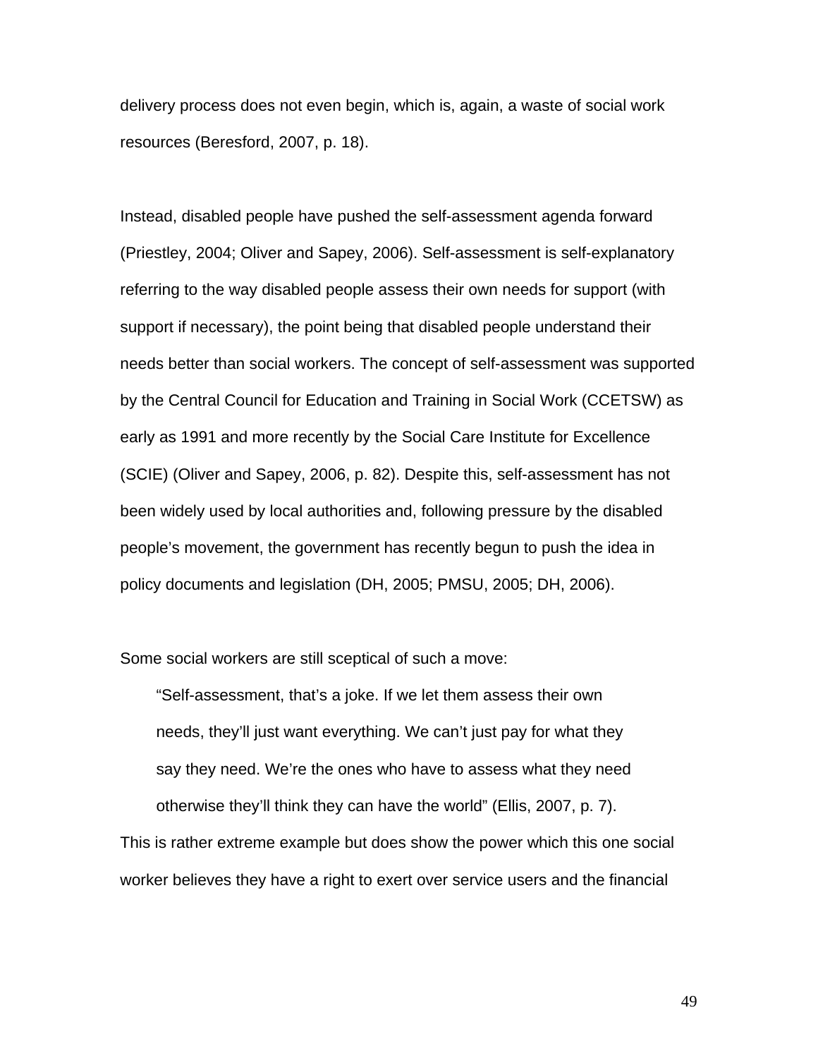delivery process does not even begin, which is, again, a waste of social work resources (Beresford, 2007, p. 18).

Instead, disabled people have pushed the self-assessment agenda forward (Priestley, 2004; Oliver and Sapey, 2006). Self-assessment is self-explanatory referring to the way disabled people assess their own needs for support (with support if necessary), the point being that disabled people understand their needs better than social workers. The concept of self-assessment was supported by the Central Council for Education and Training in Social Work (CCETSW) as early as 1991 and more recently by the Social Care Institute for Excellence (SCIE) (Oliver and Sapey, 2006, p. 82). Despite this, self-assessment has not been widely used by local authorities and, following pressure by the disabled people's movement, the government has recently begun to push the idea in policy documents and legislation (DH, 2005; PMSU, 2005; DH, 2006).

Some social workers are still sceptical of such a move:

> "Self-assessment, that's a joke. If we let them assess their own needs, they'll just want everything. We can't just pay for what they say they need. We're the ones who have to assess what they need otherwise they'll think they can have the world" (Ellis, 2007, p. 7).

This is rather extreme example but does show the power which this one social worker believes they have a right to exert over service users and the financial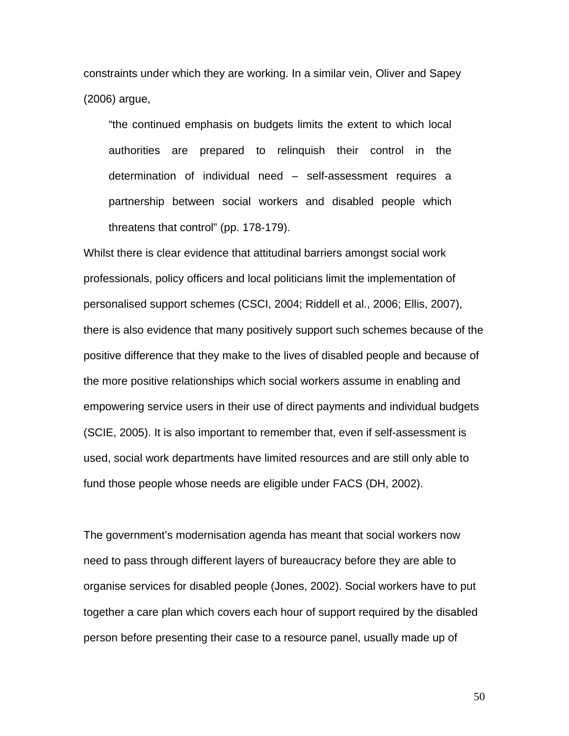constraints under which they are working. In a similar vein, Oliver and Sapey (2006) argue,

> "the continued emphasis on budgets limits the extent to which local authorities are prepared to relinquish their control in the determination of individual need – self-assessment requires a partnership between social workers and disabled people which threatens that control" (pp. 178-179).

Whilst there is clear evidence that attitudinal barriers amongst social work professionals, policy officers and local politicians limit the implementation of personalised support schemes (CSCI, 2004; Riddell et al., 2006; Ellis, 2007), there is also evidence that many positively support such schemes because of the positive difference that they make to the lives of disabled people and because of the more positive relationships which social workers assume in enabling and empowering service users in their use of direct payments and individual budgets (SCIE, 2005). It is also important to remember that, even if self-assessment is used, social work departments have limited resources and are still only able to fund those people whose needs are eligible under FACS (DH, 2002).

The government's modernisation agenda has meant that social workers now need to pass through different layers of bureaucracy before they are able to organise services for disabled people (Jones, 2002). Social workers have to put together a care plan which covers each hour of support required by the disabled person before presenting their case to a resource panel, usually made up of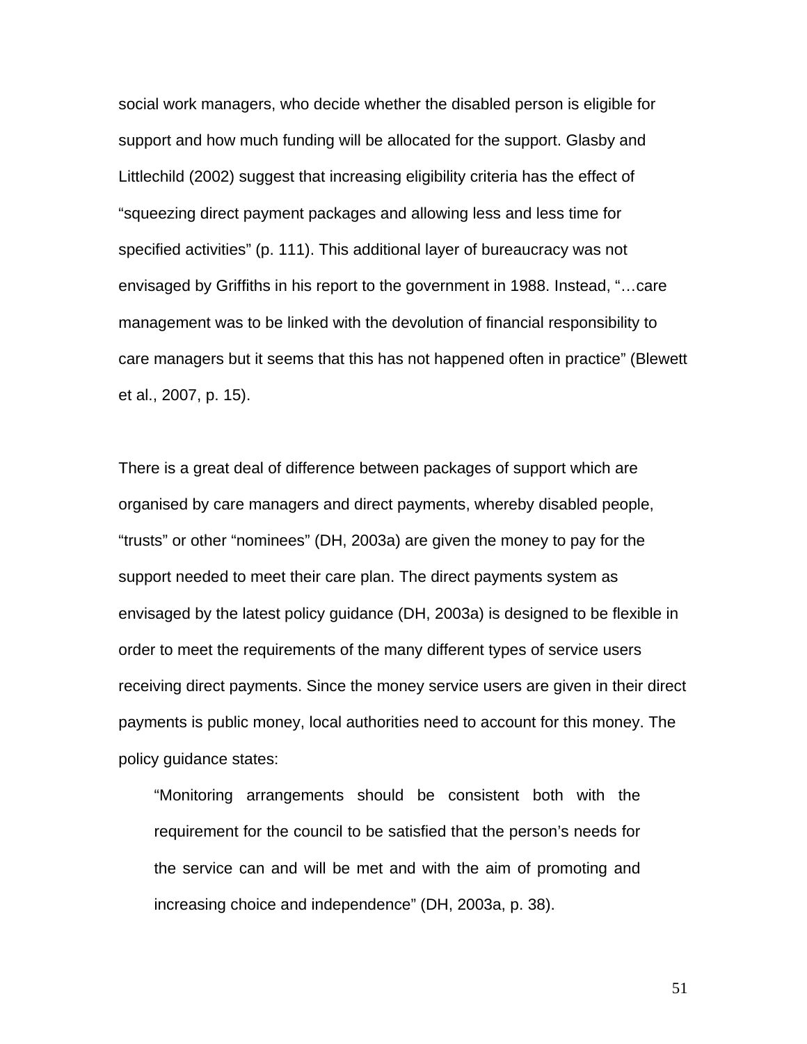social work managers, who decide whether the disabled person is eligible for support and how much funding will be allocated for the support. Glasby and Littlechild (2002) suggest that increasing eligibility criteria has the effect of "squeezing direct payment packages and allowing less and less time for specified activities" (p. 111). This additional layer of bureaucracy was not envisaged by Griffiths in his report to the government in 1988. Instead, "…care management was to be linked with the devolution of financial responsibility to care managers but it seems that this has not happened often in practice" (Blewett et al., 2007, p. 15).

There is a great deal of difference between packages of support which are organised by care managers and direct payments, whereby disabled people, "trusts" or other "nominees" (DH, 2003a) are given the money to pay for the support needed to meet their care plan. The direct payments system as envisaged by the latest policy guidance (DH, 2003a) is designed to be flexible in order to meet the requirements of the many different types of service users receiving direct payments. Since the money service users are given in their direct payments is public money, local authorities need to account for this money. The policy guidance states:

> "Monitoring arrangements should be consistent both with the requirement for the council to be satisfied that the person's needs for the service can and will be met and with the aim of promoting and increasing choice and independence" (DH, 2003a, p. 38).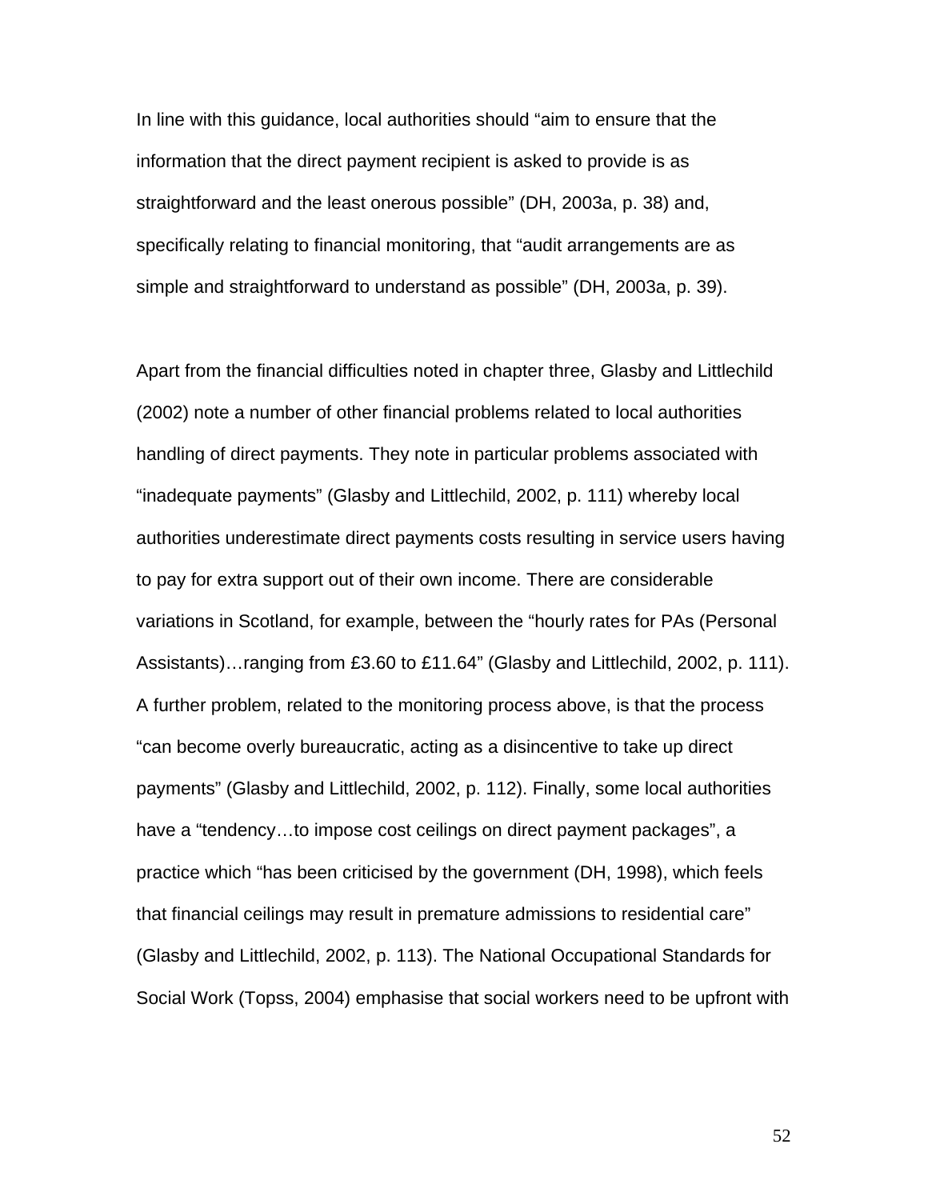In line with this guidance, local authorities should "aim to ensure that the information that the direct payment recipient is asked to provide is as straightforward and the least onerous possible" (DH, 2003a, p. 38) and, specifically relating to financial monitoring, that "audit arrangements are as simple and straightforward to understand as possible" (DH, 2003a, p. 39).

Apart from the financial difficulties noted in chapter three, Glasby and Littlechild (2002) note a number of other financial problems related to local authorities handling of direct payments. They note in particular problems associated with "inadequate payments" (Glasby and Littlechild, 2002, p. 111) whereby local authorities underestimate direct payments costs resulting in service users having to pay for extra support out of their own income. There are considerable variations in Scotland, for example, between the "hourly rates for PAs (Personal Assistants)…ranging from £3.60 to £11.64" (Glasby and Littlechild, 2002, p. 111). A further problem, related to the monitoring process above, is that the process "can become overly bureaucratic, acting as a disincentive to take up direct payments" (Glasby and Littlechild, 2002, p. 112). Finally, some local authorities have a "tendency…to impose cost ceilings on direct payment packages", a practice which "has been criticised by the government (DH, 1998), which feels that financial ceilings may result in premature admissions to residential care" (Glasby and Littlechild, 2002, p. 113). The National Occupational Standards for Social Work (Topss, 2004) emphasise that social workers need to be upfront with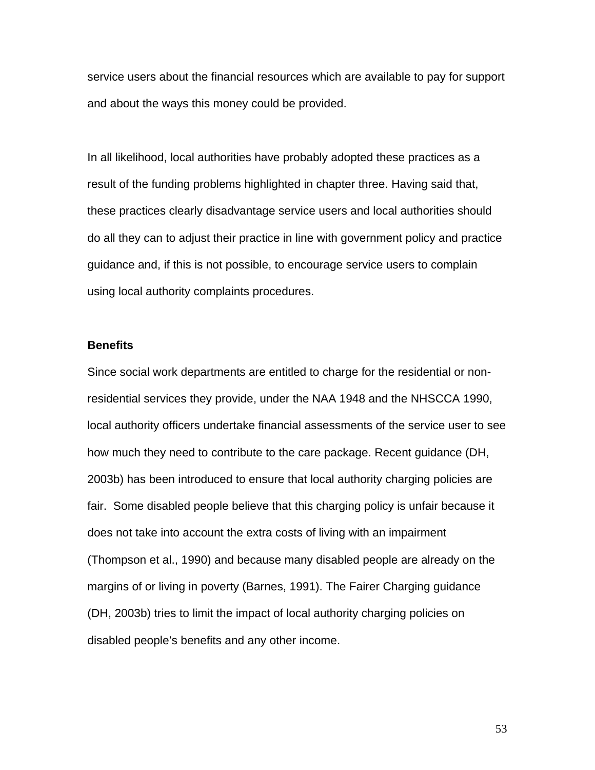service users about the financial resources which are available to pay for support and about the ways this money could be provided.

In all likelihood, local authorities have probably adopted these practices as a result of the funding problems highlighted in chapter three. Having said that, these practices clearly disadvantage service users and local authorities should do all they can to adjust their practice in line with government policy and practice guidance and, if this is not possible, to encourage service users to complain using local authority complaints procedures.

**Benefits**

Since social work departments are entitled to charge for the residential or non-residential services they provide, under the NAA 1948 and the NHSCCA 1990, local authority officers undertake financial assessments of the service user to see how much they need to contribute to the care package. Recent guidance (DH, 2003b) has been introduced to ensure that local authority charging policies are fair. Some disabled people believe that this charging policy is unfair because it does not take into account the extra costs of living with an impairment (Thompson et al., 1990) and because many disabled people are already on the margins of or living in poverty (Barnes, 1991). The Fairer Charging guidance (DH, 2003b) tries to limit the impact of local authority charging policies on disabled people's benefits and any other income.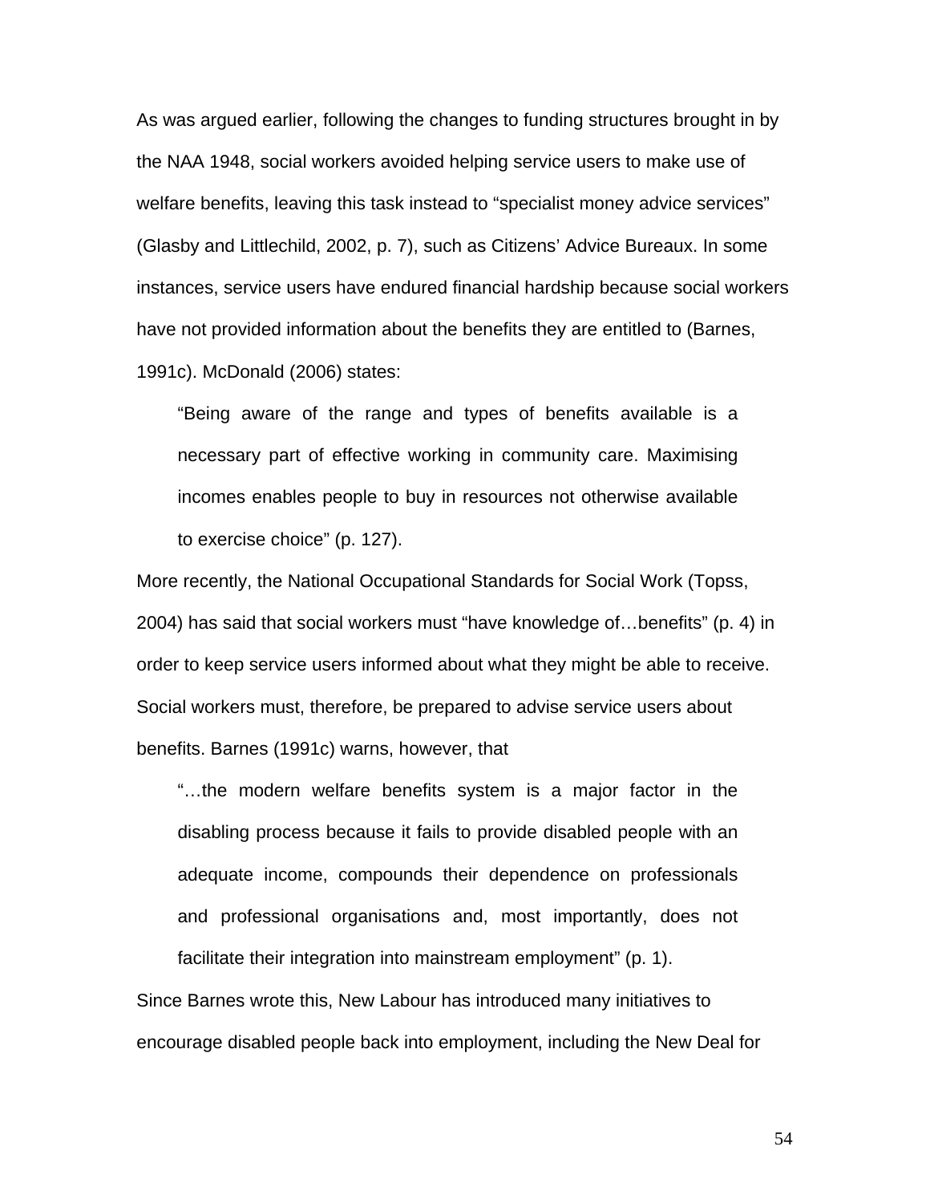As was argued earlier, following the changes to funding structures brought in by the NAA 1948, social workers avoided helping service users to make use of welfare benefits, leaving this task instead to "specialist money advice services" (Glasby and Littlechild, 2002, p. 7), such as Citizens' Advice Bureaux. In some instances, service users have endured financial hardship because social workers have not provided information about the benefits they are entitled to (Barnes, 1991c). McDonald (2006) states:

> "Being aware of the range and types of benefits available is a necessary part of effective working in community care. Maximising incomes enables people to buy in resources not otherwise available to exercise choice" (p. 127).

More recently, the National Occupational Standards for Social Work (Topss, 2004) has said that social workers must "have knowledge of…benefits" (p. 4) in order to keep service users informed about what they might be able to receive. Social workers must, therefore, be prepared to advise service users about benefits. Barnes (1991c) warns, however, that

> "…the modern welfare benefits system is a major factor in the disabling process because it fails to provide disabled people with an adequate income, compounds their dependence on professionals and professional organisations and, most importantly, does not facilitate their integration into mainstream employment" (p. 1).

Since Barnes wrote this, New Labour has introduced many initiatives to encourage disabled people back into employment, including the New Deal for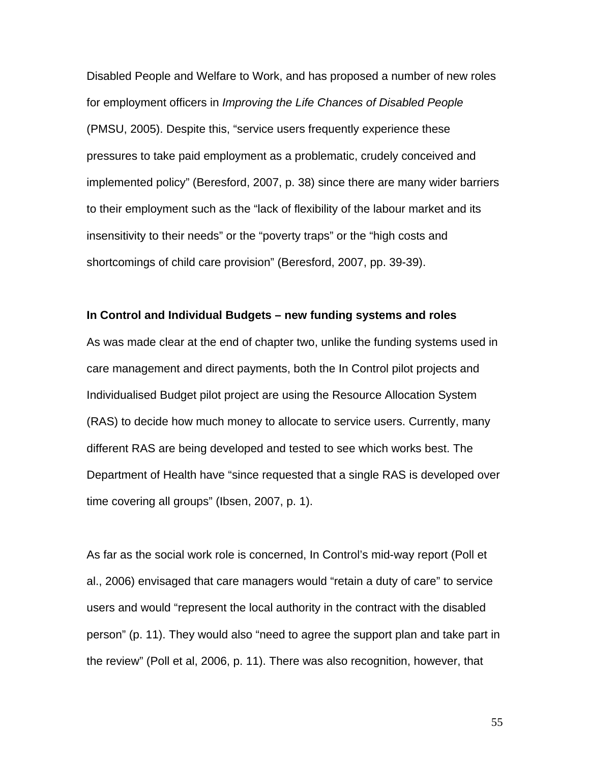Disabled People and Welfare to Work, and has proposed a number of new roles for employment officers in *Improving the Life Chances of Disabled People* (PMSU, 2005). Despite this, “service users frequently experience these pressures to take paid employment as a problematic, crudely conceived and implemented policy” (Beresford, 2007, p. 38) since there are many wider barriers to their employment such as the “lack of flexibility of the labour market and its insensitivity to their needs” or the “poverty traps” or the “high costs and shortcomings of child care provision” (Beresford, 2007, pp. 39-39).

**In Control and Individual Budgets – new funding systems and roles**

As was made clear at the end of chapter two, unlike the funding systems used in care management and direct payments, both the In Control pilot projects and Individualised Budget pilot project are using the Resource Allocation System (RAS) to decide how much money to allocate to service users. Currently, many different RAS are being developed and tested to see which works best. The Department of Health have “since requested that a single RAS is developed over time covering all groups” (Ibsen, 2007, p. 1).

As far as the social work role is concerned, In Control’s mid-way report (Poll et al., 2006) envisaged that care managers would “retain a duty of care” to service users and would “represent the local authority in the contract with the disabled person” (p. 11). They would also “need to agree the support plan and take part in the review” (Poll et al, 2006, p. 11). There was also recognition, however, that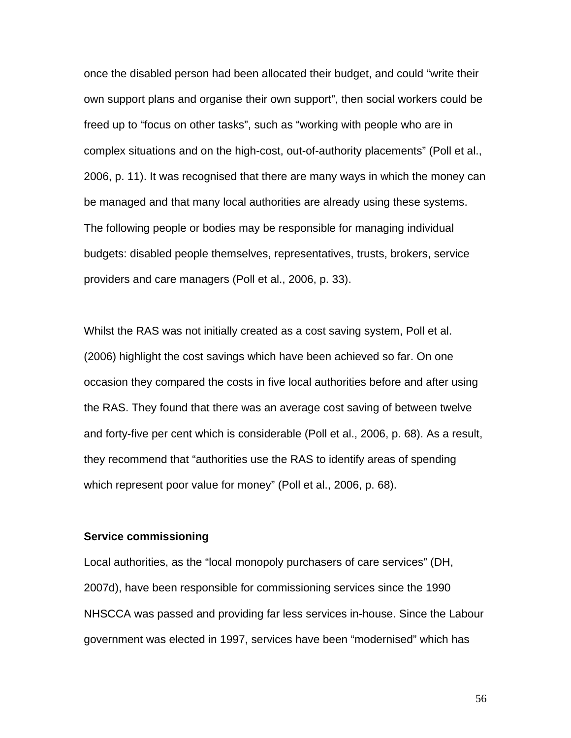once the disabled person had been allocated their budget, and could “write their own support plans and organise their own support”, then social workers could be freed up to “focus on other tasks”, such as “working with people who are in complex situations and on the high-cost, out-of-authority placements” (Poll et al., 2006, p. 11). It was recognised that there are many ways in which the money can be managed and that many local authorities are already using these systems. The following people or bodies may be responsible for managing individual budgets: disabled people themselves, representatives, trusts, brokers, service providers and care managers (Poll et al., 2006, p. 33).

Whilst the RAS was not initially created as a cost saving system, Poll et al. (2006) highlight the cost savings which have been achieved so far. On one occasion they compared the costs in five local authorities before and after using the RAS. They found that there was an average cost saving of between twelve and forty-five per cent which is considerable (Poll et al., 2006, p. 68). As a result, they recommend that “authorities use the RAS to identify areas of spending which represent poor value for money” (Poll et al., 2006, p. 68).

**Service commissioning**

Local authorities, as the “local monopoly purchasers of care services” (DH, 2007d), have been responsible for commissioning services since the 1990 NHSCCA was passed and providing far less services in-house. Since the Labour government was elected in 1997, services have been “modernised” which has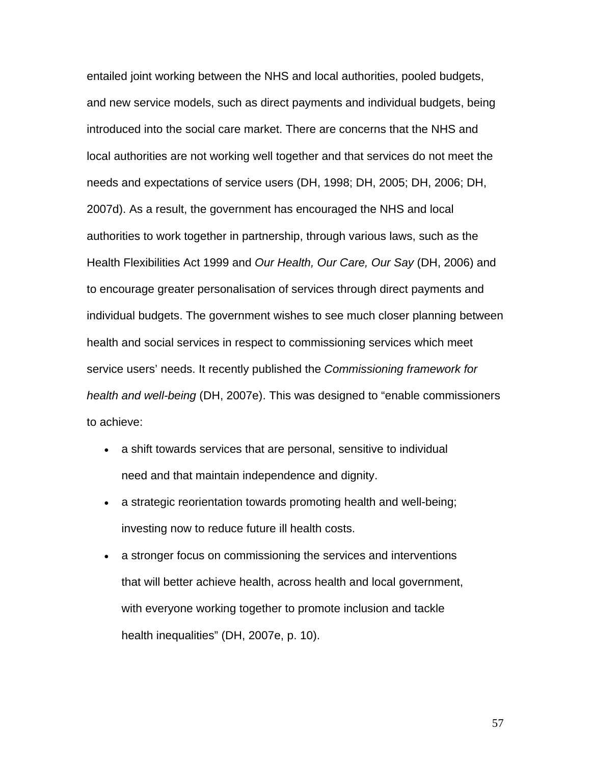entailed joint working between the NHS and local authorities, pooled budgets, and new service models, such as direct payments and individual budgets, being introduced into the social care market. There are concerns that the NHS and local authorities are not working well together and that services do not meet the needs and expectations of service users (DH, 1998; DH, 2005; DH, 2006; DH, 2007d). As a result, the government has encouraged the NHS and local authorities to work together in partnership, through various laws, such as the Health Flexibilities Act 1999 and *Our Health, Our Care, Our Say* (DH, 2006) and to encourage greater personalisation of services through direct payments and individual budgets. The government wishes to see much closer planning between health and social services in respect to commissioning services which meet service users' needs. It recently published the *Commissioning framework for health and well-being* (DH, 2007e). This was designed to "enable commissioners to achieve:

- a shift towards services that are personal, sensitive to individual need and that maintain independence and dignity.
- a strategic reorientation towards promoting health and well-being; investing now to reduce future ill health costs.
- a stronger focus on commissioning the services and interventions that will better achieve health, across health and local government, with everyone working together to promote inclusion and tackle health inequalities" (DH, 2007e, p. 10).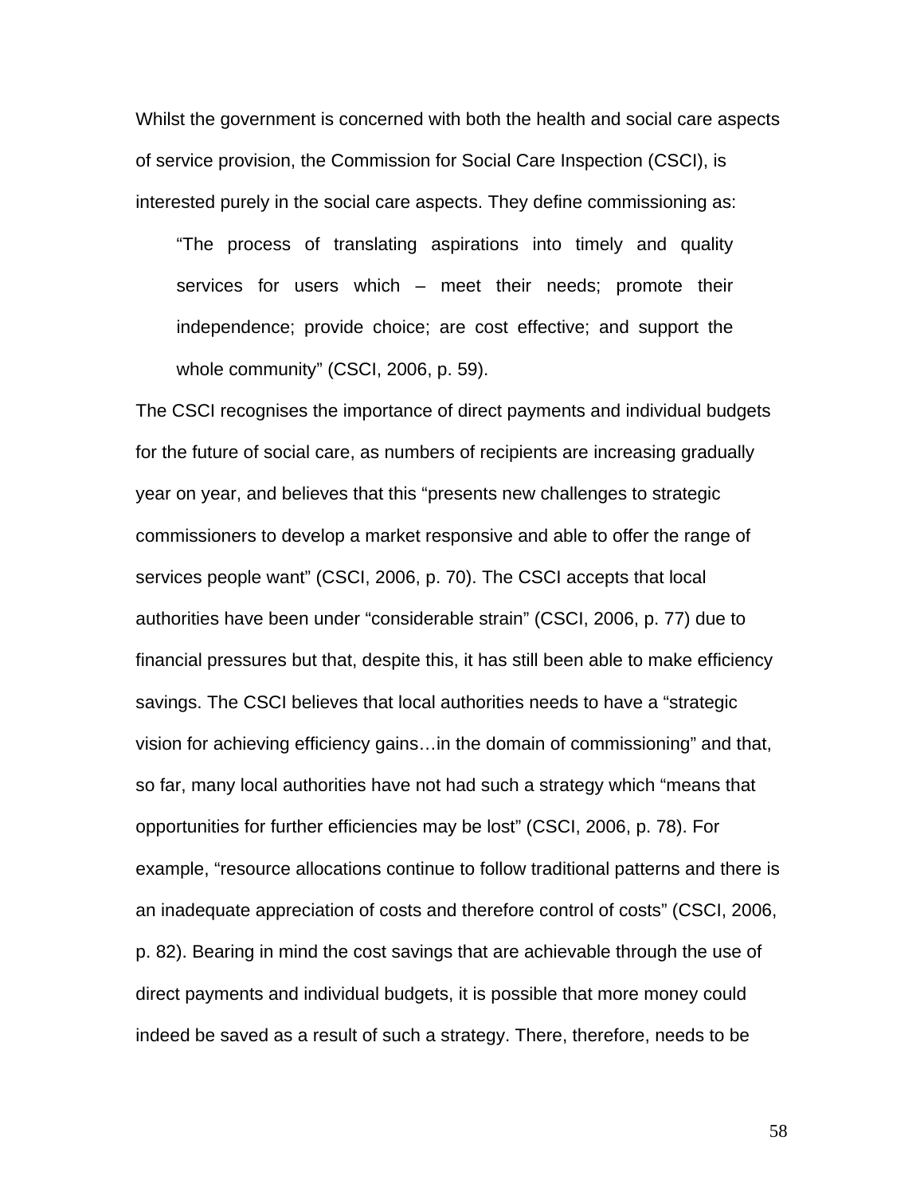Whilst the government is concerned with both the health and social care aspects of service provision, the Commission for Social Care Inspection (CSCI), is interested purely in the social care aspects. They define commissioning as:

> "The process of translating aspirations into timely and quality services for users which – meet their needs; promote their independence; provide choice; are cost effective; and support the whole community" (CSCI, 2006, p. 59).

The CSCI recognises the importance of direct payments and individual budgets for the future of social care, as numbers of recipients are increasing gradually year on year, and believes that this "presents new challenges to strategic commissioners to develop a market responsive and able to offer the range of services people want" (CSCI, 2006, p. 70). The CSCI accepts that local authorities have been under "considerable strain" (CSCI, 2006, p. 77) due to financial pressures but that, despite this, it has still been able to make efficiency savings. The CSCI believes that local authorities needs to have a "strategic vision for achieving efficiency gains…in the domain of commissioning" and that, so far, many local authorities have not had such a strategy which "means that opportunities for further efficiencies may be lost" (CSCI, 2006, p. 78). For example, "resource allocations continue to follow traditional patterns and there is an inadequate appreciation of costs and therefore control of costs" (CSCI, 2006, p. 82). Bearing in mind the cost savings that are achievable through the use of direct payments and individual budgets, it is possible that more money could indeed be saved as a result of such a strategy. There, therefore, needs to be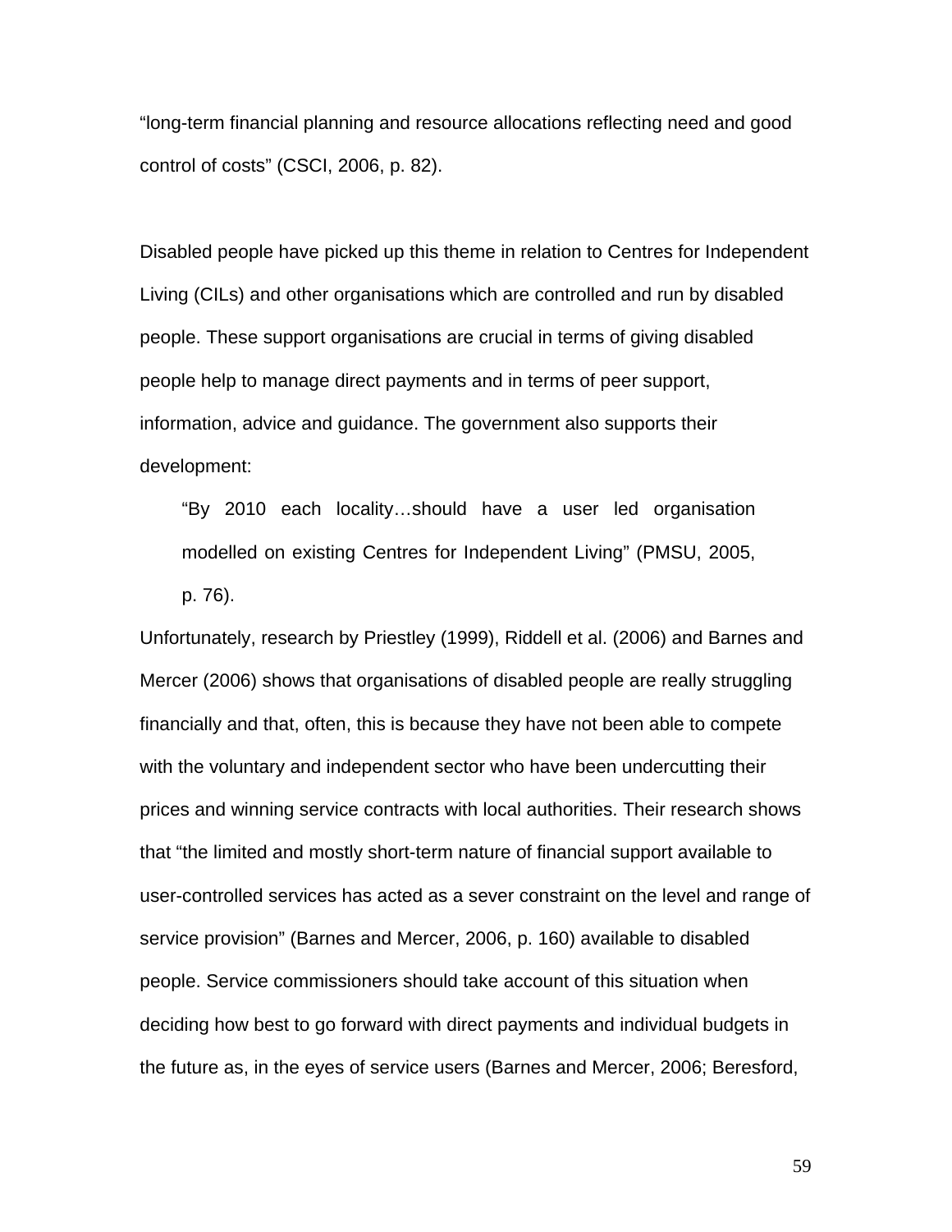"long-term financial planning and resource allocations reflecting need and good control of costs" (CSCI, 2006, p. 82).

Disabled people have picked up this theme in relation to Centres for Independent Living (CILs) and other organisations which are controlled and run by disabled people. These support organisations are crucial in terms of giving disabled people help to manage direct payments and in terms of peer support, information, advice and guidance. The government also supports their development:

> "By 2010 each locality…should have a user led organisation modelled on existing Centres for Independent Living" (PMSU, 2005, p. 76).

Unfortunately, research by Priestley (1999), Riddell et al. (2006) and Barnes and Mercer (2006) shows that organisations of disabled people are really struggling financially and that, often, this is because they have not been able to compete with the voluntary and independent sector who have been undercutting their prices and winning service contracts with local authorities. Their research shows that "the limited and mostly short-term nature of financial support available to user-controlled services has acted as a sever constraint on the level and range of service provision" (Barnes and Mercer, 2006, p. 160) available to disabled people. Service commissioners should take account of this situation when deciding how best to go forward with direct payments and individual budgets in the future as, in the eyes of service users (Barnes and Mercer, 2006; Beresford,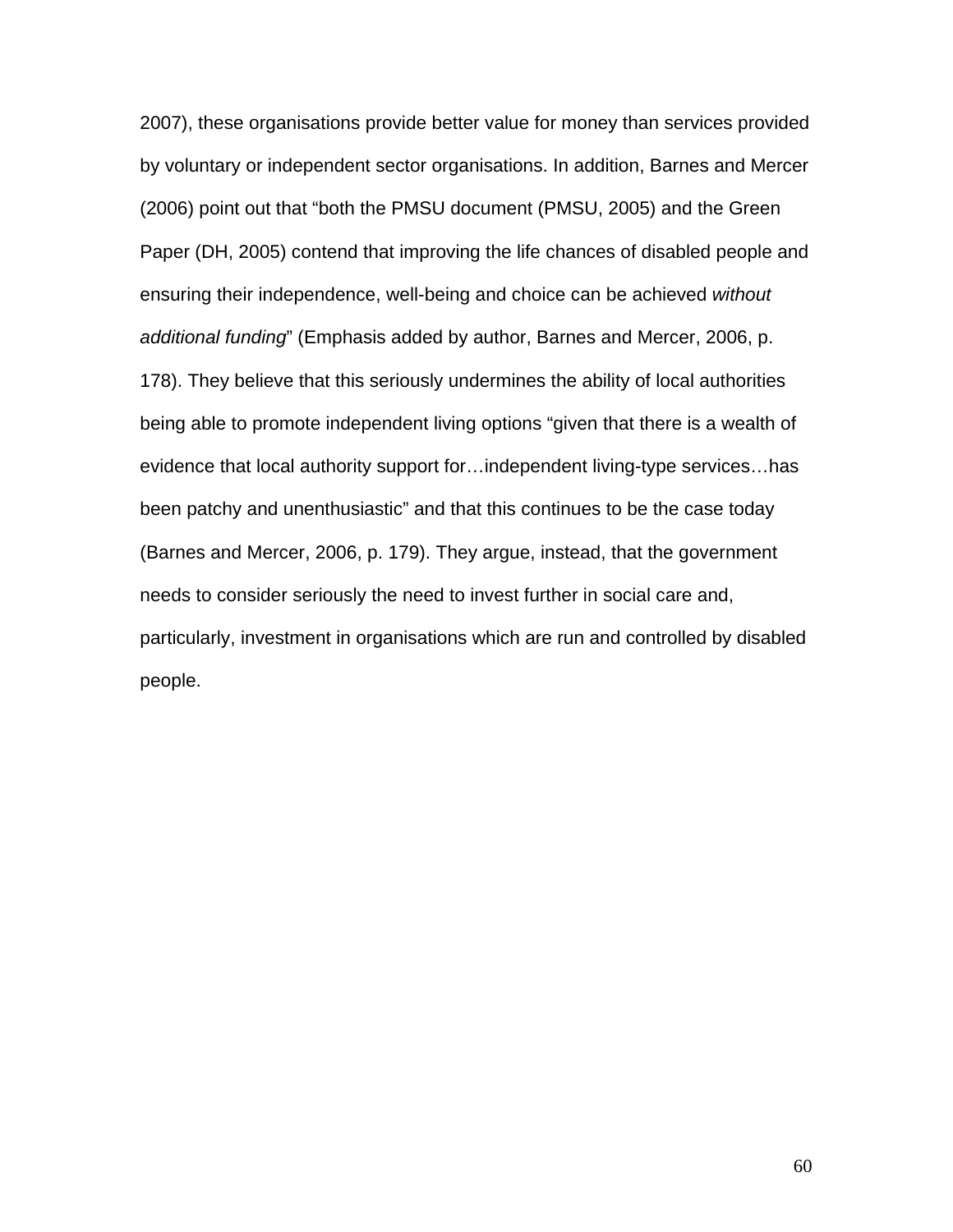2007), these organisations provide better value for money than services provided by voluntary or independent sector organisations. In addition, Barnes and Mercer (2006) point out that "both the PMSU document (PMSU, 2005) and the Green Paper (DH, 2005) contend that improving the life chances of disabled people and ensuring their independence, well-being and choice can be achieved *without additional funding*" (Emphasis added by author, Barnes and Mercer, 2006, p. 178). They believe that this seriously undermines the ability of local authorities being able to promote independent living options "given that there is a wealth of evidence that local authority support for…independent living-type services…has been patchy and unenthusiastic" and that this continues to be the case today (Barnes and Mercer, 2006, p. 179). They argue, instead, that the government needs to consider seriously the need to invest further in social care and, particularly, investment in organisations which are run and controlled by disabled people.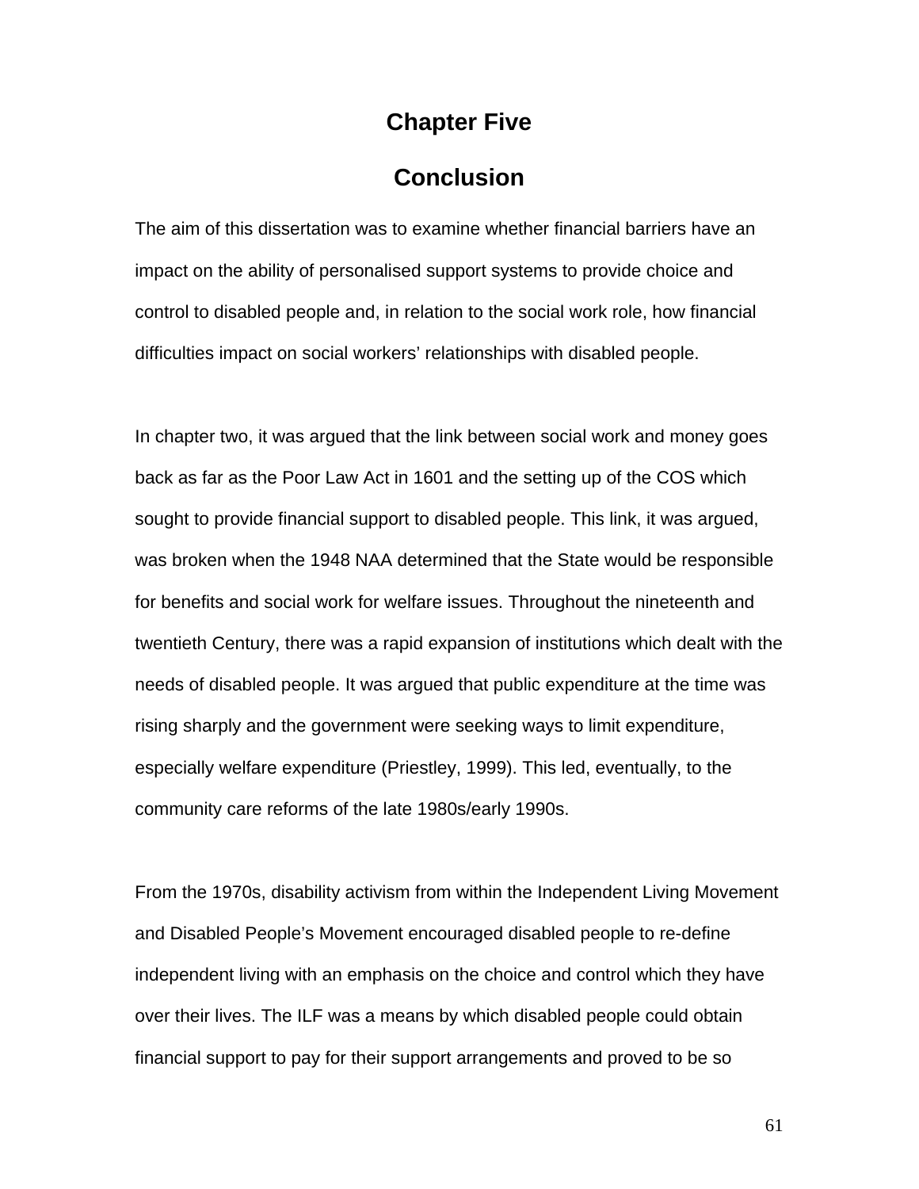# Chapter Five

# Conclusion

The aim of this dissertation was to examine whether financial barriers have an impact on the ability of personalised support systems to provide choice and control to disabled people and, in relation to the social work role, how financial difficulties impact on social workers' relationships with disabled people.

In chapter two, it was argued that the link between social work and money goes back as far as the Poor Law Act in 1601 and the setting up of the COS which sought to provide financial support to disabled people. This link, it was argued, was broken when the 1948 NAA determined that the State would be responsible for benefits and social work for welfare issues. Throughout the nineteenth and twentieth Century, there was a rapid expansion of institutions which dealt with the needs of disabled people. It was argued that public expenditure at the time was rising sharply and the government were seeking ways to limit expenditure, especially welfare expenditure (Priestley, 1999). This led, eventually, to the community care reforms of the late 1980s/early 1990s.

From the 1970s, disability activism from within the Independent Living Movement and Disabled People's Movement encouraged disabled people to re-define independent living with an emphasis on the choice and control which they have over their lives. The ILF was a means by which disabled people could obtain financial support to pay for their support arrangements and proved to be so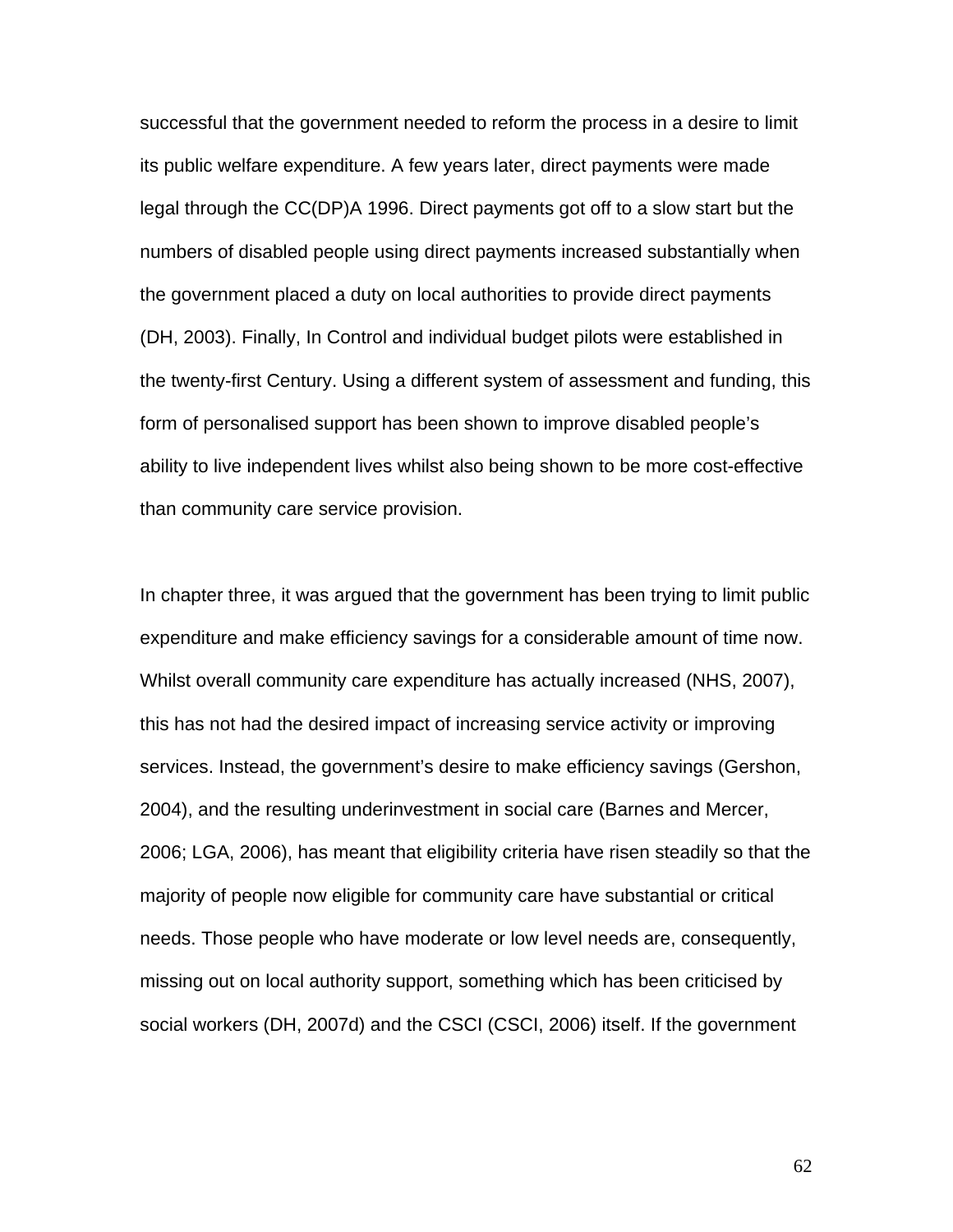successful that the government needed to reform the process in a desire to limit its public welfare expenditure. A few years later, direct payments were made legal through the CC(DP)A 1996. Direct payments got off to a slow start but the numbers of disabled people using direct payments increased substantially when the government placed a duty on local authorities to provide direct payments (DH, 2003). Finally, In Control and individual budget pilots were established in the twenty-first Century. Using a different system of assessment and funding, this form of personalised support has been shown to improve disabled people's ability to live independent lives whilst also being shown to be more cost-effective than community care service provision.

In chapter three, it was argued that the government has been trying to limit public expenditure and make efficiency savings for a considerable amount of time now. Whilst overall community care expenditure has actually increased (NHS, 2007), this has not had the desired impact of increasing service activity or improving services. Instead, the government's desire to make efficiency savings (Gershon, 2004), and the resulting underinvestment in social care (Barnes and Mercer, 2006; LGA, 2006), has meant that eligibility criteria have risen steadily so that the majority of people now eligible for community care have substantial or critical needs. Those people who have moderate or low level needs are, consequently, missing out on local authority support, something which has been criticised by social workers (DH, 2007d) and the CSCI (CSCI, 2006) itself. If the government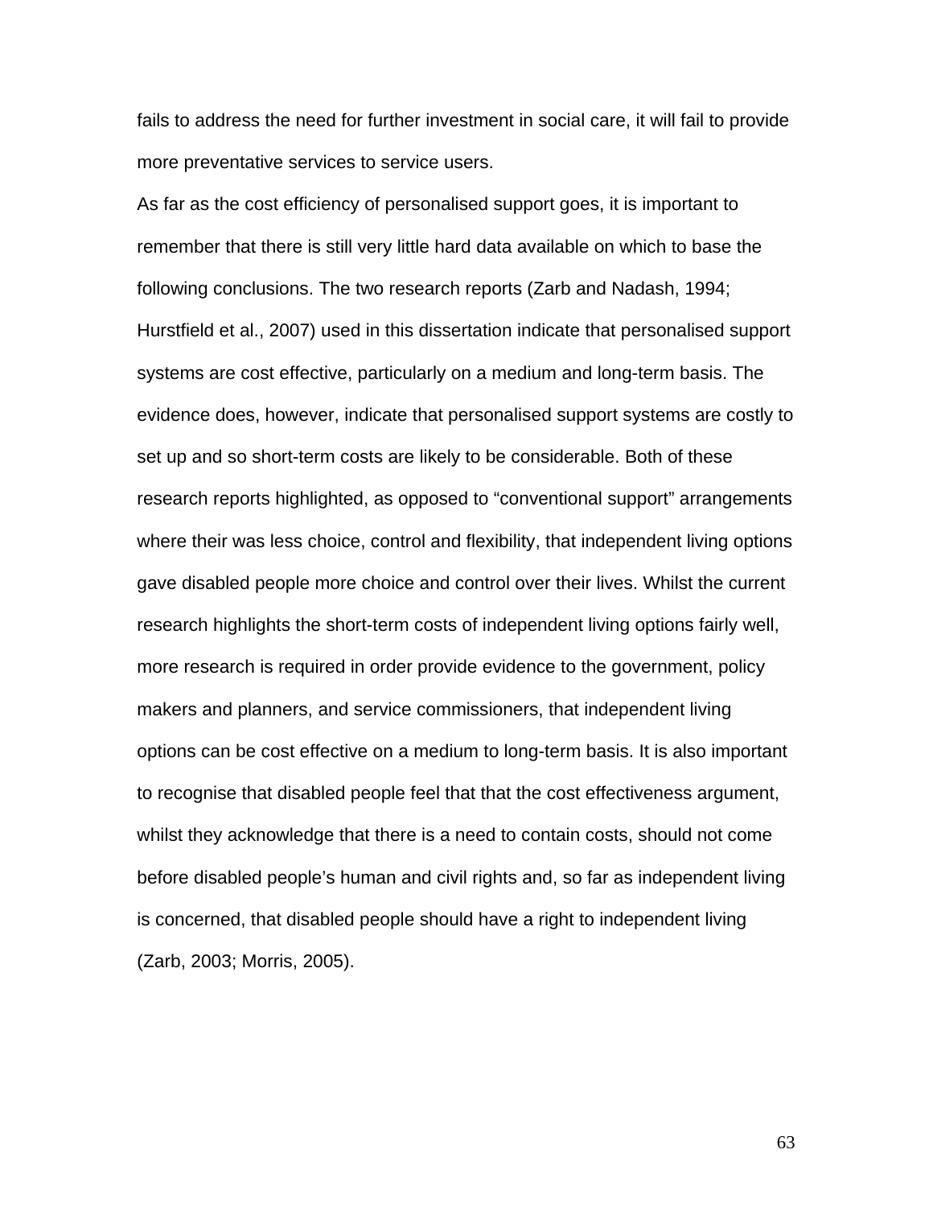fails to address the need for further investment in social care, it will fail to provide more preventative services to service users.

As far as the cost efficiency of personalised support goes, it is important to remember that there is still very little hard data available on which to base the following conclusions. The two research reports (Zarb and Nadash, 1994; Hurstfield et al., 2007) used in this dissertation indicate that personalised support systems are cost effective, particularly on a medium and long-term basis. The evidence does, however, indicate that personalised support systems are costly to set up and so short-term costs are likely to be considerable. Both of these research reports highlighted, as opposed to "conventional support" arrangements where their was less choice, control and flexibility, that independent living options gave disabled people more choice and control over their lives. Whilst the current research highlights the short-term costs of independent living options fairly well, more research is required in order provide evidence to the government, policy makers and planners, and service commissioners, that independent living options can be cost effective on a medium to long-term basis. It is also important to recognise that disabled people feel that that the cost effectiveness argument, whilst they acknowledge that there is a need to contain costs, should not come before disabled people's human and civil rights and, so far as independent living is concerned, that disabled people should have a right to independent living (Zarb, 2003; Morris, 2005).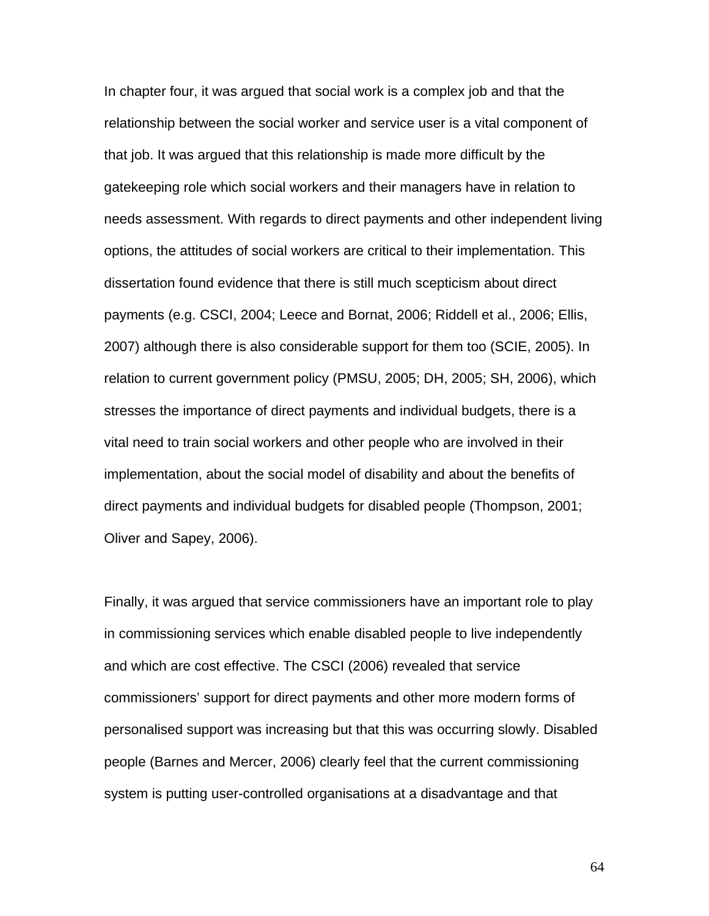In chapter four, it was argued that social work is a complex job and that the relationship between the social worker and service user is a vital component of that job. It was argued that this relationship is made more difficult by the gatekeeping role which social workers and their managers have in relation to needs assessment. With regards to direct payments and other independent living options, the attitudes of social workers are critical to their implementation. This dissertation found evidence that there is still much scepticism about direct payments (e.g. CSCI, 2004; Leece and Bornat, 2006; Riddell et al., 2006; Ellis, 2007) although there is also considerable support for them too (SCIE, 2005). In relation to current government policy (PMSU, 2005; DH, 2005; SH, 2006), which stresses the importance of direct payments and individual budgets, there is a vital need to train social workers and other people who are involved in their implementation, about the social model of disability and about the benefits of direct payments and individual budgets for disabled people (Thompson, 2001; Oliver and Sapey, 2006).

Finally, it was argued that service commissioners have an important role to play in commissioning services which enable disabled people to live independently and which are cost effective. The CSCI (2006) revealed that service commissioners' support for direct payments and other more modern forms of personalised support was increasing but that this was occurring slowly. Disabled people (Barnes and Mercer, 2006) clearly feel that the current commissioning system is putting user-controlled organisations at a disadvantage and that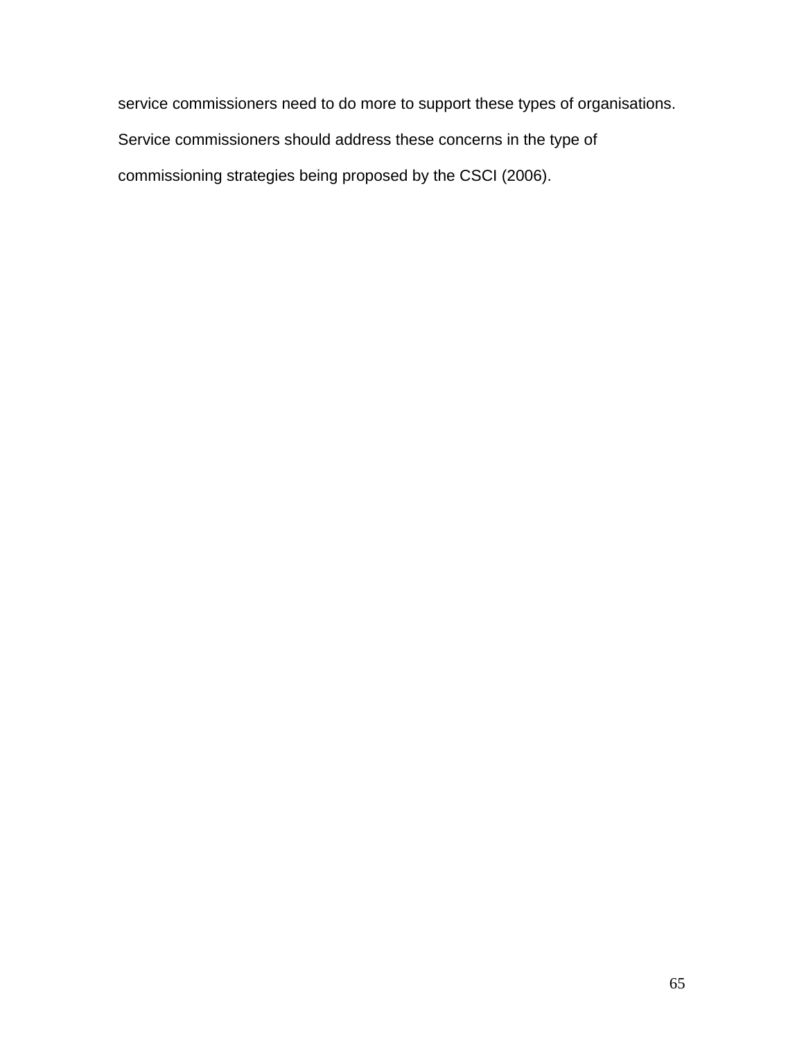service commissioners need to do more to support these types of organisations. Service commissioners should address these concerns in the type of commissioning strategies being proposed by the CSCI (2006).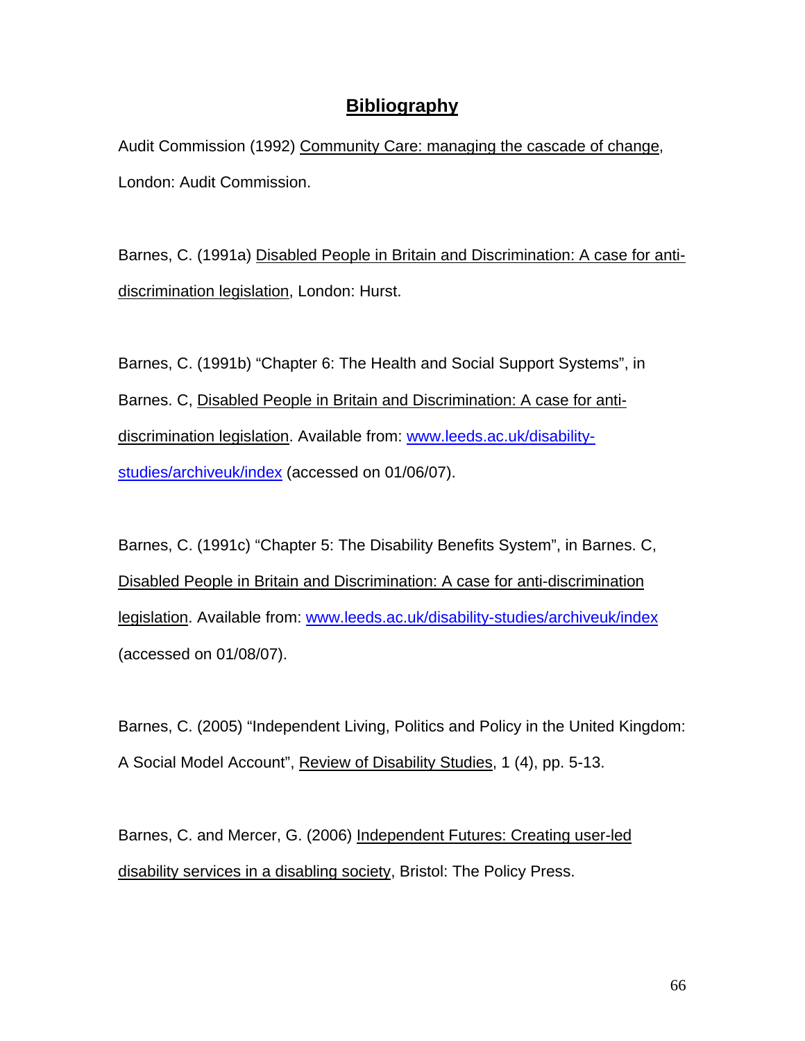# Bibliography

Audit Commission (1992) Community Care: managing the cascade of change, London: Audit Commission.

Barnes, C. (1991a) Disabled People in Britain and Discrimination: A case for anti-discrimination legislation, London: Hurst.

Barnes, C. (1991b) "Chapter 6: The Health and Social Support Systems", in Barnes. C, Disabled People in Britain and Discrimination: A case for anti-discrimination legislation. Available from: www.leeds.ac.uk/disability-studies/archiveuk/index (accessed on 01/06/07).

Barnes, C. (1991c) "Chapter 5: The Disability Benefits System", in Barnes. C, Disabled People in Britain and Discrimination: A case for anti-discrimination legislation. Available from: www.leeds.ac.uk/disability-studies/archiveuk/index (accessed on 01/08/07).

Barnes, C. (2005) "Independent Living, Politics and Policy in the United Kingdom: A Social Model Account", Review of Disability Studies, 1 (4), pp. 5-13.

Barnes, C. and Mercer, G. (2006) Independent Futures: Creating user-led disability services in a disabling society, Bristol: The Policy Press.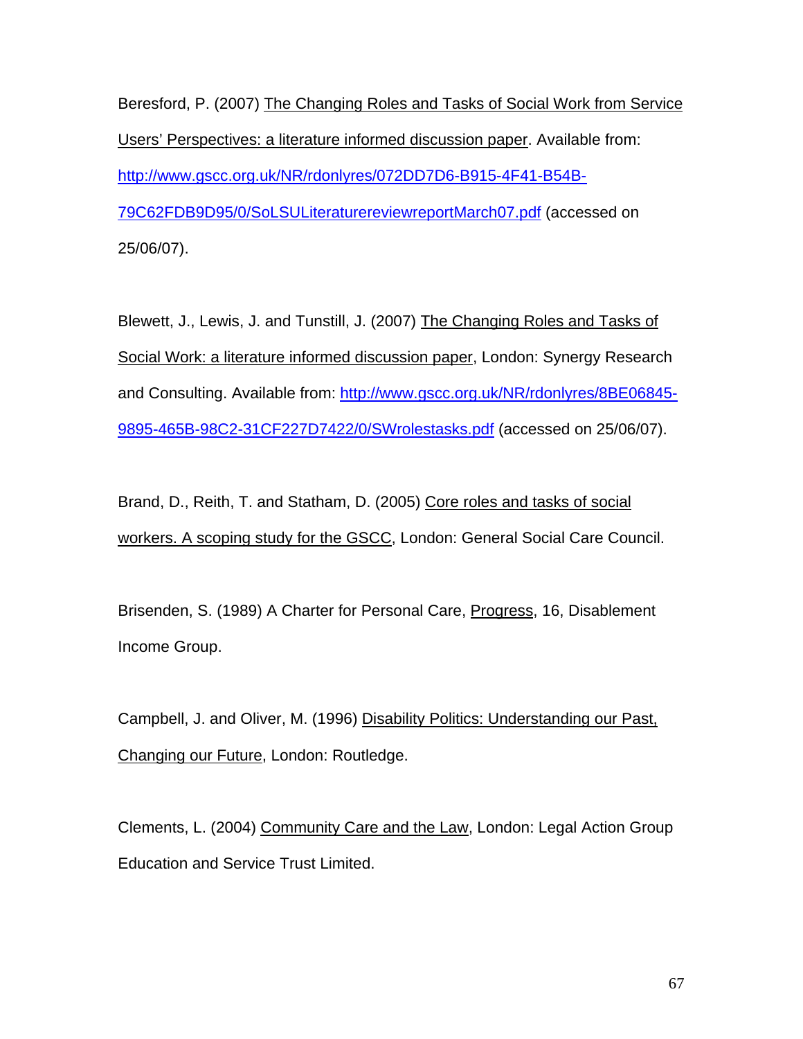Beresford, P. (2007) The Changing Roles and Tasks of Social Work from Service Users' Perspectives: a literature informed discussion paper. Available from: http://www.gscc.org.uk/NR/rdonlyres/072DD7D6-B915-4F41-B54B-79C62FDB9D95/0/SoLSULiteraturereviewreportMarch07.pdf (accessed on 25/06/07).

Blewett, J., Lewis, J. and Tunstill, J. (2007) The Changing Roles and Tasks of Social Work: a literature informed discussion paper, London: Synergy Research and Consulting. Available from: http://www.gscc.org.uk/NR/rdonlyres/8BE06845-9895-465B-98C2-31CF227D7422/0/SWrolestasks.pdf (accessed on 25/06/07).

Brand, D., Reith, T. and Statham, D. (2005) Core roles and tasks of social workers. A scoping study for the GSCC, London: General Social Care Council.

Brisenden, S. (1989) A Charter for Personal Care, Progress, 16, Disablement Income Group.

Campbell, J. and Oliver, M. (1996) Disability Politics: Understanding our Past, Changing our Future, London: Routledge.

Clements, L. (2004) Community Care and the Law, London: Legal Action Group Education and Service Trust Limited.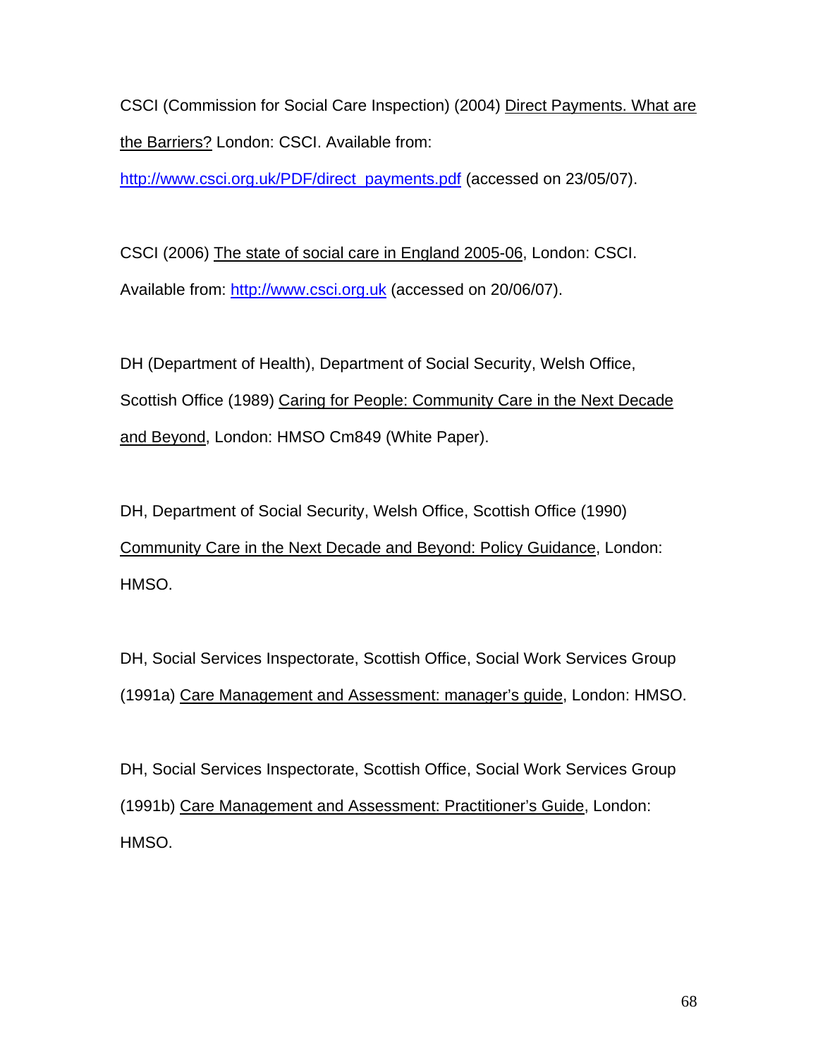CSCI (Commission for Social Care Inspection) (2004) <u>Direct Payments. What are the Barriers?</u> London: CSCI. Available from: [http://www.csci.org.uk/PDF/direct_payments.pdf](http://www.csci.org.uk/PDF/direct_payments.pdf) (accessed on 23/05/07).

CSCI (2006) <u>The state of social care in England 2005-06</u>, London: CSCI. Available from: [http://www.csci.org.uk](http://www.csci.org.uk) (accessed on 20/06/07).

DH (Department of Health), Department of Social Security, Welsh Office, Scottish Office (1989) <u>Caring for People: Community Care in the Next Decade and Beyond</u>, London: HMSO Cm849 (White Paper).

DH, Department of Social Security, Welsh Office, Scottish Office (1990) <u>Community Care in the Next Decade and Beyond: Policy Guidance</u>, London: HMSO.

DH, Social Services Inspectorate, Scottish Office, Social Work Services Group (1991a) <u>Care Management and Assessment: manager's guide</u>, London: HMSO.

DH, Social Services Inspectorate, Scottish Office, Social Work Services Group (1991b) <u>Care Management and Assessment: Practitioner's Guide</u>, London: HMSO.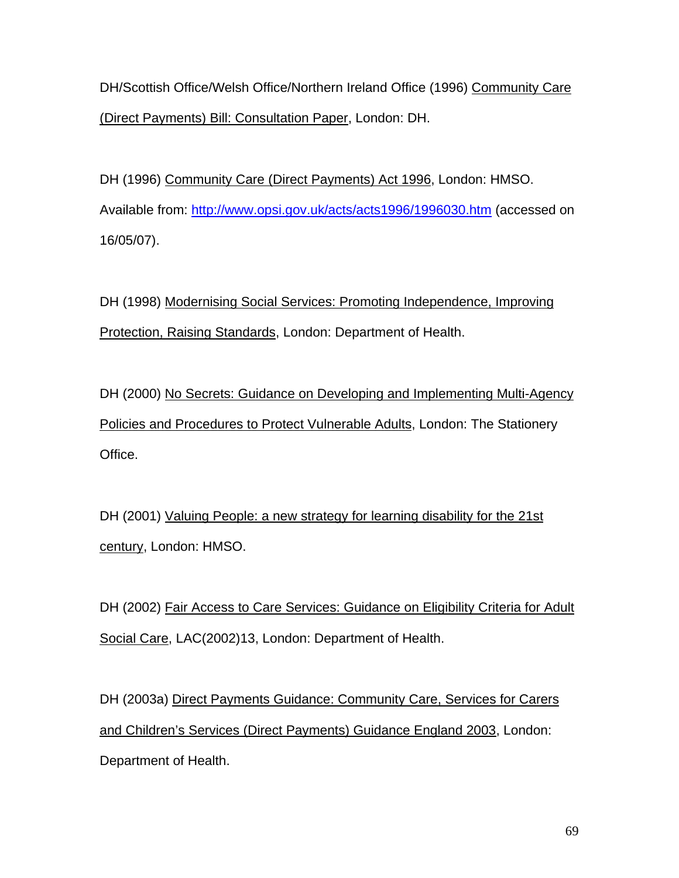DH/Scottish Office/Welsh Office/Northern Ireland Office (1996) Community Care (Direct Payments) Bill: Consultation Paper, London: DH.

DH (1996) Community Care (Direct Payments) Act 1996, London: HMSO. Available from: http://www.opsi.gov.uk/acts/acts1996/1996030.htm (accessed on 16/05/07).

DH (1998) Modernising Social Services: Promoting Independence, Improving Protection, Raising Standards, London: Department of Health.

DH (2000) No Secrets: Guidance on Developing and Implementing Multi-Agency Policies and Procedures to Protect Vulnerable Adults, London: The Stationery Office.

DH (2001) Valuing People: a new strategy for learning disability for the 21st century, London: HMSO.

DH (2002) Fair Access to Care Services: Guidance on Eligibility Criteria for Adult Social Care, LAC(2002)13, London: Department of Health.

DH (2003a) Direct Payments Guidance: Community Care, Services for Carers and Children's Services (Direct Payments) Guidance England 2003, London: Department of Health.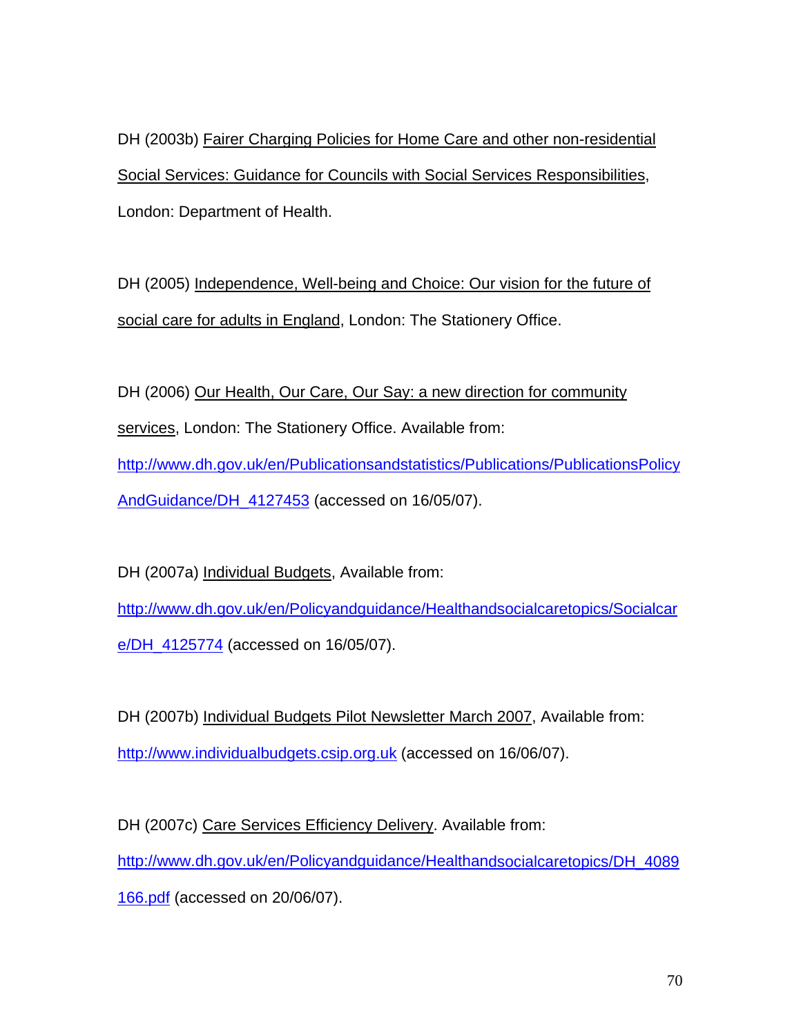DH (2003b) Fairer Charging Policies for Home Care and other non-residential Social Services: Guidance for Councils with Social Services Responsibilities, London: Department of Health.

DH (2005) Independence, Well-being and Choice: Our vision for the future of social care for adults in England, London: The Stationery Office.

DH (2006) Our Health, Our Care, Our Say: a new direction for community services, London: The Stationery Office. Available from: http://www.dh.gov.uk/en/Publicationsandstatistics/Publications/PublicationsPolicyAndGuidance/DH_4127453 (accessed on 16/05/07).

DH (2007a) Individual Budgets, Available from: http://www.dh.gov.uk/en/Policyandguidance/Healthandsocialcaretopics/Socialcare/DH_4125774 (accessed on 16/05/07).

DH (2007b) Individual Budgets Pilot Newsletter March 2007, Available from: http://www.individualbudgets.csip.org.uk (accessed on 16/06/07).

DH (2007c) Care Services Efficiency Delivery. Available from: http://www.dh.gov.uk/en/Policyandguidance/Healthandsocialcaretopics/DH_4089166.pdf (accessed on 20/06/07).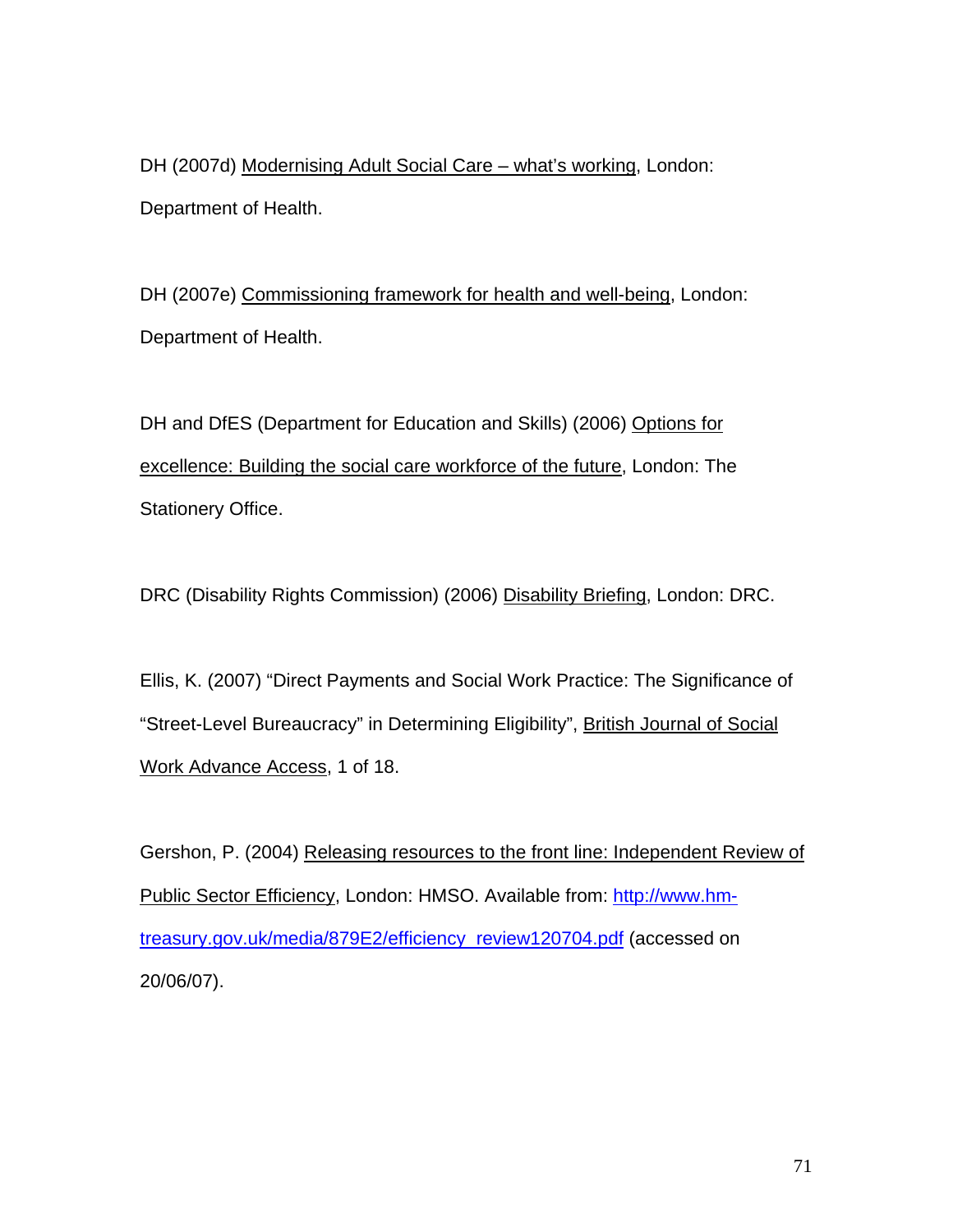DH (2007d) Modernising Adult Social Care – what's working, London: Department of Health.

DH (2007e) Commissioning framework for health and well-being, London: Department of Health.

DH and DfES (Department for Education and Skills) (2006) Options for excellence: Building the social care workforce of the future, London: The Stationery Office.

DRC (Disability Rights Commission) (2006) Disability Briefing, London: DRC.

Ellis, K. (2007) "Direct Payments and Social Work Practice: The Significance of "Street-Level Bureaucracy" in Determining Eligibility", British Journal of Social Work Advance Access, 1 of 18.

Gershon, P. (2004) Releasing resources to the front line: Independent Review of Public Sector Efficiency, London: HMSO. Available from: http://www.hm-treasury.gov.uk/media/879E2/efficiency_review120704.pdf (accessed on 20/06/07).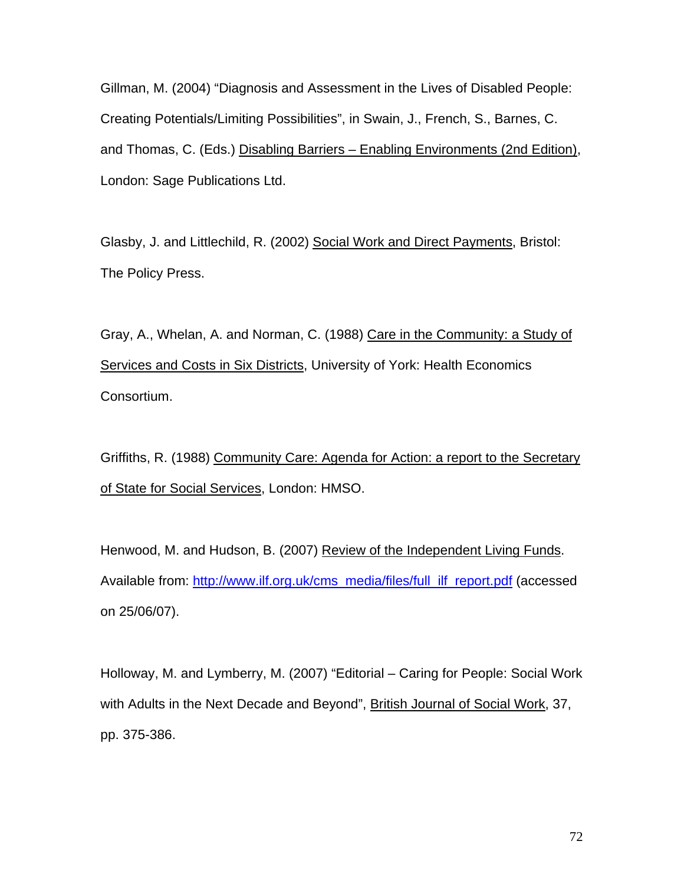Gillman, M. (2004) "Diagnosis and Assessment in the Lives of Disabled People: Creating Potentials/Limiting Possibilities", in Swain, J., French, S., Barnes, C. and Thomas, C. (Eds.) Disabling Barriers – Enabling Environments (2nd Edition), London: Sage Publications Ltd.

Glasby, J. and Littlechild, R. (2002) Social Work and Direct Payments, Bristol: The Policy Press.

Gray, A., Whelan, A. and Norman, C. (1988) Care in the Community: a Study of Services and Costs in Six Districts, University of York: Health Economics Consortium.

Griffiths, R. (1988) Community Care: Agenda for Action: a report to the Secretary of State for Social Services, London: HMSO.

Henwood, M. and Hudson, B. (2007) Review of the Independent Living Funds. Available from: http://www.ilf.org.uk/cms_media/files/full_ilf_report.pdf (accessed on 25/06/07).

Holloway, M. and Lymberry, M. (2007) "Editorial – Caring for People: Social Work with Adults in the Next Decade and Beyond", British Journal of Social Work, 37, pp. 375-386.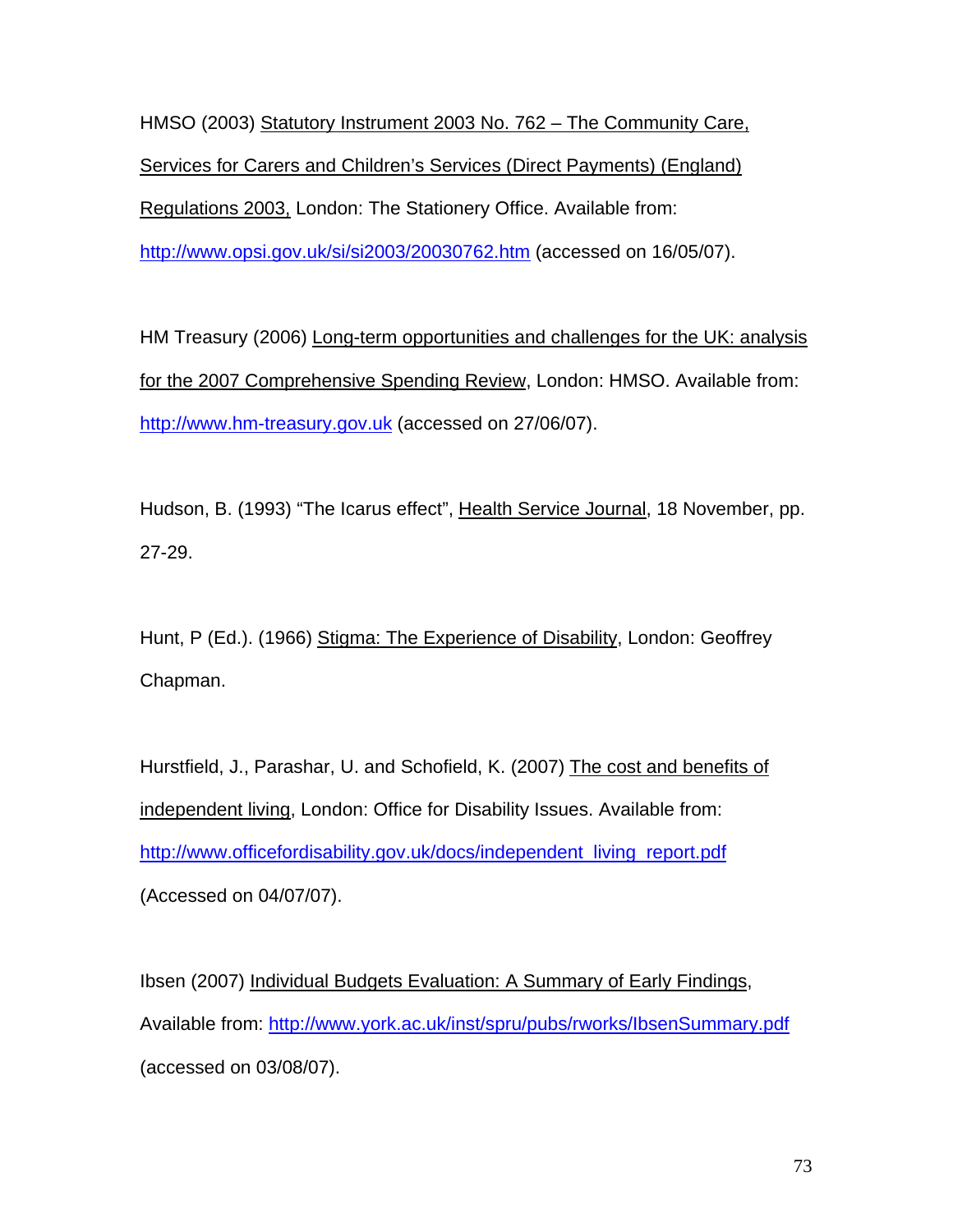HMSO (2003) Statutory Instrument 2003 No. 762 – The Community Care, Services for Carers and Children's Services (Direct Payments) (England) Regulations 2003, London: The Stationery Office. Available from: http://www.opsi.gov.uk/si/si2003/20030762.htm (accessed on 16/05/07).

HM Treasury (2006) Long-term opportunities and challenges for the UK: analysis for the 2007 Comprehensive Spending Review, London: HMSO. Available from: http://www.hm-treasury.gov.uk (accessed on 27/06/07).

Hudson, B. (1993) "The Icarus effect", Health Service Journal, 18 November, pp. 27-29.

Hunt, P (Ed.). (1966) Stigma: The Experience of Disability, London: Geoffrey Chapman.

Hurstfield, J., Parashar, U. and Schofield, K. (2007) The cost and benefits of independent living, London: Office for Disability Issues. Available from: http://www.officefordisability.gov.uk/docs/independent_living_report.pdf (Accessed on 04/07/07).

Ibsen (2007) Individual Budgets Evaluation: A Summary of Early Findings, Available from: http://www.york.ac.uk/inst/spru/pubs/rworks/IbsenSummary.pdf (accessed on 03/08/07).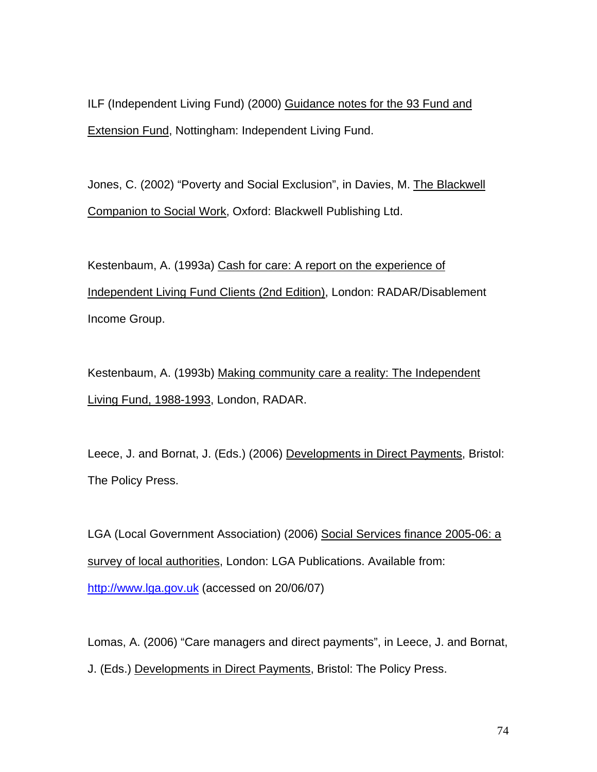ILF (Independent Living Fund) (2000) Guidance notes for the 93 Fund and Extension Fund, Nottingham: Independent Living Fund.

Jones, C. (2002) “Poverty and Social Exclusion”, in Davies, M. The Blackwell Companion to Social Work, Oxford: Blackwell Publishing Ltd.

Kestenbaum, A. (1993a) Cash for care: A report on the experience of Independent Living Fund Clients (2nd Edition), London: RADAR/Disablement Income Group.

Kestenbaum, A. (1993b) Making community care a reality: The Independent Living Fund, 1988-1993, London, RADAR.

Leece, J. and Bornat, J. (Eds.) (2006) Developments in Direct Payments, Bristol: The Policy Press.

LGA (Local Government Association) (2006) Social Services finance 2005-06: a survey of local authorities, London: LGA Publications. Available from: http://www.lga.gov.uk (accessed on 20/06/07)

Lomas, A. (2006) “Care managers and direct payments”, in Leece, J. and Bornat, J. (Eds.) Developments in Direct Payments, Bristol: The Policy Press.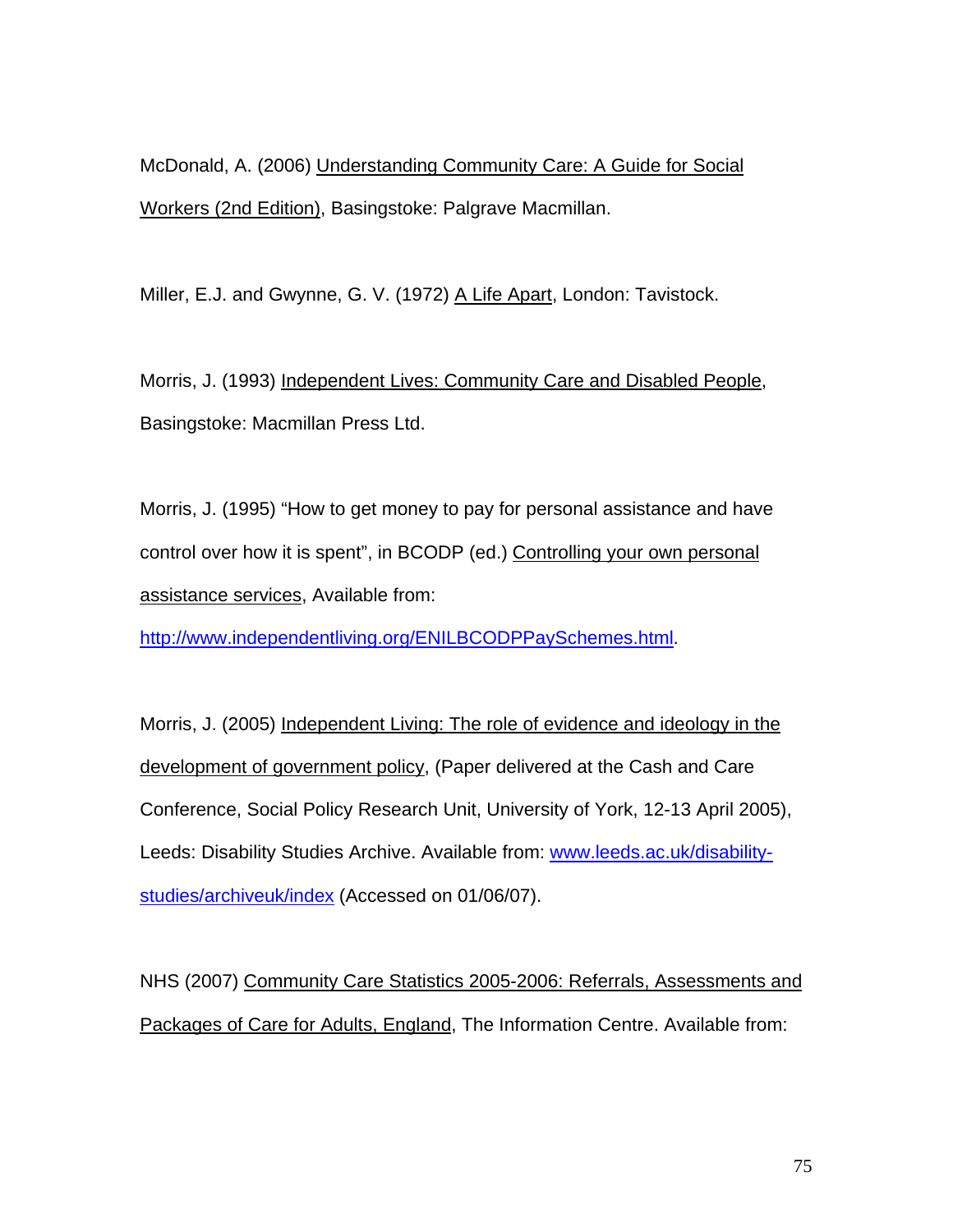McDonald, A. (2006) Understanding Community Care: A Guide for Social Workers (2nd Edition), Basingstoke: Palgrave Macmillan.

Miller, E.J. and Gwynne, G. V. (1972) A Life Apart, London: Tavistock.

Morris, J. (1993) Independent Lives: Community Care and Disabled People, Basingstoke: Macmillan Press Ltd.

Morris, J. (1995) "How to get money to pay for personal assistance and have control over how it is spent", in BCODP (ed.) Controlling your own personal assistance services, Available from: http://www.independentliving.org/ENILBCODPPaySchemes.html.

Morris, J. (2005) Independent Living: The role of evidence and ideology in the development of government policy, (Paper delivered at the Cash and Care Conference, Social Policy Research Unit, University of York, 12-13 April 2005), Leeds: Disability Studies Archive. Available from: www.leeds.ac.uk/disability-studies/archiveuk/index (Accessed on 01/06/07).

NHS (2007) Community Care Statistics 2005-2006: Referrals, Assessments and Packages of Care for Adults, England, The Information Centre. Available from: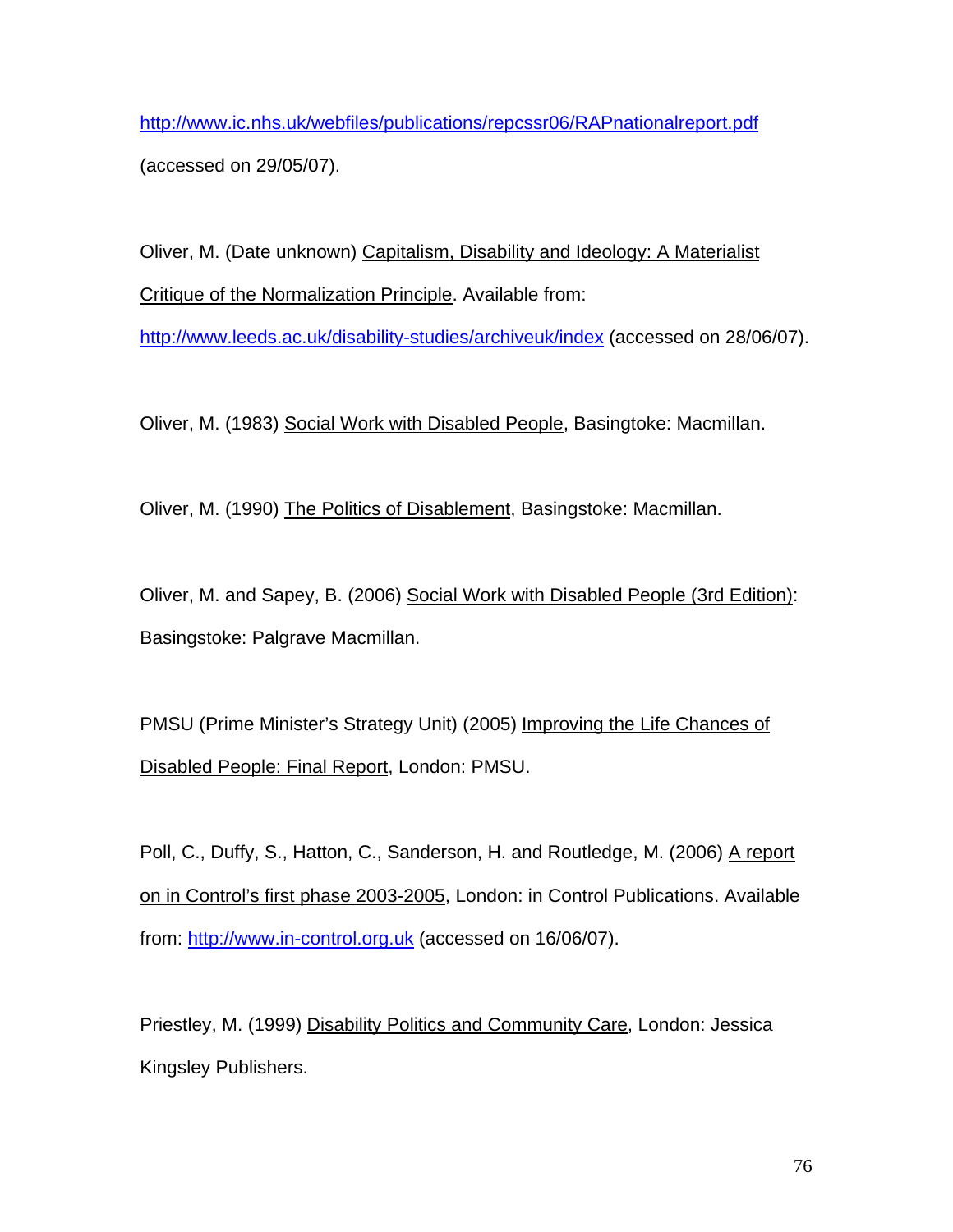http://www.ic.nhs.uk/webfiles/publications/repcssr06/RAPnationalreport.pdf (accessed on 29/05/07).

Oliver, M. (Date unknown) Capitalism, Disability and Ideology: A Materialist Critique of the Normalization Principle. Available from: http://www.leeds.ac.uk/disability-studies/archiveuk/index (accessed on 28/06/07).

Oliver, M. (1983) Social Work with Disabled People, Basingtoke: Macmillan.

Oliver, M. (1990) The Politics of Disablement, Basingstoke: Macmillan.

Oliver, M. and Sapey, B. (2006) Social Work with Disabled People (3rd Edition): Basingstoke: Palgrave Macmillan.

PMSU (Prime Minister's Strategy Unit) (2005) Improving the Life Chances of Disabled People: Final Report, London: PMSU.

Poll, C., Duffy, S., Hatton, C., Sanderson, H. and Routledge, M. (2006) A report on in Control's first phase 2003-2005, London: in Control Publications. Available from: http://www.in-control.org.uk (accessed on 16/06/07).

Priestley, M. (1999) Disability Politics and Community Care, London: Jessica Kingsley Publishers.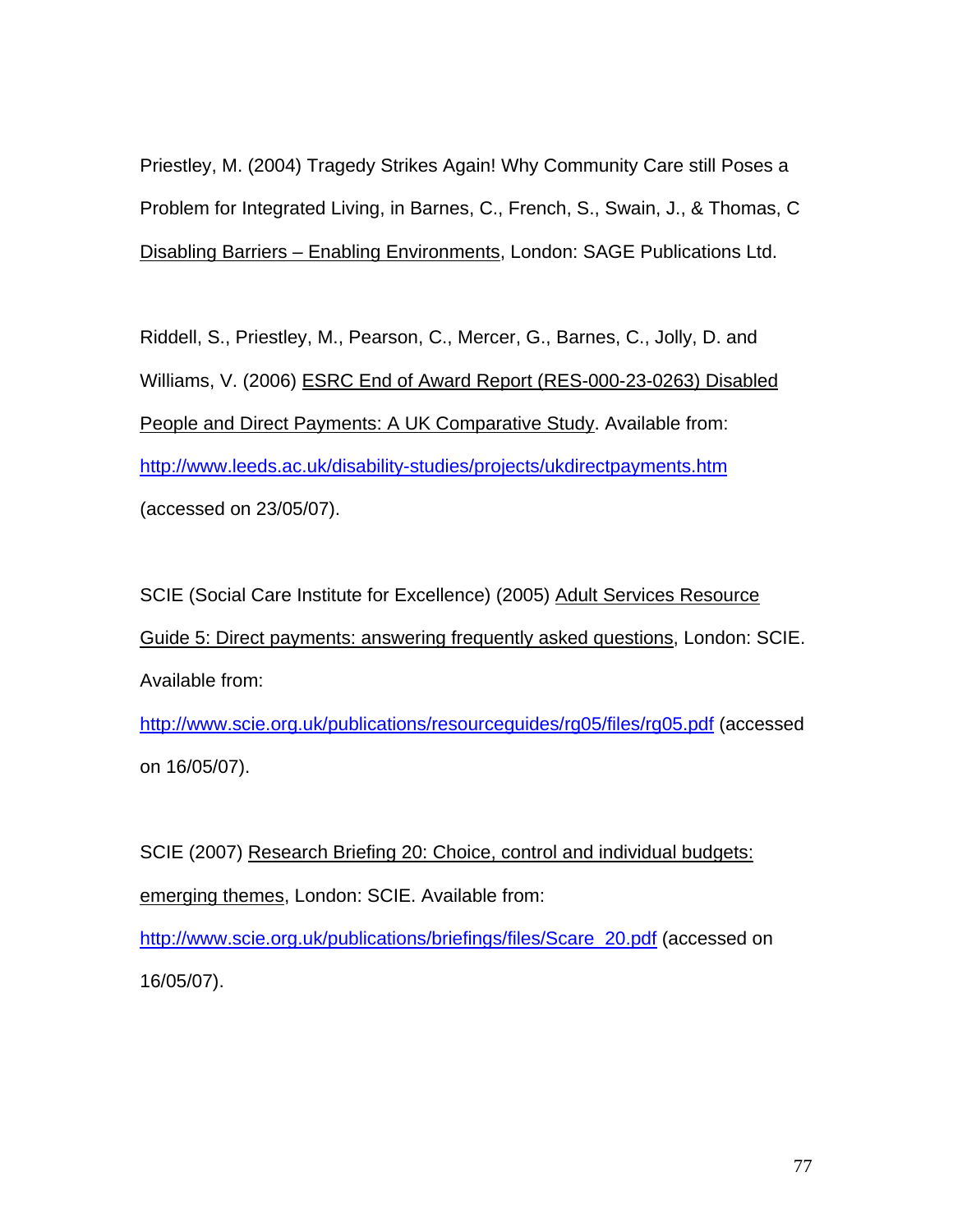Priestley, M. (2004) Tragedy Strikes Again! Why Community Care still Poses a Problem for Integrated Living, in Barnes, C., French, S., Swain, J., & Thomas, C Disabling Barriers – Enabling Environments, London: SAGE Publications Ltd.

Riddell, S., Priestley, M., Pearson, C., Mercer, G., Barnes, C., Jolly, D. and Williams, V. (2006) ESRC End of Award Report (RES-000-23-0263) Disabled People and Direct Payments: A UK Comparative Study. Available from: http://www.leeds.ac.uk/disability-studies/projects/ukdirectpayments.htm (accessed on 23/05/07).

SCIE (Social Care Institute for Excellence) (2005) Adult Services Resource Guide 5: Direct payments: answering frequently asked questions, London: SCIE. Available from: http://www.scie.org.uk/publications/resourceguides/rg05/files/rg05.pdf (accessed on 16/05/07).

SCIE (2007) Research Briefing 20: Choice, control and individual budgets: emerging themes, London: SCIE. Available from: http://www.scie.org.uk/publications/briefings/files/Scare_20.pdf (accessed on 16/05/07).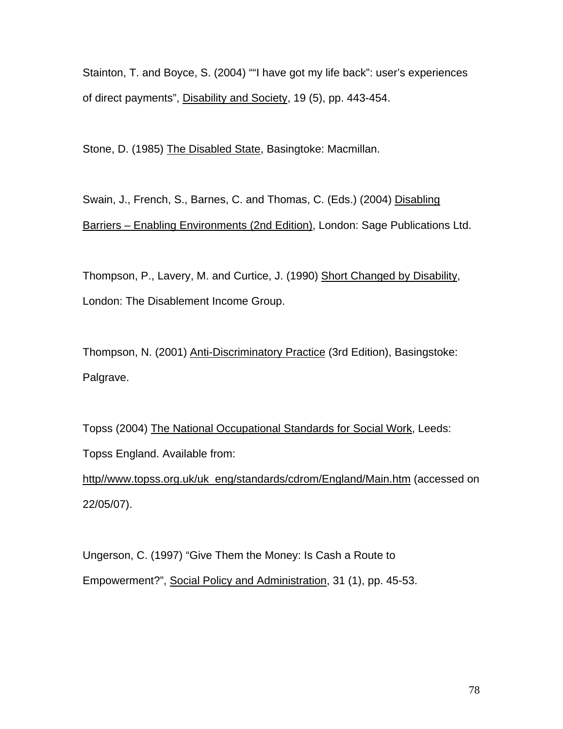Stainton, T. and Boyce, S. (2004) ""I have got my life back": user's experiences of direct payments", Disability and Society, 19 (5), pp. 443-454.

Stone, D. (1985) The Disabled State, Basingtoke: Macmillan.

Swain, J., French, S., Barnes, C. and Thomas, C. (Eds.) (2004) Disabling Barriers – Enabling Environments (2nd Edition), London: Sage Publications Ltd.

Thompson, P., Lavery, M. and Curtice, J. (1990) Short Changed by Disability, London: The Disablement Income Group.

Thompson, N. (2001) Anti-Discriminatory Practice (3rd Edition), Basingstoke: Palgrave.

Topss (2004) The National Occupational Standards for Social Work, Leeds: Topss England. Available from: http//www.topss.org.uk/uk_eng/standards/cdrom/England/Main.htm (accessed on 22/05/07).

Ungerson, C. (1997) "Give Them the Money: Is Cash a Route to Empowerment?", Social Policy and Administration, 31 (1), pp. 45-53.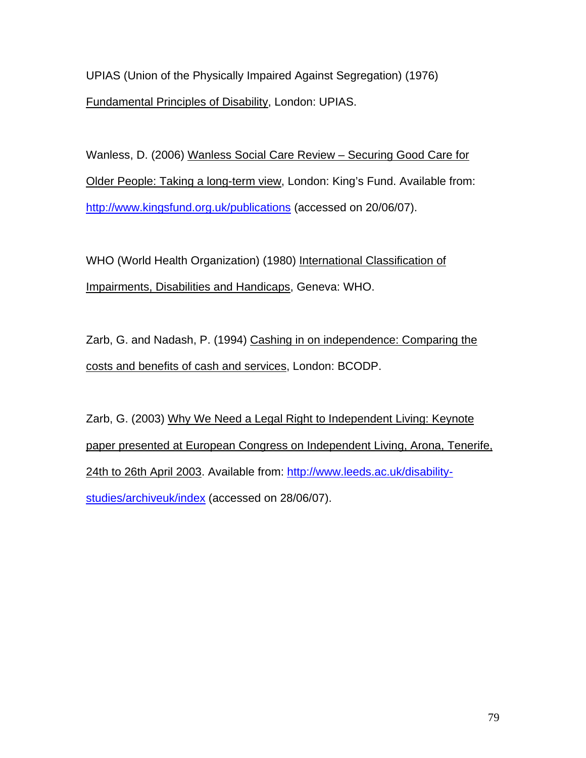UPIAS (Union of the Physically Impaired Against Segregation) (1976) Fundamental Principles of Disability, London: UPIAS.

Wanless, D. (2006) Wanless Social Care Review – Securing Good Care for Older People: Taking a long-term view, London: King's Fund. Available from: http://www.kingsfund.org.uk/publications (accessed on 20/06/07).

WHO (World Health Organization) (1980) International Classification of Impairments, Disabilities and Handicaps, Geneva: WHO.

Zarb, G. and Nadash, P. (1994) Cashing in on independence: Comparing the costs and benefits of cash and services, London: BCODP.

Zarb, G. (2003) Why We Need a Legal Right to Independent Living: Keynote paper presented at European Congress on Independent Living, Arona, Tenerife, 24th to 26th April 2003. Available from: http://www.leeds.ac.uk/disability-studies/archiveuk/index (accessed on 28/06/07).